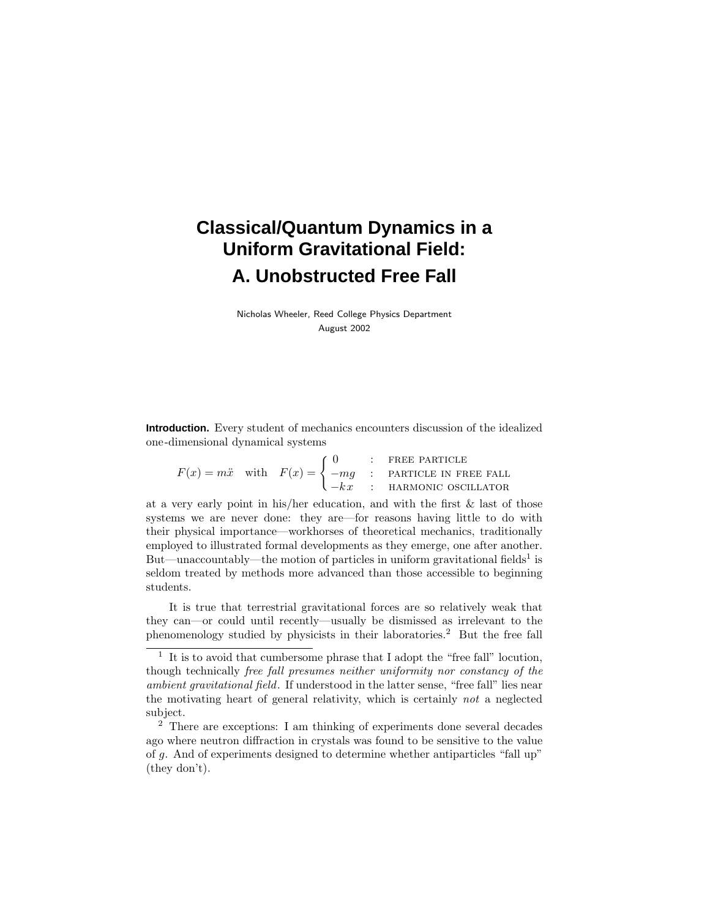# Classical/Quantum Dynamics in a Uniform Gravitational Field:

## A. Unobstructed Free Fall

Nicholas Wheeler, Reed College Physics Department
August 2002

**Introduction.** Every student of mechanics encounters discussion of the idealized one-dimensional dynamical systems

$$F(x) = m\ddot{x} \quad \text{with} \quad F(x) = \begin{cases} 0 & : \quad \text{FREE PARTICLE} \\ -mg & : \quad \text{PARTICLE IN FREE FALL} \\ -kx & : \quad \text{HARMONIC OSCILLATOR} \end{cases}$$

at a very early point in his/her education, and with the first & last of those systems we are never done: they are—for reasons having little to do with their physical importance—workhorses of theoretical mechanics, traditionally employed to illustrated formal developments as they emerge, one after another. But—unaccountably—the motion of particles in uniform gravitational fields[1] is seldom treated by methods more advanced than those accessible to beginning students.

It is true that terrestrial gravitational forces are so relatively weak that they can—or could until recently—usually be dismissed as irrelevant to the phenomenology studied by physicists in their laboratories.[2] But the free fall

---

[1] It is to avoid that cumbersome phrase that I adopt the "free fall" locution, though technically *free fall presumes neither uniformity nor constancy of the ambient gravitational field*. If understood in the latter sense, "free fall" lies near the motivating heart of general relativity, which is certainly *not* a neglected subject.

[2] There are exceptions: I am thinking of experiments done several decades ago where neutron diffraction in crystals was found to be sensitive to the value of $g$. And of experiments designed to determine whether antiparticles "fall up" (they don't).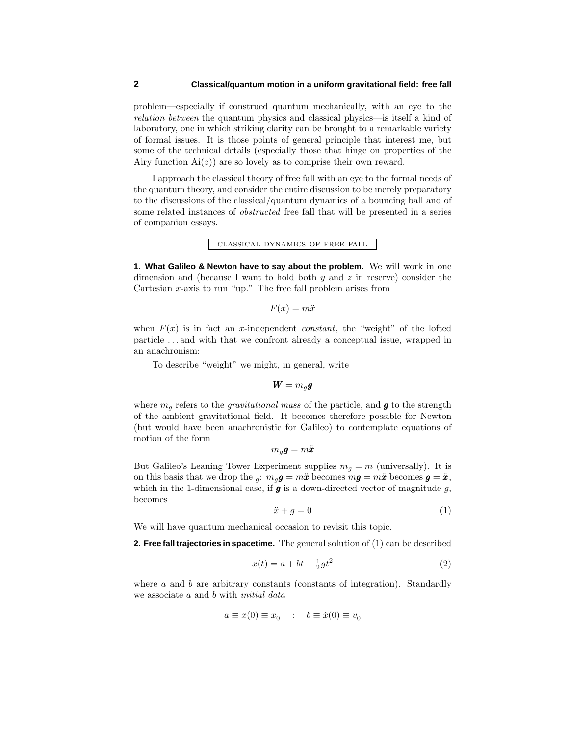problem—especially if construed quantum mechanically, with an eye to the *relation between* the quantum physics and classical physics—is itself a kind of laboratory, one in which striking clarity can be brought to a remarkable variety of formal issues. It is those points of general principle that interest me, but some of the technical details (especially those that hinge on properties of the Airy function $\text{Ai}(z)$) are so lovely as to comprise their own reward.

I approach the classical theory of free fall with an eye to the formal needs of the quantum theory, and consider the entire discussion to be merely preparatory to the discussions of the classical/quantum dynamics of a bouncing ball and of some related instances of *obstructed* free fall that will be presented in a series of companion essays.

## CLASSICAL DYNAMICS OF FREE FALL

**1. What Galileo & Newton have to say about the problem.** We will work in one dimension and (because I want to hold both $y$ and $z$ in reserve) consider the Cartesian $x$-axis to run "up." The free fall problem arises from

$$F(x) = m\ddot{x}$$

when $F(x)$ is in fact an $x$-independent *constant*, the "weight" of the lofted particle . . . and with that we confront already a conceptual issue, wrapped in an anachronism:

To describe "weight" we might, in general, write

$$\boldsymbol{W} = m_g \boldsymbol{g}$$

where $m_g$ refers to the *gravitational mass* of the particle, and $\boldsymbol{g}$ to the strength of the ambient gravitational field. It becomes therefore possible for Newton (but would have been anachronistic for Galileo) to contemplate equations of motion of the form

$$m_g \boldsymbol{g} = m\ddot{\boldsymbol{x}}$$

But Galileo's Leaning Tower Experiment supplies $m_g = m$ (universally). It is on this basis that we drop the $_g$: $m_g\boldsymbol{g} = m\ddot{\boldsymbol{x}}$ becomes $m\boldsymbol{g} = m\ddot{\boldsymbol{x}}$ becomes $\boldsymbol{g} = \ddot{\boldsymbol{x}}$, which in the 1-dimensional case, if $\boldsymbol{g}$ is a down-directed vector of magnitude $g$, becomes

$$\ddot{x} + g = 0 \tag{1}$$

We will have quantum mechanical occasion to revisit this topic.

**2. Free fall trajectories in spacetime.** The general solution of (1) can be described

$$x(t) = a + bt - \tfrac{1}{2}gt^2 \tag{2}$$

where $a$ and $b$ are arbitrary constants (constants of integration). Standardly we associate $a$ and $b$ with *initial data*

$$a \equiv x(0) \equiv x_0 \quad : \quad b \equiv \dot{x}(0) \equiv v_0$$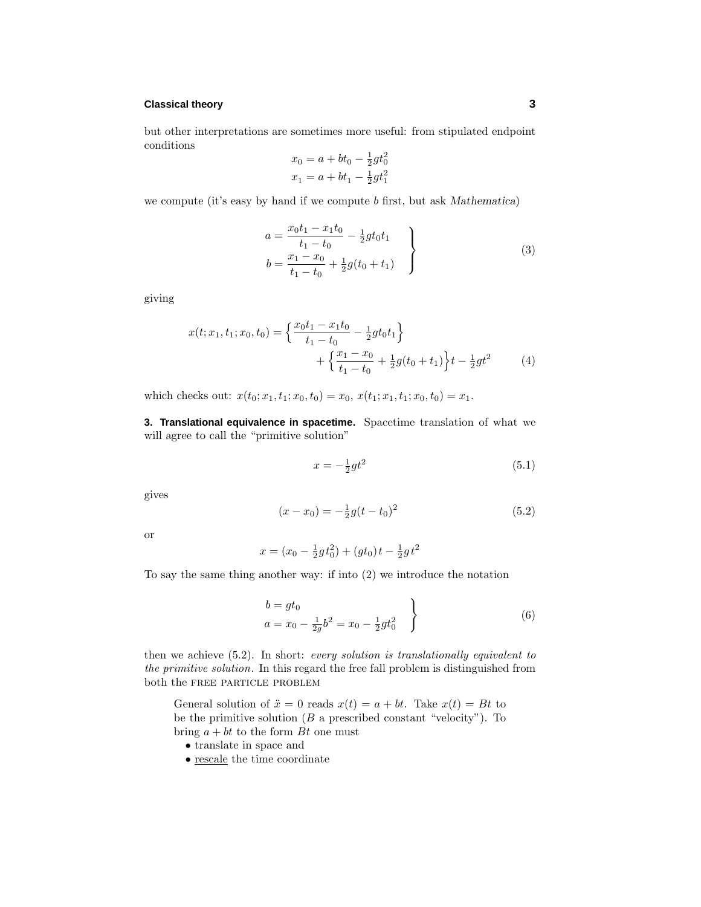but other interpretations are sometimes more useful: from stipulated endpoint conditions

$$x_0 = a + bt_0 - \tfrac{1}{2}gt_0^2$$
$$x_1 = a + bt_1 - \tfrac{1}{2}gt_1^2$$

we compute (it's easy by hand if we compute $b$ first, but ask *Mathematica*)

$$\left.\begin{aligned} a &= \frac{x_0 t_1 - x_1 t_0}{t_1 - t_0} - \tfrac{1}{2}gt_0 t_1 \\ b &= \frac{x_1 - x_0}{t_1 - t_0} + \tfrac{1}{2}g(t_0 + t_1) \end{aligned}\right\} \tag{3}$$

giving

$$\begin{aligned} x(t; x_1, t_1; x_0, t_0) = \Big\{ \frac{x_0 t_1 - x_1 t_0}{t_1 - t_0} - \tfrac{1}{2}gt_0 t_1 \Big\} \\ + \Big\{ \frac{x_1 - x_0}{t_1 - t_0} + \tfrac{1}{2}g(t_0 + t_1) \Big\} t - \tfrac{1}{2}gt^2 \end{aligned} \tag{4}$$

which checks out: $x(t_0; x_1, t_1; x_0, t_0) = x_0$, $x(t_1; x_1, t_1; x_0, t_0) = x_1$.

**3. Translational equivalence in spacetime.** Spacetime translation of what we will agree to call the "primitive solution"

$$x = -\tfrac{1}{2}gt^2 \tag{5.1}$$

gives

$$(x - x_0) = -\tfrac{1}{2}g(t - t_0)^2 \tag{5.2}$$

or

$$x = (x_0 - \tfrac{1}{2}gt_0^2) + (gt_0)t - \tfrac{1}{2}gt^2$$

To say the same thing another way: if into (2) we introduce the notation

$$\left.\begin{aligned} b &= gt_0 \\ a &= x_0 - \tfrac{1}{2g}b^2 = x_0 - \tfrac{1}{2}gt_0^2 \end{aligned}\right\} \tag{6}$$

then we achieve (5.2). In short: *every solution is translationally equivalent to the primitive solution*. In this regard the free fall problem is distinguished from both the FREE PARTICLE PROBLEM

> General solution of $\ddot{x} = 0$ reads $x(t) = a + bt$. Take $x(t) = Bt$ to be the primitive solution ($B$ a prescribed constant "velocity"). To bring $a + bt$ to the form $Bt$ one must
>
> - translate in space and
> - rescale the time coordinate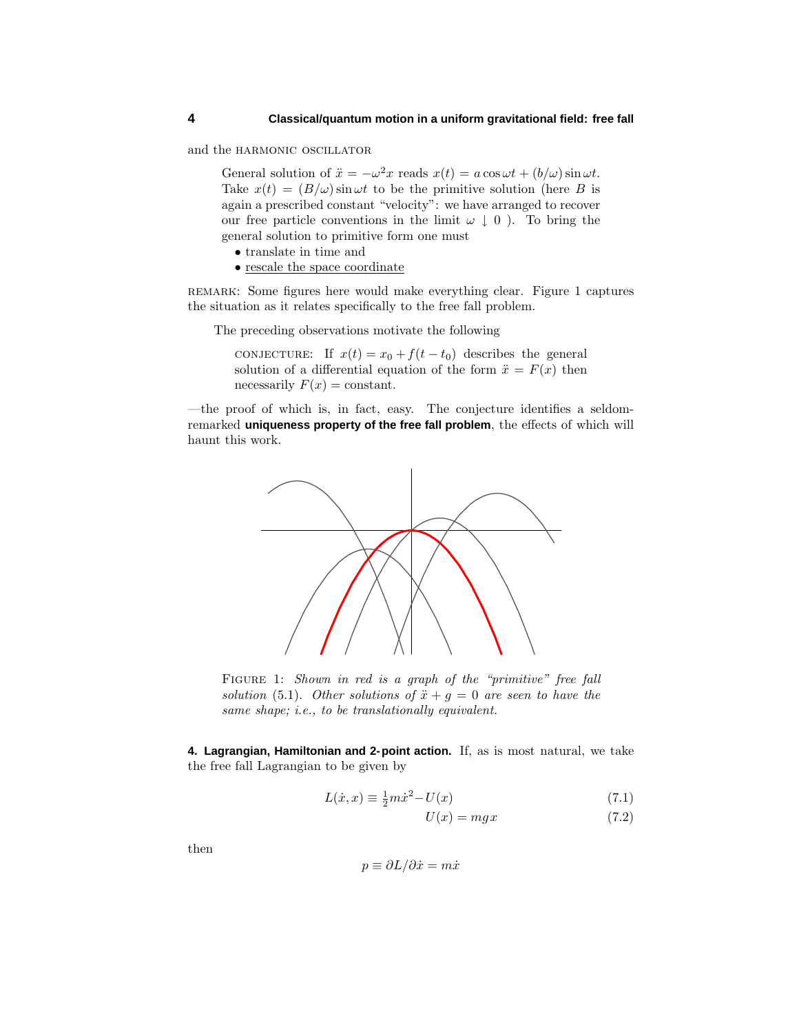and the HARMONIC OSCILLATOR

> General solution of $\ddot{x} = -\omega^2 x$ reads $x(t) = a\cos\omega t + (b/\omega)\sin\omega t$. Take $x(t) = (B/\omega)\sin\omega t$ to be the primitive solution (here $B$ is again a prescribed constant "velocity": we have arranged to recover our free particle conventions in the limit $\omega \downarrow 0$ ). To bring the general solution to primitive form one must
> - translate in time and
> - rescale the space coordinate

REMARK: Some figures here would make everything clear. Figure 1 captures the situation as it relates specifically to the free fall problem.

The preceding observations motivate the following

> CONJECTURE: If $x(t) = x_0 + f(t - t_0)$ describes the general solution of a differential equation of the form $\ddot{x} = F(x)$ then necessarily $F(x) = \text{constant}$.

—the proof of which is, in fact, easy. The conjecture identifies a seldom-remarked **uniqueness property of the free fall problem**, the effects of which will haunt this work.

FIGURE 1: *Shown in red is a graph of the "primitive" free fall solution (5.1). Other solutions of $\ddot{x} + g = 0$ are seen to have the same shape; i.e., to be translationally equivalent.*

**4. Lagrangian, Hamiltonian and 2-point action.** If, as is most natural, we take the free fall Lagrangian to be given by

$$L(\dot{x}, x) \equiv \tfrac{1}{2}m\dot{x}^2 - U(x) \tag{7.1}$$

$$U(x) = mgx \tag{7.2}$$

then

$$p \equiv \partial L/\partial\dot{x} = m\dot{x}$$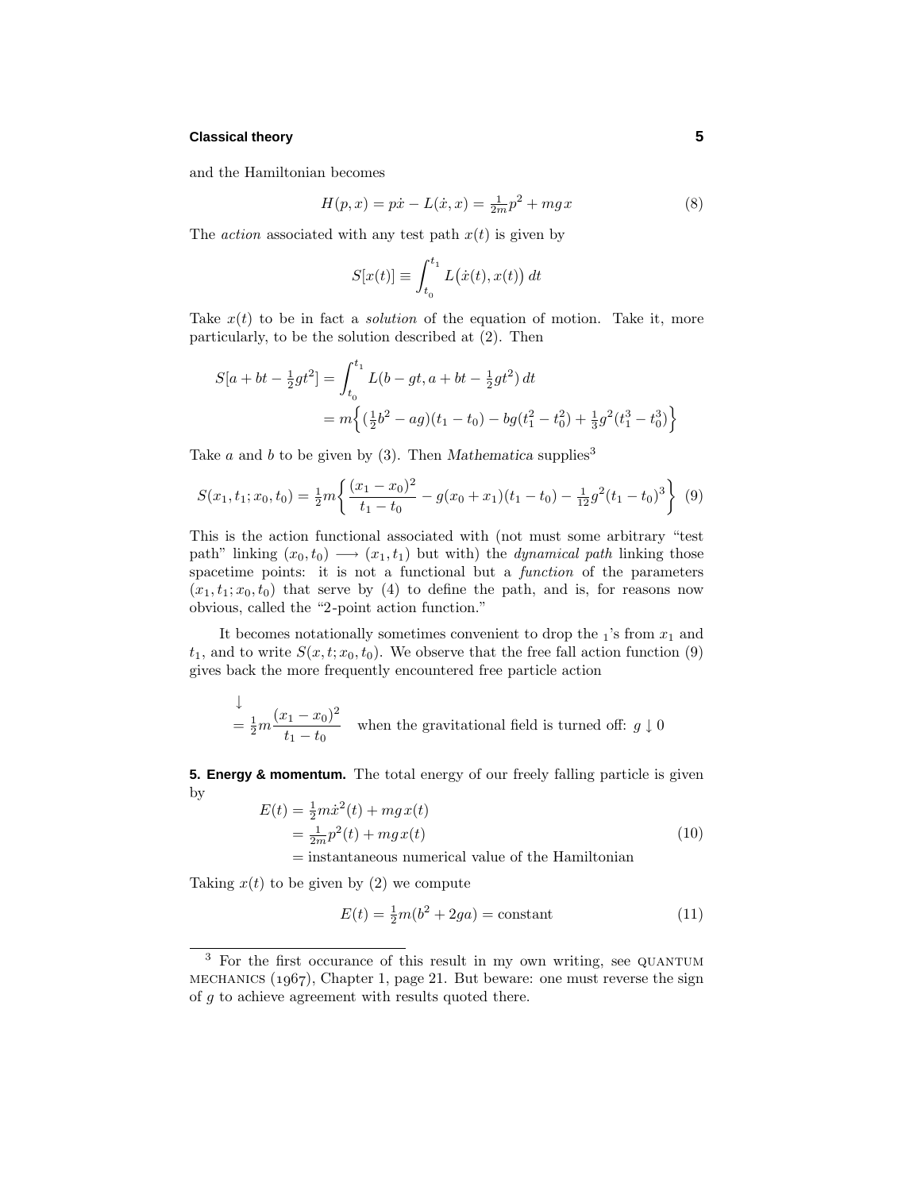and the Hamiltonian becomes

$$H(p,x) = p\dot{x} - L(\dot{x},x) = \tfrac{1}{2m}p^2 + mg\,x \tag{8}$$

The *action* associated with any test path $x(t)$ is given by

$$S[x(t)] \equiv \int_{t_0}^{t_1} L\big(\dot{x}(t),x(t)\big)\,dt$$

Take $x(t)$ to be in fact a *solution* of the equation of motion. Take it, more particularly, to be the solution described at (2). Then

$$\begin{aligned}
S[a+bt-\tfrac{1}{2}gt^2] &= \int_{t_0}^{t_1} L(b-gt,\, a+bt-\tfrac{1}{2}gt^2)\,dt \\
&= m\Big\{(\tfrac{1}{2}b^2 - ag)(t_1-t_0) - bg(t_1^2 - t_0^2) + \tfrac{1}{3}g^2(t_1^3 - t_0^3)\Big\}
\end{aligned}$$

Take $a$ and $b$ to be given by (3). Then *Mathematica* supplies[3]

$$S(x_1,t_1;x_0,t_0) = \tfrac{1}{2}m\bigg\{\frac{(x_1-x_0)^2}{t_1-t_0} - g(x_0+x_1)(t_1-t_0) - \tfrac{1}{12}g^2(t_1-t_0)^3\bigg\} \tag{9}$$

This is the action functional associated with (not must some arbitrary "test path" linking $(x_0,t_0) \longrightarrow (x_1,t_1)$ but with) the *dynamical path* linking those spacetime points: it is not a functional but a *function* of the parameters $(x_1,t_1;x_0,t_0)$ that serve by (4) to define the path, and is, for reasons now obvious, called the "2-point action function."

It becomes notationally sometimes convenient to drop the $_1$'s from $x_1$ and $t_1$, and to write $S(x,t;x_0,t_0)$. We observe that the free fall action function (9) gives back the more frequently encountered free particle action

$$\downarrow \\ = \tfrac{1}{2}m\frac{(x_1-x_0)^2}{t_1-t_0} \quad \text{when the gravitational field is turned off: } g\downarrow 0$$

**5. Energy & momentum.** The total energy of our freely falling particle is given by

$$\begin{aligned}
E(t) &= \tfrac{1}{2}m\dot{x}^2(t) + mg\,x(t) \\
&= \tfrac{1}{2m}p^2(t) + mg\,x(t) \\
&= \text{instantaneous numerical value of the Hamiltonian}
\end{aligned} \tag{10}$$

Taking $x(t)$ to be given by (2) we compute

$$E(t) = \tfrac{1}{2}m(b^2 + 2ga) = \text{constant} \tag{11}$$

[3] For the first occurance of this result in my own writing, see QUANTUM MECHANICS (1967), Chapter 1, page 21. But beware: one must reverse the sign of $g$ to achieve agreement with results quoted there.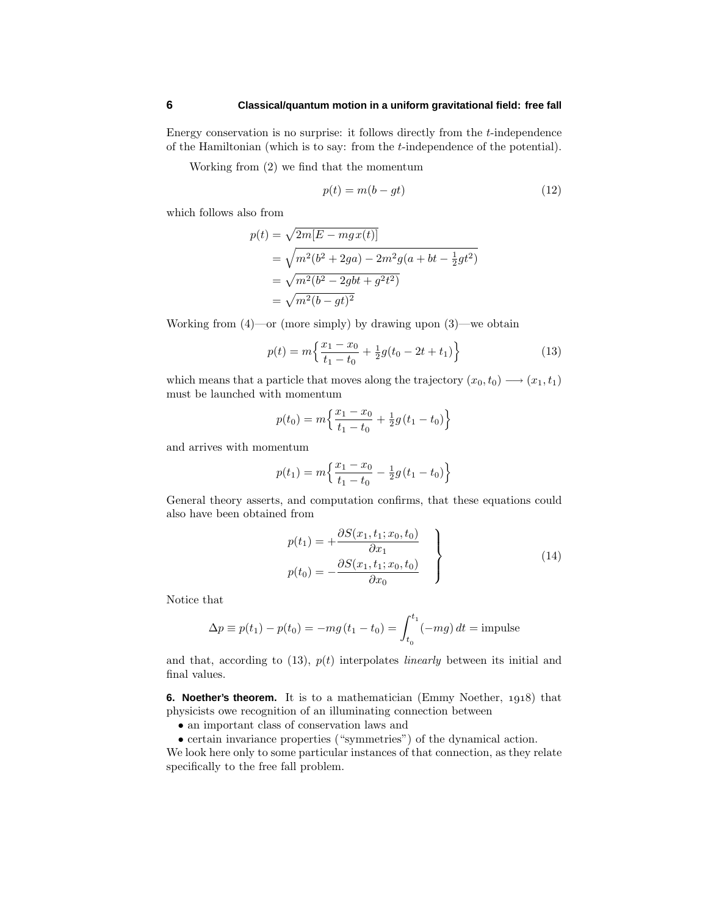Energy conservation is no surprise: it follows directly from the $t$-independence of the Hamiltonian (which is to say: from the $t$-independence of the potential).

Working from (2) we find that the momentum

$$p(t) = m(b - gt) \tag{12}$$

which follows also from

$$\begin{aligned}
p(t) &= \sqrt{2m[E - mg\,x(t)]} \\
&= \sqrt{m^2(b^2 + 2ga) - 2m^2 g(a + bt - \tfrac{1}{2}gt^2)} \\
&= \sqrt{m^2(b^2 - 2gbt + g^2t^2)} \\
&= \sqrt{m^2(b - gt)^2}
\end{aligned}$$

Working from (4)—or (more simply) by drawing upon (3)—we obtain

$$p(t) = m\Big\{\frac{x_1 - x_0}{t_1 - t_0} + \tfrac{1}{2}g(t_0 - 2t + t_1)\Big\} \tag{13}$$

which means that a particle that moves along the trajectory $(x_0, t_0) \longrightarrow (x_1, t_1)$ must be launched with momentum

$$p(t_0) = m\Big\{\frac{x_1 - x_0}{t_1 - t_0} + \tfrac{1}{2}g\,(t_1 - t_0)\Big\}$$

and arrives with momentum

$$p(t_1) = m\Big\{\frac{x_1 - x_0}{t_1 - t_0} - \tfrac{1}{2}g\,(t_1 - t_0)\Big\}$$

General theory asserts, and computation confirms, that these equations could also have been obtained from

$$\left.\begin{aligned}
p(t_1) &= +\frac{\partial S(x_1, t_1; x_0, t_0)}{\partial x_1} \\
p(t_0) &= -\frac{\partial S(x_1, t_1; x_0, t_0)}{\partial x_0}
\end{aligned}\right\} \tag{14}$$

Notice that

$$\Delta p \equiv p(t_1) - p(t_0) = -mg\,(t_1 - t_0) = \int_{t_0}^{t_1} (-mg)\, dt = \text{impulse}$$

and that, according to (13), $p(t)$ interpolates *linearly* between its initial and final values.

**6. Noether's theorem.** It is to a mathematician (Emmy Noether, 1918) that physicists owe recognition of an illuminating connection between

- an important class of conservation laws and
- certain invariance properties ("symmetries") of the dynamical action.

We look here only to some particular instances of that connection, as they relate specifically to the free fall problem.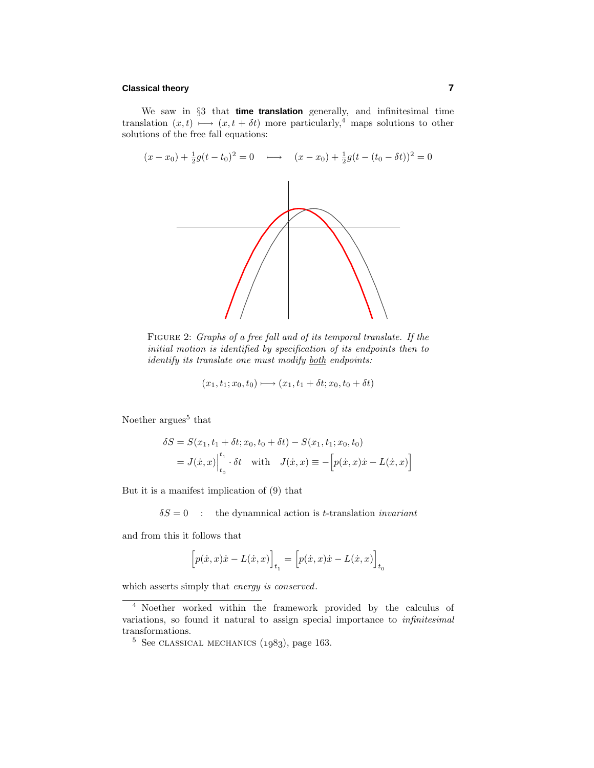We saw in §3 that **time translation** generally, and infinitesimal time translation $(x, t) \longmapsto (x, t + \delta t)$ more particularly,[4] maps solutions to other solutions of the free fall equations:

$$(x - x_0) + \tfrac{1}{2}g(t - t_0)^2 = 0 \quad \longmapsto \quad (x - x_0) + \tfrac{1}{2}g(t - (t_0 - \delta t))^2 = 0$$

FIGURE 2: *Graphs of a free fall and of its temporal translate. If the initial motion is identified by specification of its endpoints then to identify its translate one must modify* <u>both</u> *endpoints:*

$$(x_1, t_1; x_0, t_0) \longmapsto (x_1, t_1 + \delta t; x_0, t_0 + \delta t)$$

Noether argues[5] that

$$\begin{aligned}
\delta S &= S(x_1, t_1 + \delta t; x_0, t_0 + \delta t) - S(x_1, t_1; x_0, t_0) \\
&= J(\dot{x}, x)\Big|_{t_0}^{t_1} \cdot \delta t \quad \text{with} \quad J(\dot{x}, x) \equiv -\Big[p(\dot{x}, x)\dot{x} - L(\dot{x}, x)\Big]
\end{aligned}$$

But it is a manifest implication of (9) that

$$\delta S = 0 \quad : \quad \text{the dynamical action is } t\text{-translation } \textit{invariant}$$

and from this it follows that

$$\Big[p(\dot{x}, x)\dot{x} - L(\dot{x}, x)\Big]_{t_1} = \Big[p(\dot{x}, x)\dot{x} - L(\dot{x}, x)\Big]_{t_0}$$

which asserts simply that *energy is conserved*.

---

[4] Noether worked within the framework provided by the calculus of variations, so found it natural to assign special importance to *infinitesimal* transformations.

[5] See CLASSICAL MECHANICS (1983), page 163.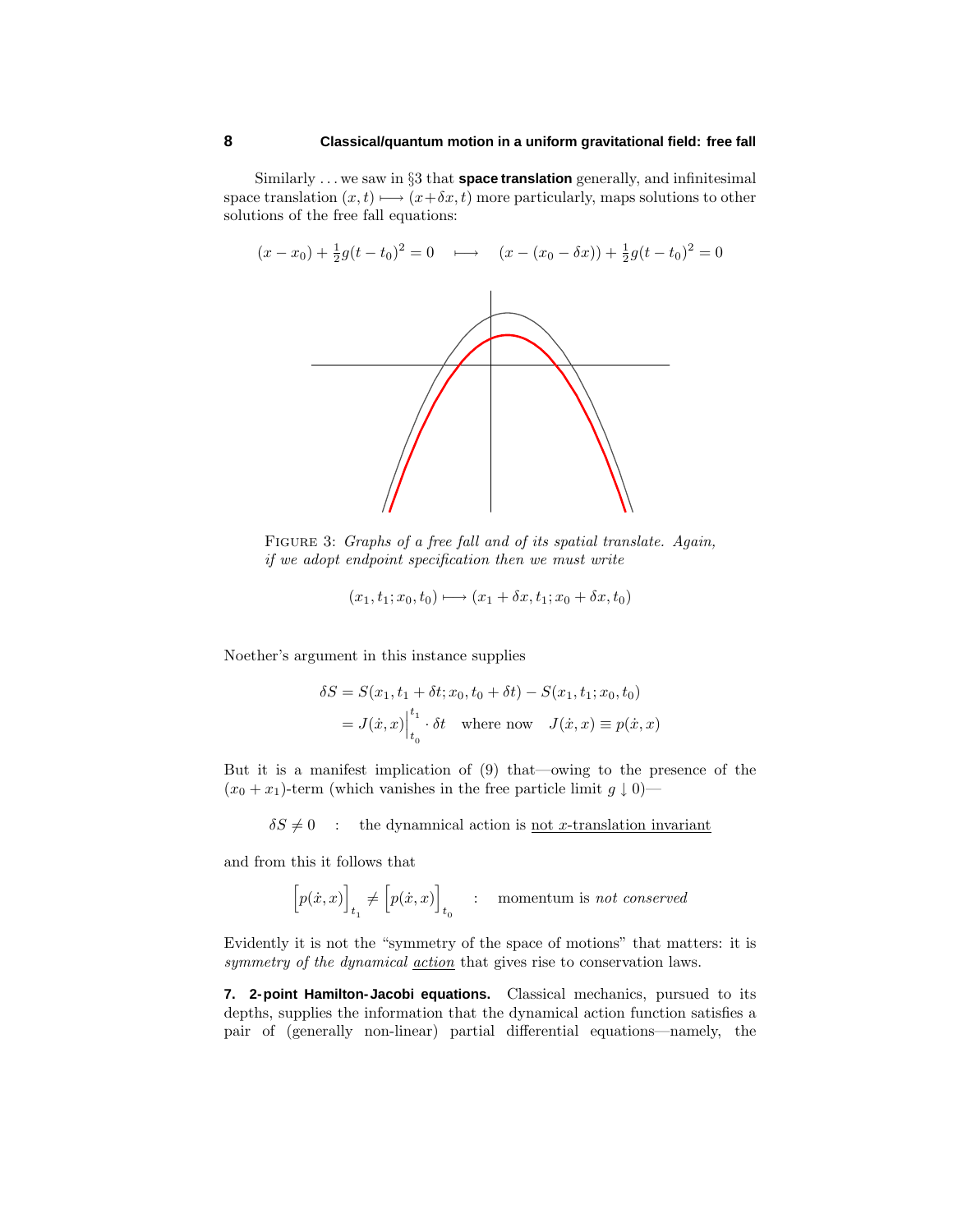Similarly ... we saw in §3 that **space translation** generally, and infinitesimal space translation $(x,t) \longmapsto (x+\delta x, t)$ more particularly, maps solutions to other solutions of the free fall equations:

$$(x - x_0) + \tfrac{1}{2}g(t - t_0)^2 = 0 \quad \longmapsto \quad (x - (x_0 - \delta x)) + \tfrac{1}{2}g(t - t_0)^2 = 0$$

FIGURE 3: *Graphs of a free fall and of its spatial translate. Again, if we adopt endpoint specification then we must write*

$$(x_1, t_1; x_0, t_0) \longmapsto (x_1 + \delta x, t_1; x_0 + \delta x, t_0)$$

Noether's argument in this instance supplies

$$\begin{aligned}
\delta S &= S(x_1, t_1 + \delta t; x_0, t_0 + \delta t) - S(x_1, t_1; x_0, t_0) \\
&= J(\dot{x}, x)\Big|_{t_0}^{t_1} \cdot \delta t \quad \text{where now} \quad J(\dot{x}, x) \equiv p(\dot{x}, x)
\end{aligned}$$

But it is a manifest implication of (9) that—owing to the presence of the $(x_0 + x_1)$-term (which vanishes in the free particle limit $g \downarrow 0$)—

$$\delta S \neq 0 \quad : \quad \text{the dynamnical action is } \underline{\text{not } x\text{-translation invariant}}$$

and from this it follows that

$$\Big[p(\dot{x}, x)\Big]_{t_1} \neq \Big[p(\dot{x}, x)\Big]_{t_0} \quad : \quad \text{momentum is } \textit{not conserved}$$

Evidently it is not the "symmetry of the space of motions" that matters: it is *symmetry of the dynamical* *__action__* that gives rise to conservation laws.

**7. 2-point Hamilton-Jacobi equations.** Classical mechanics, pursued to its depths, supplies the information that the dynamical action function satisfies a pair of (generally non-linear) partial differential equations—namely, the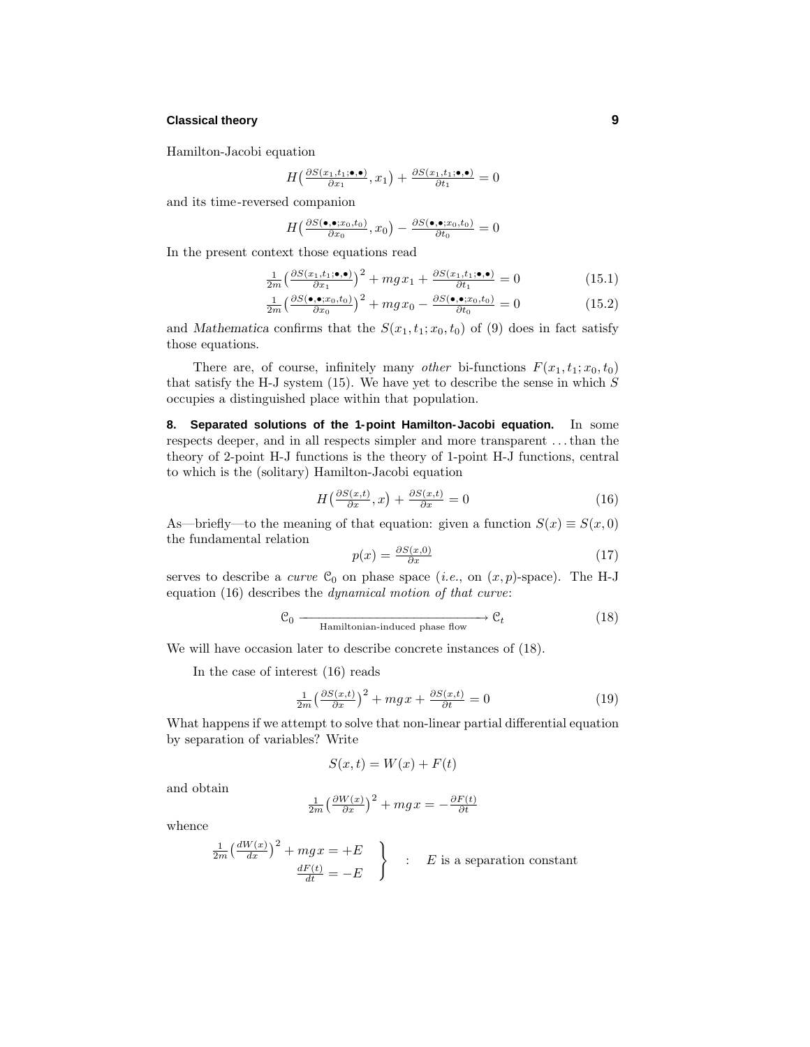Hamilton-Jacobi equation

$$H\big(\tfrac{\partial S(x_1,t_1;\bullet,\bullet)}{\partial x_1}, x_1\big) + \tfrac{\partial S(x_1,t_1;\bullet,\bullet)}{\partial t_1} = 0$$

and its time-reversed companion

$$H\big(\tfrac{\partial S(\bullet,\bullet;x_0,t_0)}{\partial x_0}, x_0\big) - \tfrac{\partial S(\bullet,\bullet;x_0,t_0)}{\partial t_0} = 0$$

In the present context those equations read

$$\tfrac{1}{2m}\big(\tfrac{\partial S(x_1,t_1;\bullet,\bullet)}{\partial x_1}\big)^2 + mgx_1 + \tfrac{\partial S(x_1,t_1;\bullet,\bullet)}{\partial t_1} = 0 \tag{15.1}$$

$$\tfrac{1}{2m}\big(\tfrac{\partial S(\bullet,\bullet;x_0,t_0)}{\partial x_0}\big)^2 + mgx_0 - \tfrac{\partial S(\bullet,\bullet;x_0,t_0)}{\partial t_0} = 0 \tag{15.2}$$

and *Mathematica* confirms that the $S(x_1,t_1;x_0,t_0)$ of (9) does in fact satisfy those equations.

There are, of course, infinitely many *other* bi-functions $F(x_1,t_1;x_0,t_0)$ that satisfy the H-J system (15). We have yet to describe the sense in which $S$ occupies a distinguished place within that population.

**8. Separated solutions of the 1-point Hamilton-Jacobi equation.** In some respects deeper, and in all respects simpler and more transparent . . . than the theory of 2-point H-J functions is the theory of 1-point H-J functions, central to which is the (solitary) Hamilton-Jacobi equation

$$H\big(\tfrac{\partial S(x,t)}{\partial x}, x\big) + \tfrac{\partial S(x,t)}{\partial x} = 0 \tag{16}$$

As—briefly—to the meaning of that equation: given a function $S(x) \equiv S(x,0)$ the fundamental relation

$$p(x) = \tfrac{\partial S(x,0)}{\partial x} \tag{17}$$

serves to describe a *curve* $\mathcal{C}_0$ on phase space (*i.e.*, on $(x,p)$-space). The H-J equation (16) describes the *dynamical motion of that curve*:

$$\mathcal{C}_0 \xrightarrow[\text{Hamiltonian-induced phase flow}]{\hspace{4cm}} \mathcal{C}_t \tag{18}$$

We will have occasion later to describe concrete instances of (18).

In the case of interest (16) reads

$$\tfrac{1}{2m}\big(\tfrac{\partial S(x,t)}{\partial x}\big)^2 + mgx + \tfrac{\partial S(x,t)}{\partial t} = 0 \tag{19}$$

What happens if we attempt to solve that non-linear partial differential equation by separation of variables? Write

$$S(x,t) = W(x) + F(t)$$

and obtain

$$\tfrac{1}{2m}\big(\tfrac{\partial W(x)}{\partial x}\big)^2 + mgx = -\tfrac{\partial F(t)}{\partial t}$$

whence

$$\left.\begin{aligned}\tfrac{1}{2m}\big(\tfrac{dW(x)}{dx}\big)^2 + mgx &= +E\\ \tfrac{dF(t)}{dt} &= -E\end{aligned}\right\} \quad : \quad E \text{ is a separation constant}$$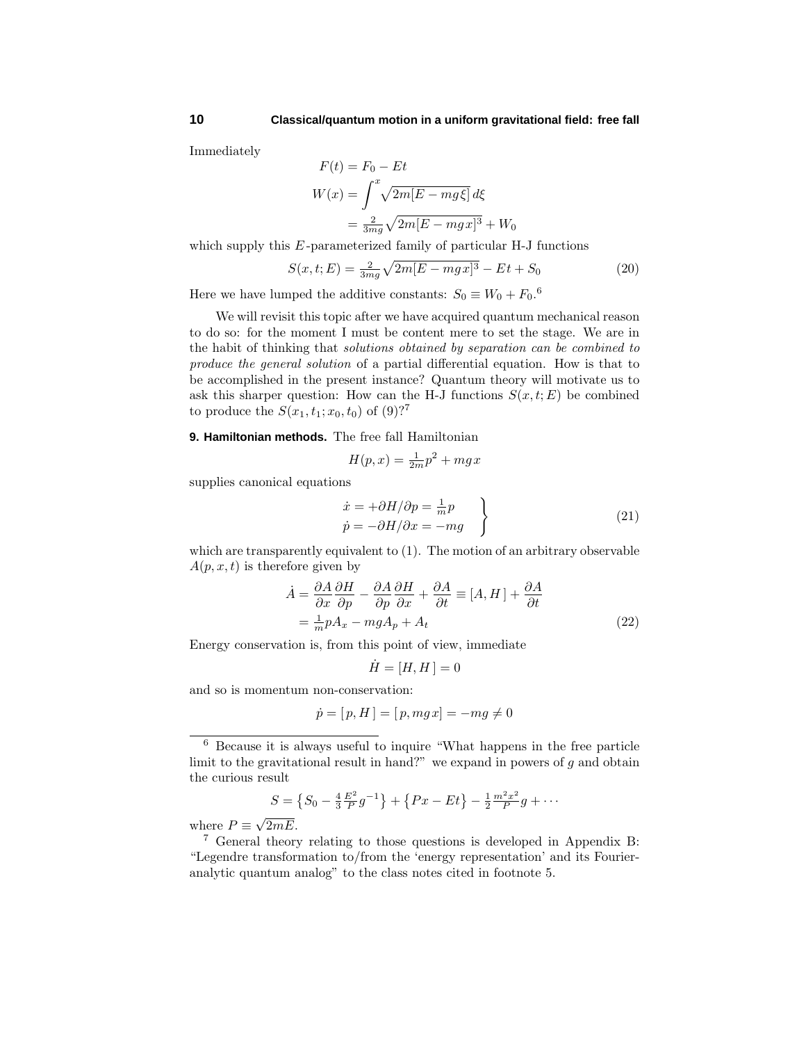Immediately

$$
\begin{aligned}
F(t) &= F_0 - Et \\
W(x) &= \int^x \sqrt{2m[E - mg\xi]}\, d\xi \\
&= \tfrac{2}{3mg}\sqrt{2m[E - mgx]^3} + W_0
\end{aligned}
$$

which supply this $E$-parameterized family of particular H-J functions

$$
S(x, t; E) = \tfrac{2}{3mg}\sqrt{2m[E - mgx]^3} - Et + S_0 \tag{20}
$$

Here we have lumped the additive constants: $S_0 \equiv W_0 + F_0$.[6]

We will revisit this topic after we have acquired quantum mechanical reason to do so: for the moment I must be content mere to set the stage. We are in the habit of thinking that *solutions obtained by separation can be combined to produce the general solution* of a partial differential equation. How is that to be accomplished in the present instance? Quantum theory will motivate us to ask this sharper question: How can the H-J functions $S(x, t; E)$ be combined to produce the $S(x_1, t_1; x_0, t_0)$ of (9)?[7]

**9. Hamiltonian methods.** The free fall Hamiltonian

$$
H(p, x) = \tfrac{1}{2m}p^2 + mgx
$$

supplies canonical equations

$$
\left.
\begin{aligned}
\dot{x} &= +\partial H/\partial p = \tfrac{1}{m}p \\
\dot{p} &= -\partial H/\partial x = -mg
\end{aligned}
\right\} \tag{21}
$$

which are transparently equivalent to (1). The motion of an arbitrary observable $A(p, x, t)$ is therefore given by

$$
\begin{aligned}
\dot{A} &= \frac{\partial A}{\partial x}\frac{\partial H}{\partial p} - \frac{\partial A}{\partial p}\frac{\partial H}{\partial x} + \frac{\partial A}{\partial t} \equiv [A, H\,] + \frac{\partial A}{\partial t} \\
&= \tfrac{1}{m}pA_x - mgA_p + A_t
\end{aligned} \tag{22}
$$

Energy conservation is, from this point of view, immediate

$$
\dot{H} = [H, H\,] = 0
$$

and so is momentum non-conservation:

$$
\dot{p} = [\,p, H\,] = [\,p, mgx] = -mg \neq 0
$$

---

[6] Because it is always useful to inquire "What happens in the free particle limit to the gravitational result in hand?" we expand in powers of $g$ and obtain the curious result

$$
S = \left\{S_0 - \tfrac{4}{3}\tfrac{E^2}{P}g^{-1}\right\} + \left\{Px - Et\right\} - \tfrac{1}{2}\tfrac{m^2x^2}{P}g + \cdots
$$

where $P \equiv \sqrt{2mE}$.

[7] General theory relating to those questions is developed in Appendix B: "Legendre transformation to/from the 'energy representation' and its Fourier-analytic quantum analog" to the class notes cited in footnote 5.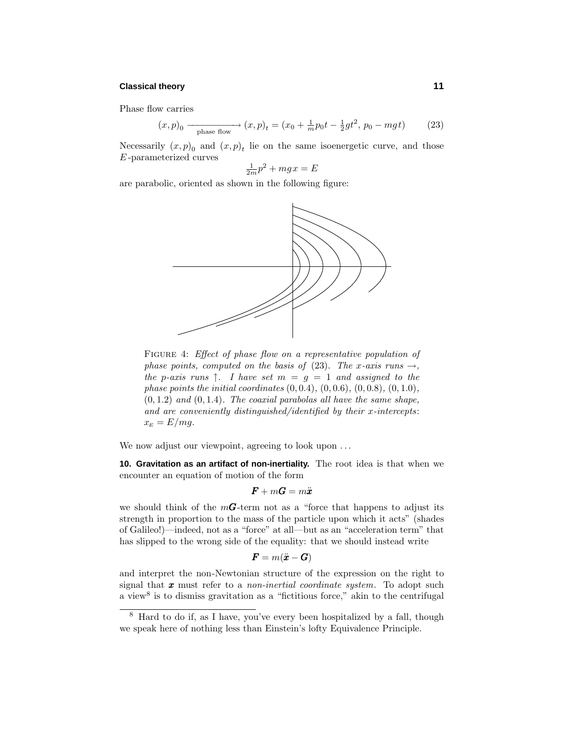Phase flow carries

$$(x,p)_0 \xrightarrow[\text{phase flow}]{} (x,p)_t = (x_0 + \tfrac{1}{m}p_0 t - \tfrac{1}{2}gt^2,\, p_0 - mgt) \tag{23}$$

Necessarily $(x,p)_0$ and $(x,p)_t$ lie on the same isoenergetic curve, and those $E$-parameterized curves

$$\tfrac{1}{2m}p^2 + mgx = E$$

are parabolic, oriented as shown in the following figure:

FIGURE 4: *Effect of phase flow on a representative population of phase points, computed on the basis of* (23). *The $x$-axis runs $\rightarrow$, the $p$-axis runs $\uparrow$. I have set $m = g = 1$ and assigned to the phase points the initial coordinates* $(0, 0.4)$, $(0, 0.6)$, $(0, 0.8)$, $(0, 1.0)$, $(0, 1.2)$ *and* $(0, 1.4)$. *The coaxial parabolas all have the same shape, and are conveniently distinguished/identified by their $x$-intercepts*: $x_E = E/mg$.

We now adjust our viewpoint, agreeing to look upon ...

**10. Gravitation as an artifact of non-inertiality.** The root idea is that when we encounter an equation of motion of the form

$$\boldsymbol{F} + m\boldsymbol{G} = m\ddot{\boldsymbol{x}}$$

we should think of the $m\boldsymbol{G}$-term not as a "force that happens to adjust its strength in proportion to the mass of the particle upon which it acts" (shades of Galileo!)—indeed, not as a "force" at all—but as an "acceleration term" that has slipped to the wrong side of the equality: that we should instead write

$$\boldsymbol{F} = m(\ddot{\boldsymbol{x}} - \boldsymbol{G})$$

and interpret the non-Newtonian structure of the expression on the right to signal that $\boldsymbol{x}$ must refer to a *non-inertial coordinate system*. To adopt such a view[8] is to dismiss gravitation as a "fictitious force," akin to the centrifugal

---

[8] Hard to do if, as I have, you've every been hospitalized by a fall, though we speak here of nothing less than Einstein's lofty Equivalence Principle.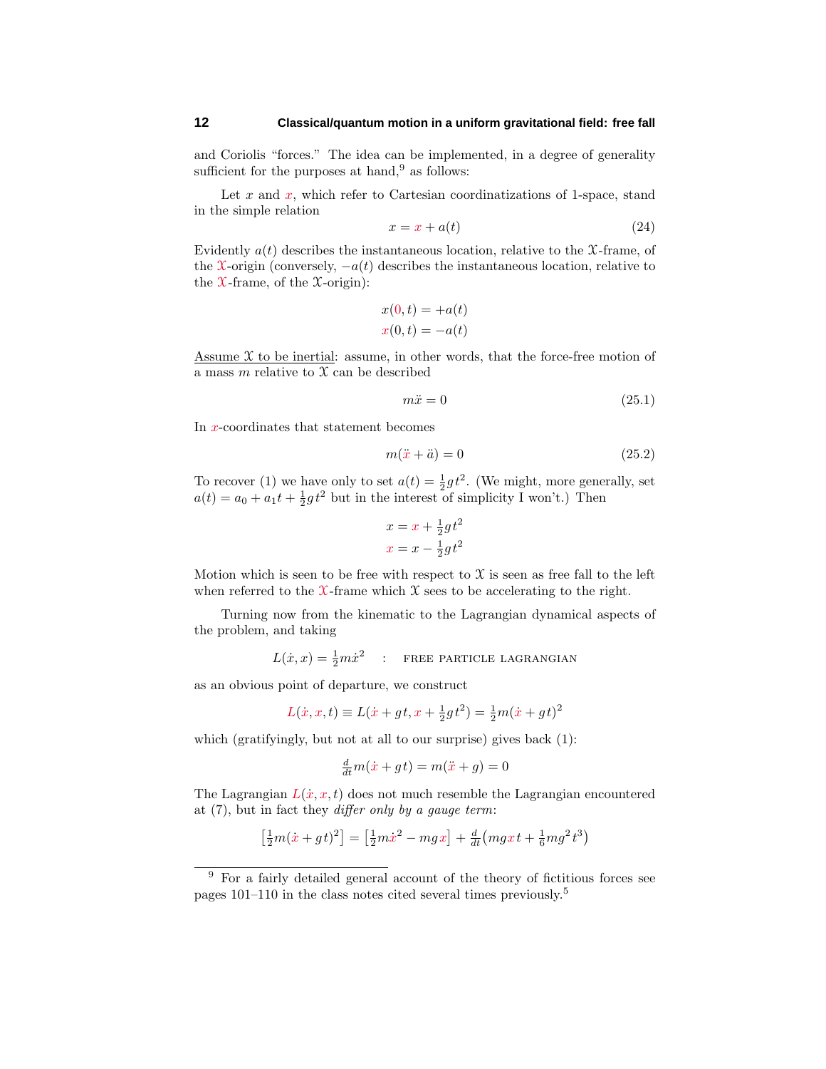and Coriolis "forces." The idea can be implemented, in a degree of generality sufficient for the purposes at hand,[9] as follows:

Let $x$ and $\mathsf{x}$, which refer to Cartesian coordinatizations of 1-space, stand in the simple relation

$$x = \mathsf{x} + a(t) \tag{24}$$

Evidently $a(t)$ describes the instantaneous location, relative to the $\mathfrak{X}$-frame, of the $\mathsf{X}$-origin (conversely, $-a(t)$ describes the instantaneous location, relative to the $\mathsf{X}$-frame, of the $\mathfrak{X}$-origin):

$$x(0,t) = +a(t)$$
$$\mathsf{x}(0,t) = -a(t)$$

<u>Assume $\mathfrak{X}$ to be inertial</u>: assume, in other words, that the force-free motion of a mass $m$ relative to $\mathfrak{X}$ can be described

$$m\ddot{x} = 0 \tag{25.1}$$

In $\mathsf{x}$-coordinates that statement becomes

$$m(\ddot{\mathsf{x}} + \ddot{a}) = 0 \tag{25.2}$$

To recover (1) we have only to set $a(t) = \frac{1}{2}gt^2$. (We might, more generally, set $a(t) = a_0 + a_1 t + \frac{1}{2}gt^2$ but in the interest of simplicity I won't.) Then

$$x = \mathsf{x} + \tfrac{1}{2}gt^2$$
$$\mathsf{x} = x - \tfrac{1}{2}gt^2$$

Motion which is seen to be free with respect to $\mathfrak{X}$ is seen as free fall to the left when referred to the $\mathsf{X}$-frame which $\mathfrak{X}$ sees to be accelerating to the right.

Turning now from the kinematic to the Lagrangian dynamical aspects of the problem, and taking

$$L(\dot{x}, x) = \tfrac{1}{2}m\dot{x}^2 \quad : \quad \text{FREE PARTICLE LAGRANGIAN}$$

as an obvious point of departure, we construct

$$\mathsf{L}(\dot{\mathsf{x}}, \mathsf{x}, t) \equiv L(\dot{\mathsf{x}} + gt, \mathsf{x} + \tfrac{1}{2}gt^2) = \tfrac{1}{2}m(\dot{\mathsf{x}} + gt)^2$$

which (gratifyingly, but not at all to our surprise) gives back (1):

$$\tfrac{d}{dt}m(\dot{\mathsf{x}} + gt) = m(\ddot{\mathsf{x}} + g) = 0$$

The Lagrangian $\mathsf{L}(\dot{\mathsf{x}}, \mathsf{x}, t)$ does not much resemble the Lagrangian encountered at (7), but in fact they *differ only by a gauge term*:

$$\left[\tfrac{1}{2}m(\dot{\mathsf{x}} + gt)^2\right] = \left[\tfrac{1}{2}m\dot{\mathsf{x}}^2 - mg\mathsf{x}\right] + \tfrac{d}{dt}\left(mg\mathsf{x}t + \tfrac{1}{6}mg^2t^3\right)$$

---

[9] For a fairly detailed general account of the theory of fictitious forces see pages 101–110 in the class notes cited several times previously.[5]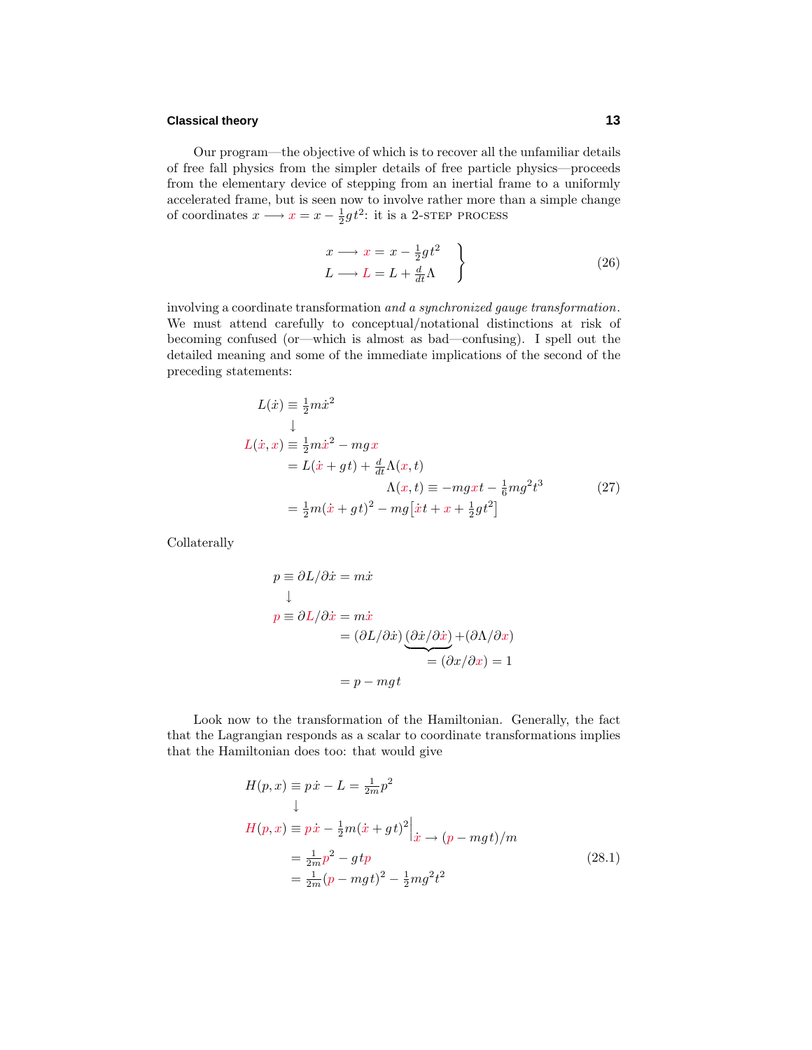Our program—the objective of which is to recover all the unfamiliar details of free fall physics from the simpler details of free particle physics—proceeds from the elementary device of stepping from an inertial frame to a uniformly accelerated frame, but is seen now to involve rather more than a simple change of coordinates $x \longrightarrow x = x - \frac{1}{2}gt^2$: it is a 2-STEP PROCESS

$$\left.\begin{array}{l} x \longrightarrow x = x - \frac{1}{2}gt^2 \\ L \longrightarrow L = L + \frac{d}{dt}\Lambda \end{array}\right\} \tag{26}$$

involving a coordinate transformation *and a synchronized gauge transformation*. We must attend carefully to conceptual/notational distinctions at risk of becoming confused (or—which is almost as bad—confusing). I spell out the detailed meaning and some of the immediate implications of the second of the preceding statements:

$$\begin{aligned} L(\dot{x}) &\equiv \tfrac{1}{2}m\dot{x}^2 \\ &\downarrow \\ L(\dot{x}, x) &\equiv \tfrac{1}{2}m\dot{x}^2 - mgx \\ &= L(\dot{x} + gt) + \tfrac{d}{dt}\Lambda(x, t) \\ &\qquad\qquad\qquad \Lambda(x,t) \equiv -mgxt - \tfrac{1}{6}mg^2t^3 \\ &= \tfrac{1}{2}m(\dot{x} + gt)^2 - mg\big[\dot{x}t + x + \tfrac{1}{2}gt^2\big] \end{aligned} \tag{27}$$

Collaterally

$$\begin{aligned} p &\equiv \partial L/\partial \dot{x} = m\dot{x} \\ &\downarrow \\ p &\equiv \partial L/\partial \dot{x} = m\dot{x} \\ &\qquad = (\partial L/\partial \dot{x})\underbrace{(\partial \dot{x}/\partial \dot{x})}_{=\,(\partial x/\partial x)\,=\,1} + (\partial \Lambda/\partial x) \\ &\qquad = p - mgt \end{aligned}$$

Look now to the transformation of the Hamiltonian. Generally, the fact that the Lagrangian responds as a scalar to coordinate transformations implies that the Hamiltonian does too: that would give

$$\begin{aligned} H(p,x) &\equiv p\dot{x} - L = \tfrac{1}{2m}p^2 \\ &\downarrow \\ H(p,x) &\equiv p\dot{x} - \tfrac{1}{2}m(\dot{x} + gt)^2\Big|_{\dot{x} \,\to\, (p - mgt)/m} \\ &= \tfrac{1}{2m}p^2 - gtp \\ &= \tfrac{1}{2m}(p - mgt)^2 - \tfrac{1}{2}mg^2t^2 \end{aligned} \tag{28.1}$$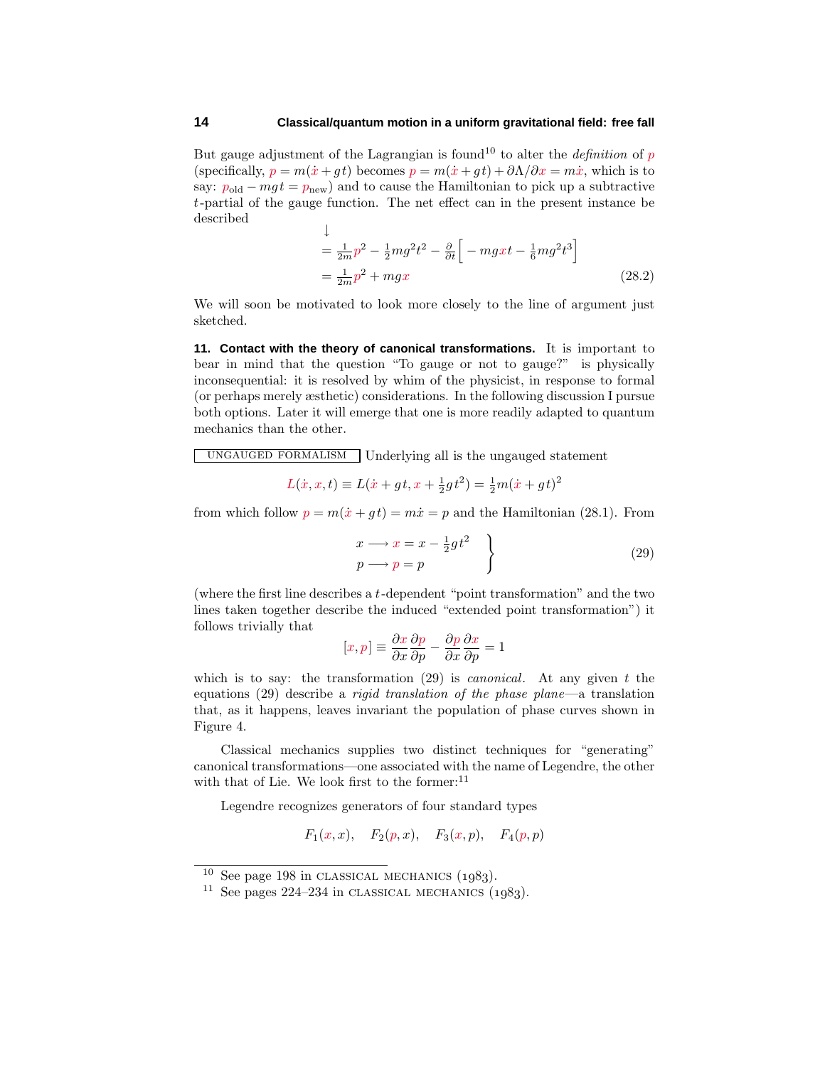But gauge adjustment of the Lagrangian is found[10] to alter the *definition* of $p$ (specifically, $p = m(\dot{x} + gt)$ becomes $p = m(\dot{x} + gt) + \partial\Lambda/\partial x = m\dot{x}$, which is to say: $p_{\text{old}} - mgt = p_{\text{new}}$) and to cause the Hamiltonian to pick up a subtractive $t$-partial of the gauge function. The net effect can in the present instance be described

$$
\begin{aligned}
&\downarrow \\
&= \tfrac{1}{2m}p^2 - \tfrac{1}{2}mg^2t^2 - \tfrac{\partial}{\partial t}\Big[-mgxt - \tfrac{1}{6}mg^2t^3\Big] \\
&= \tfrac{1}{2m}p^2 + mgx
\end{aligned}
\tag{28.2}
$$

We will soon be motivated to look more closely to the line of argument just sketched.

**11. Contact with the theory of canonical transformations.** It is important to bear in mind that the question "To gauge or not to gauge?" is physically inconsequential: it is resolved by whim of the physicist, in response to formal (or perhaps merely æsthetic) considerations. In the following discussion I pursue both options. Later it will emerge that one is more readily adapted to quantum mechanics than the other.

UNGAUGED FORMALISM Underlying all is the ungauged statement

$$
L(\dot{x}, x, t) \equiv L(\dot{x} + gt, x + \tfrac{1}{2}gt^2) = \tfrac{1}{2}m(\dot{x} + gt)^2
$$

from which follow $p = m(\dot{x} + gt) = m\dot{x} = p$ and the Hamiltonian (28.1). From

$$
\left.
\begin{aligned}
x &\longrightarrow x = x - \tfrac{1}{2}gt^2 \\
p &\longrightarrow p = p
\end{aligned}
\right\}
\tag{29}
$$

(where the first line describes a $t$-dependent "point transformation" and the two lines taken together describe the induced "extended point transformation") it follows trivially that

$$
[x, p] \equiv \frac{\partial x}{\partial x}\frac{\partial p}{\partial p} - \frac{\partial p}{\partial x}\frac{\partial x}{\partial p} = 1
$$

which is to say: the transformation (29) is *canonical*. At any given $t$ the equations (29) describe a *rigid translation of the phase plane*—a translation that, as it happens, leaves invariant the population of phase curves shown in Figure 4.

Classical mechanics supplies two distinct techniques for "generating" canonical transformations—one associated with the name of Legendre, the other with that of Lie. We look first to the former:[11]

Legendre recognizes generators of four standard types

$$
F_1(x, x), \quad F_2(p, x), \quad F_3(x, p), \quad F_4(p, p)
$$

---

[10] See page 198 in CLASSICAL MECHANICS (1983).

[11] See pages 224–234 in CLASSICAL MECHANICS (1983).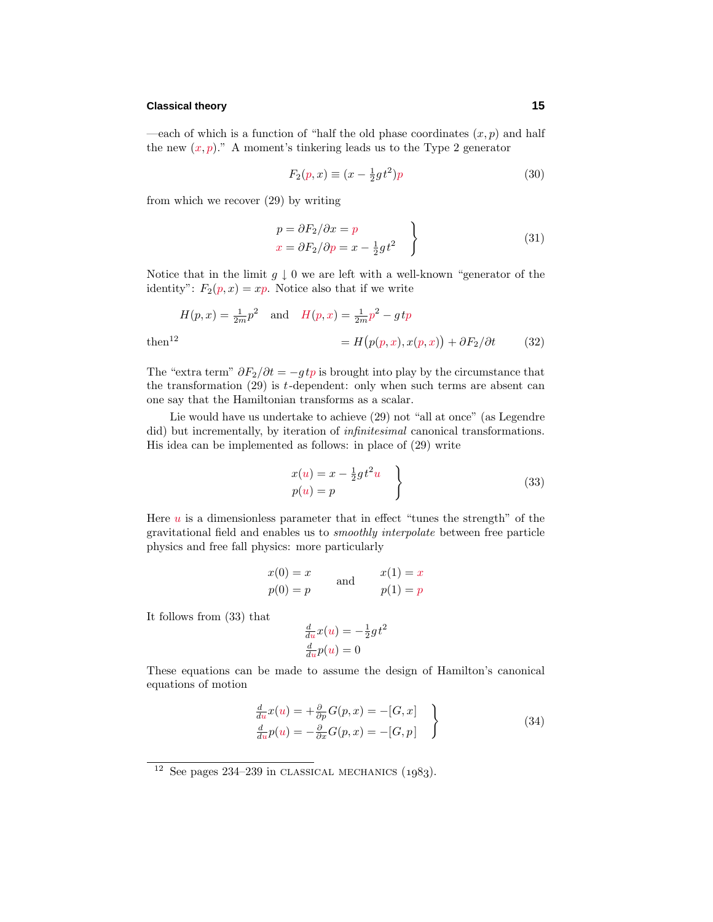—each of which is a function of "half the old phase coordinates $(x, p)$ and half the new $(x, p)$." A moment's tinkering leads us to the Type 2 generator

$$F_2(p, x) \equiv (x - \tfrac{1}{2}gt^2)p \tag{30}$$

from which we recover (29) by writing

$$\left.\begin{aligned} p &= \partial F_2/\partial x = p \\ x &= \partial F_2/\partial p = x - \tfrac{1}{2}gt^2 \end{aligned}\right\} \tag{31}$$

Notice that in the limit $g \downarrow 0$ we are left with a well-known "generator of the identity": $F_2(p, x) = xp$. Notice also that if we write

$$H(p, x) = \tfrac{1}{2m}p^2 \quad \text{and} \quad H(p, x) = \tfrac{1}{2m}p^2 - g\,t\,p$$

then[12]

$$= H\big(p(p, x), x(p, x)\big) + \partial F_2/\partial t \tag{32}$$

The "extra term" $\partial F_2/\partial t = -g\,t\,p$ is brought into play by the circumstance that the transformation (29) is $t$-dependent: only when such terms are absent can one say that the Hamiltonian transforms as a scalar.

Lie would have us undertake to achieve (29) not "all at once" (as Legendre did) but incrementally, by iteration of *infinitesimal* canonical transformations. His idea can be implemented as follows: in place of (29) write

$$\left.\begin{aligned} x(u) &= x - \tfrac{1}{2}gt^2 u \\ p(u) &= p \end{aligned}\right\} \tag{33}$$

Here $u$ is a dimensionless parameter that in effect "tunes the strength" of the gravitational field and enables us to *smoothly interpolate* between free particle physics and free fall physics: more particularly

$$\begin{aligned} x(0) &= x \\ p(0) &= p \end{aligned} \qquad \text{and} \qquad \begin{aligned} x(1) &= x \\ p(1) &= p \end{aligned}$$

It follows from (33) that

$$\begin{aligned} \tfrac{d}{du}x(u) &= -\tfrac{1}{2}gt^2 \\ \tfrac{d}{du}p(u) &= 0 \end{aligned}$$

These equations can be made to assume the design of Hamilton's canonical equations of motion

$$\left.\begin{aligned} \tfrac{d}{du}x(u) &= +\tfrac{\partial}{\partial p}G(p, x) = -[G, x] \\ \tfrac{d}{du}p(u) &= -\tfrac{\partial}{\partial x}G(p, x) = -[G, p] \end{aligned}\right\} \tag{34}$$

---

[12] See pages 234–239 in CLASSICAL MECHANICS (1983).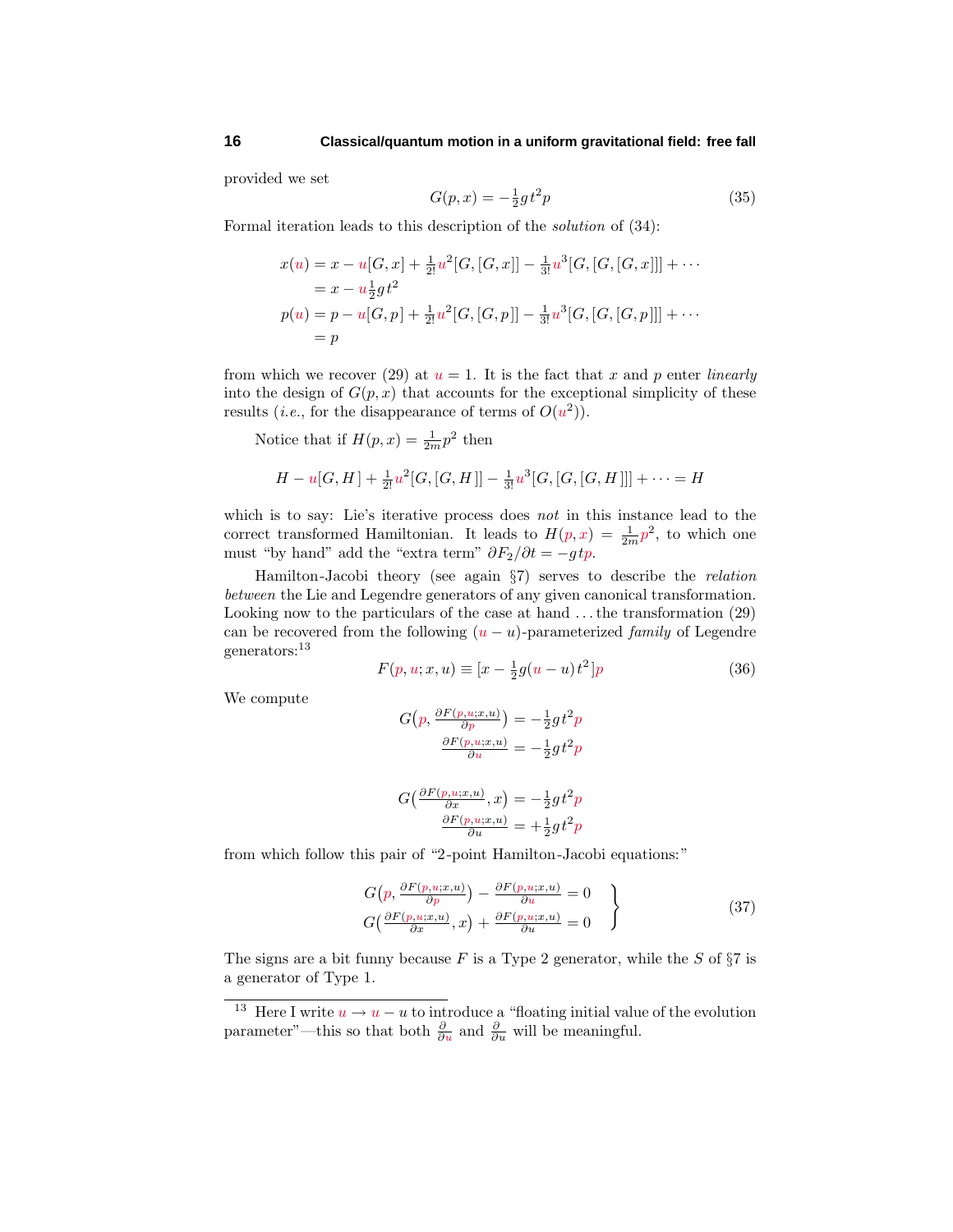provided we set

$$G(p,x) = -\tfrac{1}{2}gt^2p \tag{35}$$

Formal iteration leads to this description of the *solution* of (34):

$$\begin{aligned}
x(u) &= x - u[G,x] + \tfrac{1}{2!}u^2[G,[G,x]] - \tfrac{1}{3!}u^3[G,[G,[G,x]]] + \cdots \\
&= x - u\tfrac{1}{2}gt^2 \\
p(u) &= p - u[G,p] + \tfrac{1}{2!}u^2[G,[G,p]] - \tfrac{1}{3!}u^3[G,[G,[G,p]]] + \cdots \\
&= p
\end{aligned}$$

from which we recover (29) at $u = 1$. It is the fact that $x$ and $p$ enter *linearly* into the design of $G(p,x)$ that accounts for the exceptional simplicity of these results (*i.e.*, for the disappearance of terms of $O(u^2)$).

Notice that if $H(p,x) = \frac{1}{2m}p^2$ then

$$H - u[G,H] + \tfrac{1}{2!}u^2[G,[G,H]] - \tfrac{1}{3!}u^3[G,[G,[G,H]]] + \cdots = H$$

which is to say: Lie's iterative process does *not* in this instance lead to the correct transformed Hamiltonian. It leads to $H(p,x) = \frac{1}{2m}p^2$, to which one must "by hand" add the "extra term" $\partial F_2/\partial t = -gtp$.

Hamilton-Jacobi theory (see again §7) serves to describe the *relation between* the Lie and Legendre generators of any given canonical transformation. Looking now to the particulars of the case at hand ... the transformation (29) can be recovered from the following $(u - u)$-parameterized *family* of Legendre generators:[13]

$$F(p,u;x,u) \equiv [x - \tfrac{1}{2}g(u-u)t^2]p \tag{36}$$

We compute

$$\begin{aligned}
G\big(p, \tfrac{\partial F(p,u;x,u)}{\partial p}\big) &= -\tfrac{1}{2}gt^2p \\
\tfrac{\partial F(p,u;x,u)}{\partial u} &= -\tfrac{1}{2}gt^2p
\end{aligned}$$

$$\begin{aligned}
G\big(\tfrac{\partial F(p,u;x,u)}{\partial x}, x\big) &= -\tfrac{1}{2}gt^2p \\
\tfrac{\partial F(p,u;x,u)}{\partial u} &= +\tfrac{1}{2}gt^2p
\end{aligned}$$

from which follow this pair of "2-point Hamilton-Jacobi equations:"

$$\left.\begin{aligned}
G\big(p, \tfrac{\partial F(p,u;x,u)}{\partial p}\big) - \tfrac{\partial F(p,u;x,u)}{\partial u} &= 0 \\
G\big(\tfrac{\partial F(p,u;x,u)}{\partial x}, x\big) + \tfrac{\partial F(p,u;x,u)}{\partial u} &= 0
\end{aligned}\right\} \tag{37}$$

The signs are a bit funny because $F$ is a Type 2 generator, while the $S$ of §7 is a generator of Type 1.

---

[13] Here I write $u \to u - u$ to introduce a "floating initial value of the evolution parameter"—this so that both $\frac{\partial}{\partial u}$ and $\frac{\partial}{\partial u}$ will be meaningful.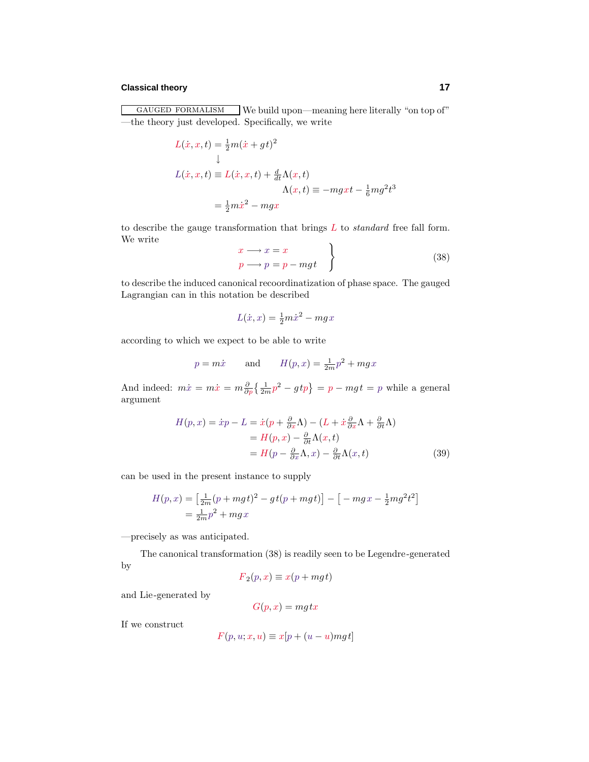GAUGED FORMALISM We build upon—meaning here literally "on top of" —the theory just developed. Specifically, we write

$$
\begin{aligned}
L(\dot{x}, x, t) &= \tfrac{1}{2}m(\dot{x} + gt)^2 \\
&\downarrow \\
L(\dot{x}, x, t) &\equiv L(\dot{x}, x, t) + \tfrac{d}{dt}\Lambda(x, t) \\
&\qquad\qquad\qquad \Lambda(x, t) \equiv -mgxt - \tfrac{1}{6}mg^2t^3 \\
&= \tfrac{1}{2}m\dot{x}^2 - mgx
\end{aligned}
$$

to describe the gauge transformation that brings $L$ to *standard* free fall form. We write

$$
\left.
\begin{aligned}
x &\longrightarrow x = x \\
p &\longrightarrow p = p - mgt
\end{aligned}
\right\} \tag{38}
$$

to describe the induced canonical recoordinatization of phase space. The gauged Lagrangian can in this notation be described

$$
L(\dot{x}, x) = \tfrac{1}{2}m\dot{x}^2 - mgx
$$

according to which we expect to be able to write

$$
p = m\dot{x} \qquad \text{and} \qquad H(p, x) = \tfrac{1}{2m}p^2 + mgx
$$

And indeed: $m\dot{x} = m\dot{x} = m\frac{\partial}{\partial p}\big\{\frac{1}{2m}p^2 - gtp\big\} = p - mgt = p$ while a general argument

$$
\begin{aligned}
H(p, x) = \dot{x}p - L &= \dot{x}(p + \tfrac{\partial}{\partial x}\Lambda) - (L + \dot{x}\tfrac{\partial}{\partial x}\Lambda + \tfrac{\partial}{\partial t}\Lambda) \\
&= H(p, x) - \tfrac{\partial}{\partial t}\Lambda(x, t) \\
&= H(p - \tfrac{\partial}{\partial x}\Lambda, x) - \tfrac{\partial}{\partial t}\Lambda(x, t)
\end{aligned} \tag{39}
$$

can be used in the present instance to supply

$$
\begin{aligned}
H(p, x) &= \big[\tfrac{1}{2m}(p + mgt)^2 - gt(p + mgt)\big] - \big[-mgx - \tfrac{1}{2}mg^2t^2\big] \\
&= \tfrac{1}{2m}p^2 + mgx
\end{aligned}
$$

—precisely as was anticipated.

The canonical transformation (38) is readily seen to be Legendre-generated by

$$
F_2(p, x) \equiv x(p + mgt)
$$

and Lie-generated by

$$
G(p, x) = mgtx
$$

If we construct

$$
F(p, u; x, u) \equiv x[p + (u - u)mgt]
$$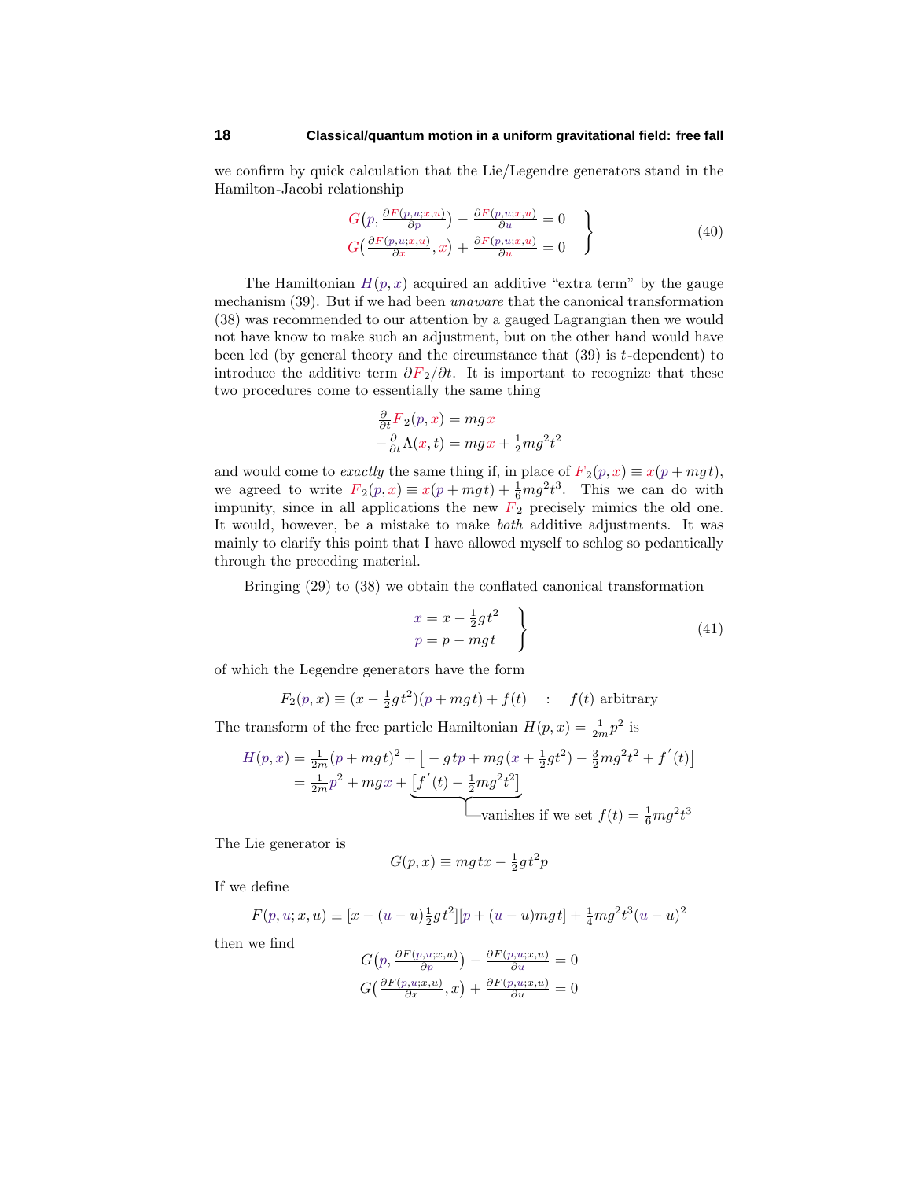we confirm by quick calculation that the Lie/Legendre generators stand in the Hamilton-Jacobi relationship

$$\left.\begin{aligned} G\big(p, \tfrac{\partial F(p,u;x,u)}{\partial p}\big) - \tfrac{\partial F(p,u;x,u)}{\partial u} &= 0 \\ G\big(\tfrac{\partial F(p,u;x,u)}{\partial x}, x\big) + \tfrac{\partial F(p,u;x,u)}{\partial u} &= 0 \end{aligned}\right\} \tag{40}$$

The Hamiltonian $H(p,x)$ acquired an additive "extra term" by the gauge mechanism (39). But if we had been *unaware* that the canonical transformation (38) was recommended to our attention by a gauged Lagrangian then we would not have know to make such an adjustment, but on the other hand would have been led (by general theory and the circumstance that (39) is $t$-dependent) to introduce the additive term $\partial F_2/\partial t$. It is important to recognize that these two procedures come to essentially the same thing

$$\begin{aligned} \tfrac{\partial}{\partial t}F_2(p,x) &= mg\,x \\ -\tfrac{\partial}{\partial t}\Lambda(x,t) &= mg\,x + \tfrac{1}{2}mg^2t^2 \end{aligned}$$

and would come to *exactly* the same thing if, in place of $F_2(p,x) \equiv x(p+mgt)$, we agreed to write $F_2(p,x) \equiv x(p+mgt) + \frac{1}{6}mg^2t^3$. This we can do with impunity, since in all applications the new $F_2$ precisely mimics the old one. It would, however, be a mistake to make *both* additive adjustments. It was mainly to clarify this point that I have allowed myself to schlog so pedantically through the preceding material.

Bringing (29) to (38) we obtain the conflated canonical transformation

$$\left.\begin{aligned} x &= x - \tfrac{1}{2}gt^2 \\ p &= p - mgt \end{aligned}\right\} \tag{41}$$

of which the Legendre generators have the form

$$F_2(p,x) \equiv (x - \tfrac{1}{2}gt^2)(p+mgt) + f(t) \quad : \quad f(t) \text{ arbitrary}$$

The transform of the free particle Hamiltonian $H(p,x) = \frac{1}{2m}p^2$ is

$$\begin{aligned} H(p,x) &= \tfrac{1}{2m}(p+mgt)^2 + \big[-gtp + mg(x+\tfrac{1}{2}gt^2) - \tfrac{3}{2}mg^2t^2 + f'(t)\big] \\ &= \tfrac{1}{2m}p^2 + mg\,x + \underbrace{\big[f'(t) - \tfrac{1}{2}mg^2t^2\big]}_{\text{vanishes if we set } f(t) = \frac{1}{6}mg^2t^3} \end{aligned}$$

The Lie generator is

$$G(p,x) \equiv mgtx - \tfrac{1}{2}gt^2p$$

If we define

$$F(p,u;x,u) \equiv [x - (u-u)\tfrac{1}{2}gt^2][p + (u-u)mgt] + \tfrac{1}{4}mg^2t^3(u-u)^2$$

then we find

$$\begin{aligned} G\big(p, \tfrac{\partial F(p,u;x,u)}{\partial p}\big) - \tfrac{\partial F(p,u;x,u)}{\partial u} &= 0 \\ G\big(\tfrac{\partial F(p,u;x,u)}{\partial x}, x\big) + \tfrac{\partial F(p,u;x,u)}{\partial u} &= 0 \end{aligned}$$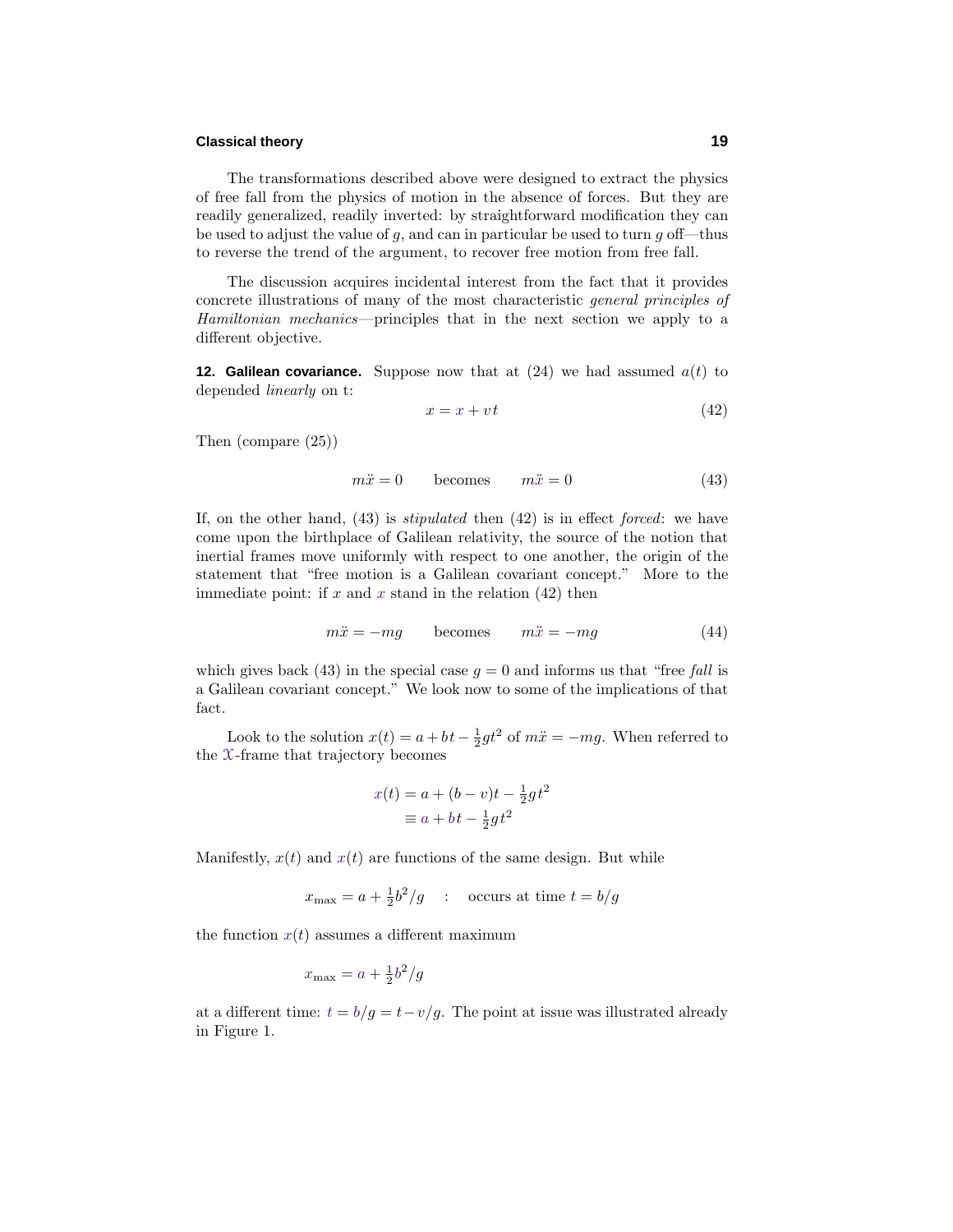The transformations described above were designed to extract the physics of free fall from the physics of motion in the absence of forces. But they are readily generalized, readily inverted: by straightforward modification they can be used to adjust the value of $g$, and can in particular be used to turn $g$ off—thus to reverse the trend of the argument, to recover free motion from free fall.

The discussion acquires incidental interest from the fact that it provides concrete illustrations of many of the most characteristic *general principles of Hamiltonian mechanics*—principles that in the next section we apply to a different objective.

**12. Galilean covariance.** Suppose now that at (24) we had assumed $a(t)$ to depended *linearly* on t:

$$x = x + vt \tag{42}$$

Then (compare (25))

$$m\ddot{x} = 0 \qquad \text{becomes} \qquad m\ddot{x} = 0 \tag{43}$$

If, on the other hand, (43) is *stipulated* then (42) is in effect *forced*: we have come upon the birthplace of Galilean relativity, the source of the notion that inertial frames move uniformly with respect to one another, the origin of the statement that "free motion is a Galilean covariant concept." More to the immediate point: if $x$ and $x$ stand in the relation (42) then

$$m\ddot{x} = -mg \qquad \text{becomes} \qquad m\ddot{x} = -mg \tag{44}$$

which gives back (43) in the special case $g = 0$ and informs us that "free *fall* is a Galilean covariant concept." We look now to some of the implications of that fact.

Look to the solution $x(t) = a + bt - \frac{1}{2}gt^2$ of $m\ddot{x} = -mg$. When referred to the $\mathcal{X}$-frame that trajectory becomes

$$\begin{aligned} x(t) &= a + (b - v)t - \tfrac{1}{2}gt^2 \\ &\equiv a + bt - \tfrac{1}{2}gt^2 \end{aligned}$$

Manifestly, $x(t)$ and $x(t)$ are functions of the same design. But while

$$x_{\max} = a + \tfrac{1}{2}b^2/g \quad : \quad \text{occurs at time } t = b/g$$

the function $x(t)$ assumes a different maximum

$$x_{\max} = a + \tfrac{1}{2}b^2/g$$

at a different time: $t = b/g = t - v/g$. The point at issue was illustrated already in Figure 1.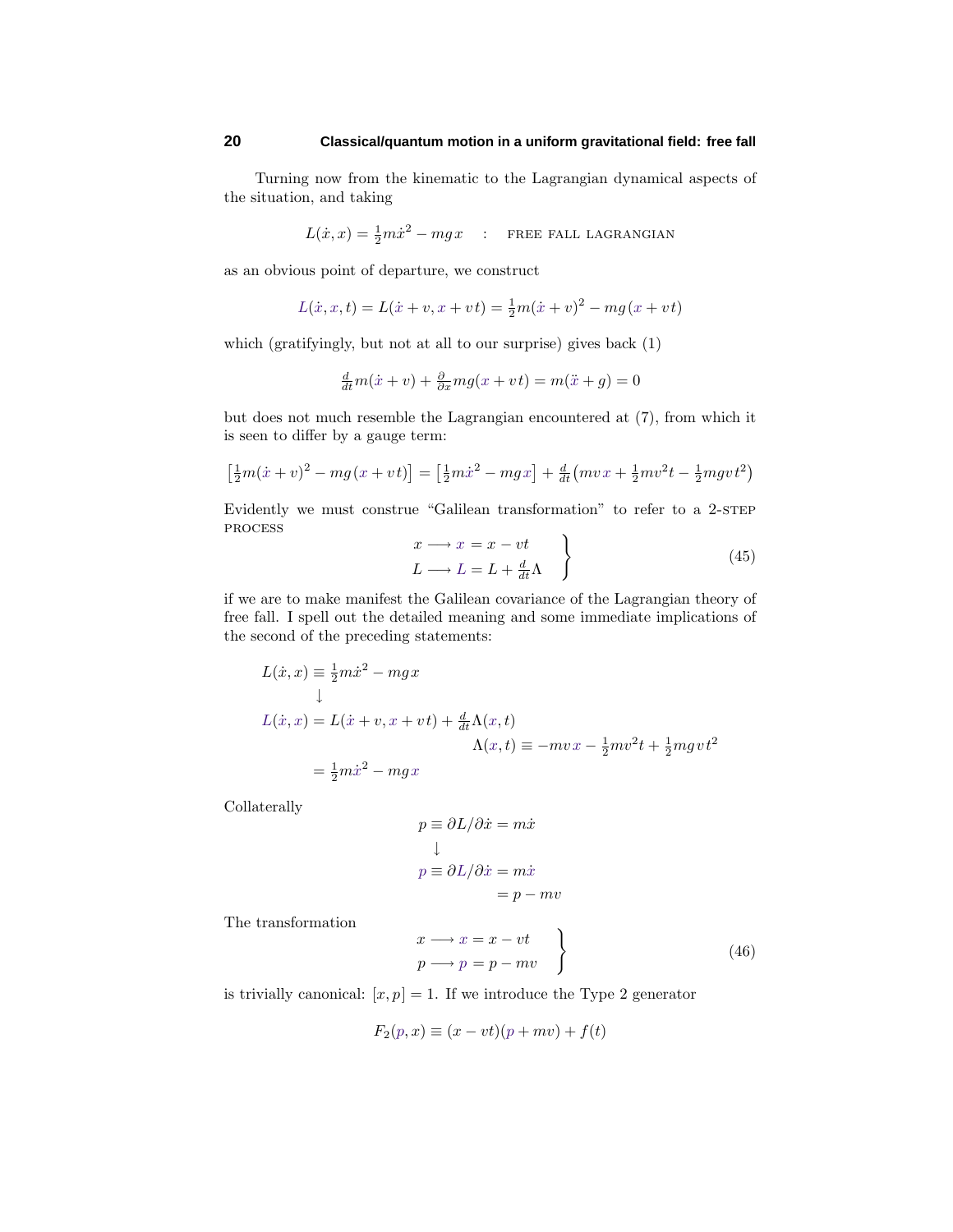Turning now from the kinematic to the Lagrangian dynamical aspects of the situation, and taking

$$L(\dot{x}, x) = \tfrac{1}{2}m\dot{x}^2 - mg\,x \quad : \quad \text{FREE FALL LAGRANGIAN}$$

as an obvious point of departure, we construct

$$L(\dot{x}, x, t) = L(\dot{x} + v, x + vt) = \tfrac{1}{2}m(\dot{x} + v)^2 - mg\,(x + vt)$$

which (gratifyingly, but not at all to our surprise) gives back (1)

$$\tfrac{d}{dt}m(\dot{x} + v) + \tfrac{\partial}{\partial x}mg(x + vt) = m(\ddot{x} + g) = 0$$

but does not much resemble the Lagrangian encountered at (7), from which it is seen to differ by a gauge term:

$$\left[\tfrac{1}{2}m(\dot{x} + v)^2 - mg\,(x + vt)\right] = \left[\tfrac{1}{2}m\dot{x}^2 - mg\,x\right] + \tfrac{d}{dt}\left(mv\,x + \tfrac{1}{2}mv^2t - \tfrac{1}{2}mgv\,t^2\right)$$

Evidently we must construe "Galilean transformation" to refer to a 2-STEP PROCESS

$$\left.\begin{aligned} x &\longrightarrow x = x - vt \\ L &\longrightarrow L = L + \tfrac{d}{dt}\Lambda \end{aligned}\right\} \tag{45}$$

if we are to make manifest the Galilean covariance of the Lagrangian theory of free fall. I spell out the detailed meaning and some immediate implications of the second of the preceding statements:

$$\begin{aligned} L(\dot{x}, x) &\equiv \tfrac{1}{2}m\dot{x}^2 - mg\,x \\ &\downarrow \\ L(\dot{x}, x) &= L(\dot{x} + v, x + vt) + \tfrac{d}{dt}\Lambda(x, t) \\ &\qquad\qquad \Lambda(x, t) \equiv -mv\,x - \tfrac{1}{2}mv^2t + \tfrac{1}{2}mgv\,t^2 \\ &= \tfrac{1}{2}m\dot{x}^2 - mg\,x \end{aligned}$$

Collaterally

$$\begin{aligned} p &\equiv \partial L/\partial\dot{x} = m\dot{x} \\ &\downarrow \\ p &\equiv \partial L/\partial\dot{x} = m\dot{x} \\ &\qquad\qquad = p - mv \end{aligned}$$

The transformation

$$\left.\begin{aligned} x &\longrightarrow x = x - vt \\ p &\longrightarrow p = p - mv \end{aligned}\right\} \tag{46}$$

is trivially canonical: $[x, p] = 1$. If we introduce the Type 2 generator

$$F_2(p, x) \equiv (x - vt)(p + mv) + f(t)$$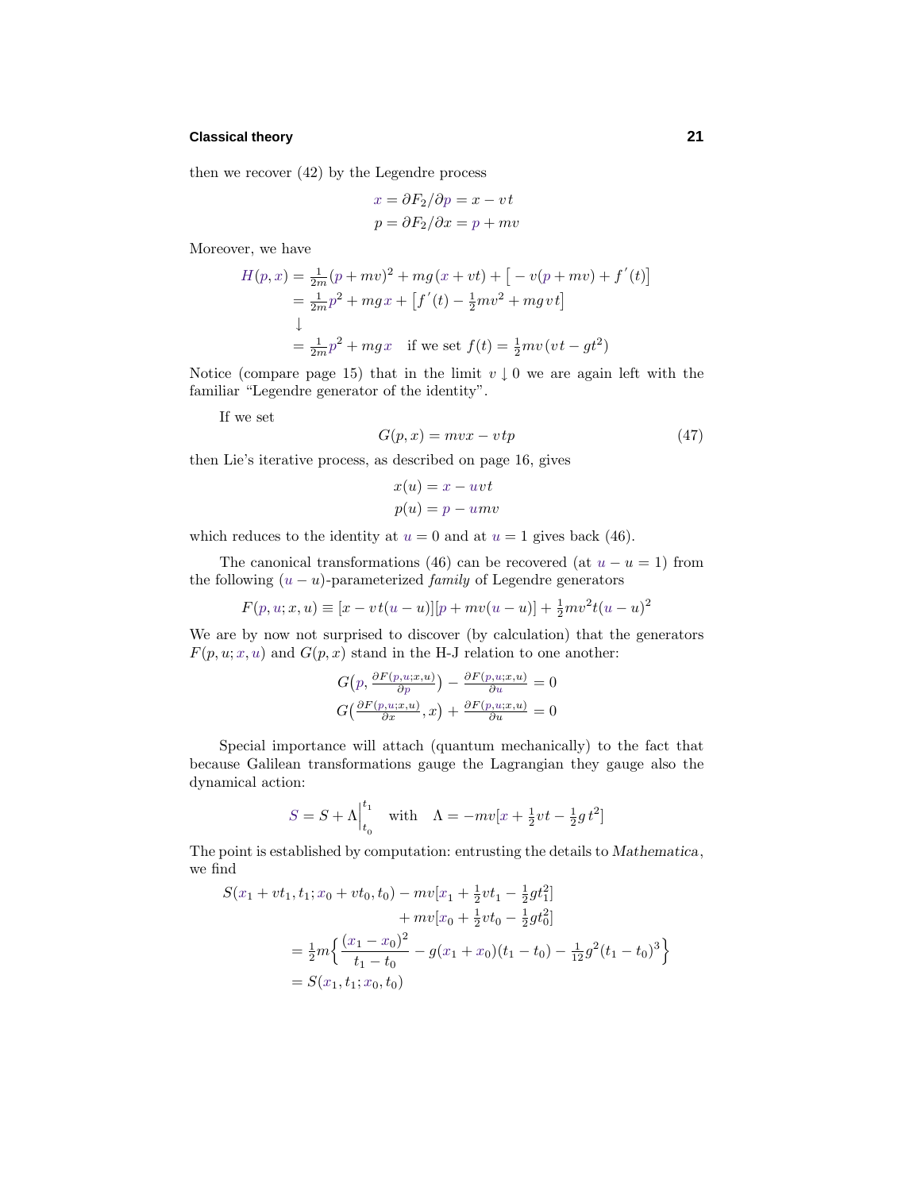then we recover (42) by the Legendre process

$$
\begin{aligned}
x &= \partial F_2/\partial p = x - vt \\
p &= \partial F_2/\partial x = p + mv
\end{aligned}
$$

Moreover, we have

$$
\begin{aligned}
H(p,x) &= \tfrac{1}{2m}(p+mv)^2 + mg(x+vt) + \big[-v(p+mv) + f'(t)\big] \\
&= \tfrac{1}{2m}p^2 + mgx + \big[f'(t) - \tfrac{1}{2}mv^2 + mg\,vt\big] \\
&\downarrow \\
&= \tfrac{1}{2m}p^2 + mgx \quad \text{if we set } f(t) = \tfrac{1}{2}mv(vt - gt^2)
\end{aligned}
$$

Notice (compare page 15) that in the limit $v \downarrow 0$ we are again left with the familiar "Legendre generator of the identity".

If we set

$$
G(p,x) = mvx - vtp \tag{47}
$$

then Lie's iterative process, as described on page 16, gives

$$
\begin{aligned}
x(u) &= x - uvt \\
p(u) &= p - umv
\end{aligned}
$$

which reduces to the identity at $u = 0$ and at $u = 1$ gives back (46).

The canonical transformations (46) can be recovered (at $u - u = 1$) from the following $(u - u)$-parameterized *family* of Legendre generators

$$
F(p,u;x,u) \equiv [x - vt(u-u)][p + mv(u-u)] + \tfrac{1}{2}mv^2t(u-u)^2
$$

We are by now not surprised to discover (by calculation) that the generators $F(p,u;x,u)$ and $G(p,x)$ stand in the H-J relation to one another:

$$
\begin{aligned}
G\big(p, \tfrac{\partial F(p,u;x,u)}{\partial p}\big) - \tfrac{\partial F(p,u;x,u)}{\partial u} &= 0 \\
G\big(\tfrac{\partial F(p,u;x,u)}{\partial x}, x\big) + \tfrac{\partial F(p,u;x,u)}{\partial u} &= 0
\end{aligned}
$$

Special importance will attach (quantum mechanically) to the fact that because Galilean transformations gauge the Lagrangian they gauge also the dynamical action:

$$
S = S + \Lambda\Big|_{t_0}^{t_1} \quad \text{with} \quad \Lambda = -mv[x + \tfrac{1}{2}vt - \tfrac{1}{2}g\,t^2]
$$

The point is established by computation: entrusting the details to *Mathematica*, we find

$$
\begin{aligned}
S(x_1 + vt_1, t_1; x_0 + vt_0, t_0) &- mv[x_1 + \tfrac{1}{2}vt_1 - \tfrac{1}{2}gt_1^2] \\
&+ mv[x_0 + \tfrac{1}{2}vt_0 - \tfrac{1}{2}gt_0^2] \\
&= \tfrac{1}{2}m\Big\{\frac{(x_1 - x_0)^2}{t_1 - t_0} - g(x_1 + x_0)(t_1 - t_0) - \tfrac{1}{12}g^2(t_1 - t_0)^3\Big\} \\
&= S(x_1, t_1; x_0, t_0)
\end{aligned}
$$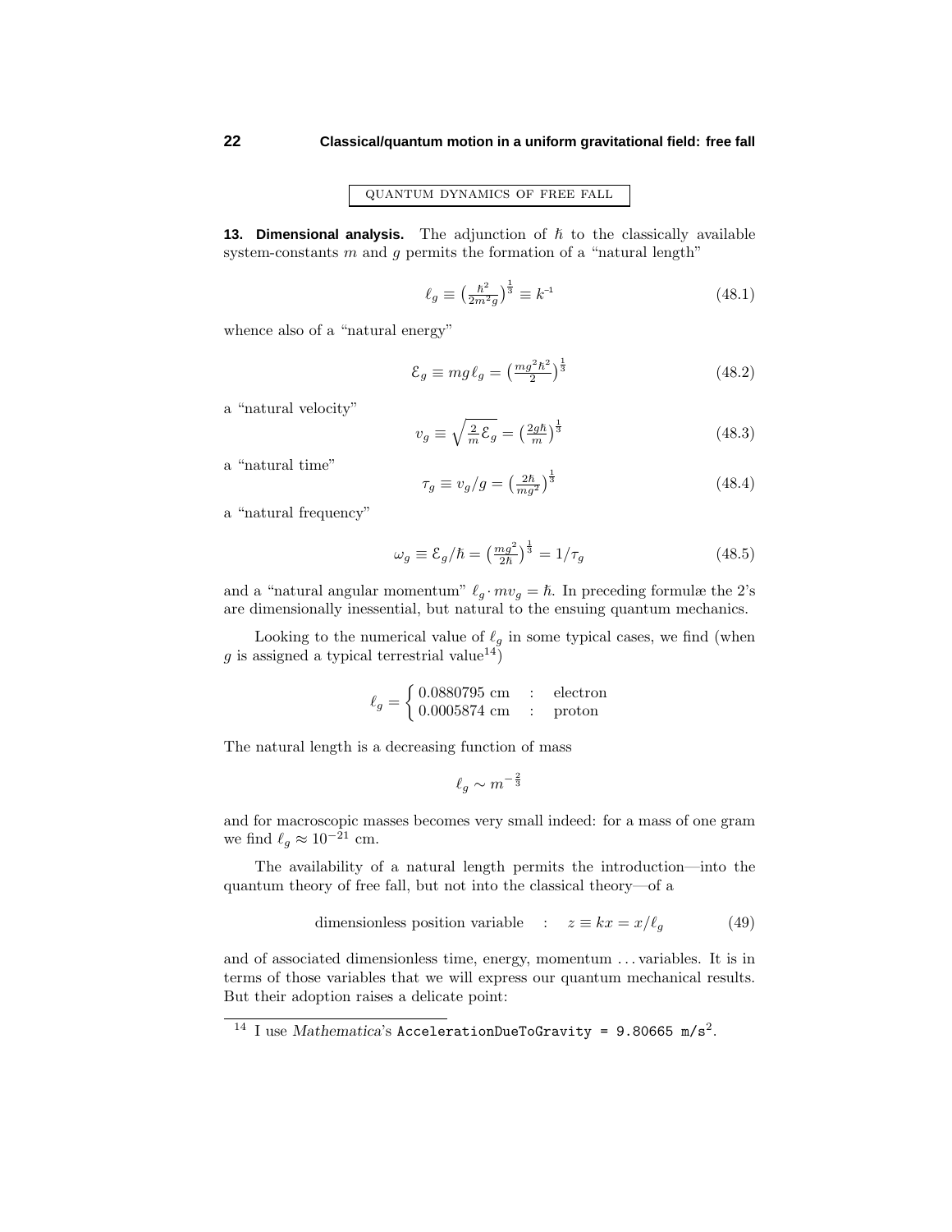QUANTUM DYNAMICS OF FREE FALL

**13. Dimensional analysis.** The adjunction of $\hbar$ to the classically available system-constants $m$ and $g$ permits the formation of a "natural length"

$$\ell_g \equiv \left(\tfrac{\hbar^2}{2m^2 g}\right)^{\frac{1}{3}} \equiv k^{-1} \tag{48.1}$$

whence also of a "natural energy"

$$\mathcal{E}_g \equiv mg\,\ell_g = \left(\tfrac{mg^2\hbar^2}{2}\right)^{\frac{1}{3}} \tag{48.2}$$

a "natural velocity"

$$v_g \equiv \sqrt{\tfrac{2}{m}\mathcal{E}_g} = \left(\tfrac{2g\hbar}{m}\right)^{\frac{1}{3}} \tag{48.3}$$

a "natural time"

$$\tau_g \equiv v_g/g = \left(\tfrac{2\hbar}{mg^2}\right)^{\frac{1}{3}} \tag{48.4}$$

a "natural frequency"

$$\omega_g \equiv \mathcal{E}_g/\hbar = \left(\tfrac{mg^2}{2\hbar}\right)^{\frac{1}{3}} = 1/\tau_g \tag{48.5}$$

and a "natural angular momentum" $\ell_g \cdot mv_g = \hbar$. In preceding formulæ the 2's are dimensionally inessential, but natural to the ensuing quantum mechanics.

Looking to the numerical value of $\ell_g$ in some typical cases, we find (when $g$ is assigned a typical terrestrial value[14])

$$\ell_g = \begin{cases} 0.0880795 \text{ cm} & : \quad \text{electron} \\ 0.0005874 \text{ cm} & : \quad \text{proton} \end{cases}$$

The natural length is a decreasing function of mass

$$\ell_g \sim m^{-\frac{2}{3}}$$

and for macroscopic masses becomes very small indeed: for a mass of one gram we find $\ell_g \approx 10^{-21}$ cm.

The availability of a natural length permits the introduction—into the quantum theory of free fall, but not into the classical theory—of a

$$\text{dimensionless position variable} \quad : \quad z \equiv kx = x/\ell_g \tag{49}$$

and of associated dimensionless time, energy, momentum ... variables. It is in terms of those variables that we will express our quantum mechanical results. But their adoption raises a delicate point:

[14] I use *Mathematica*'s `AccelerationDueToGravity = 9.80665 m/s`$^2$.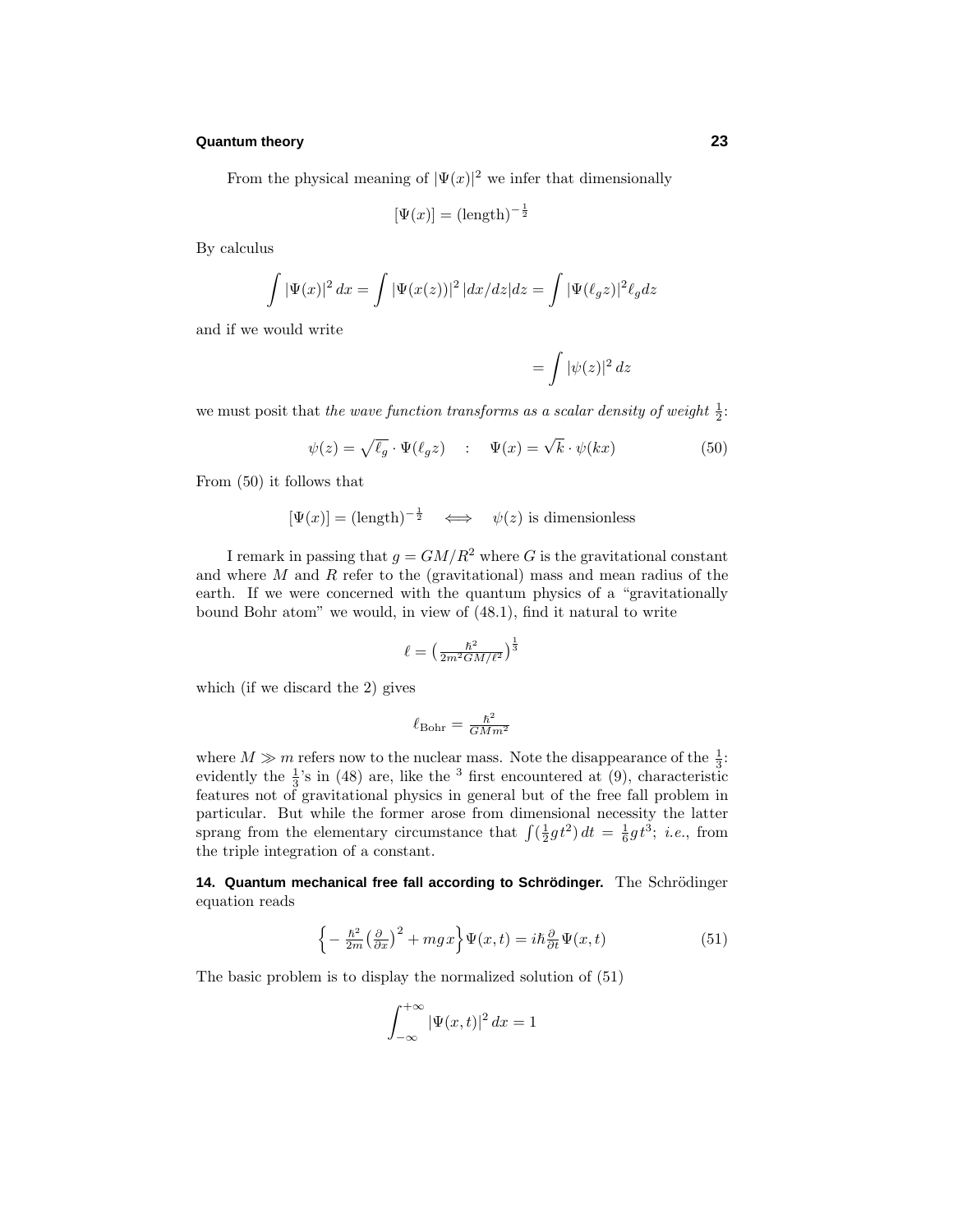From the physical meaning of $|\Psi(x)|^2$ we infer that dimensionally

$$[\Psi(x)] = (\text{length})^{-\frac{1}{2}}$$

By calculus

$$\int |\Psi(x)|^2\,dx = \int |\Psi(x(z))|^2\,|dx/dz|dz = \int |\Psi(\ell_g z)|^2 \ell_g dz$$

and if we would write

$$= \int |\psi(z)|^2\,dz$$

we must posit that *the wave function transforms as a scalar density of weight* $\frac{1}{2}$:

$$\psi(z) = \sqrt{\ell_g}\cdot\Psi(\ell_g z) \quad : \quad \Psi(x) = \sqrt{k}\cdot\psi(kx) \tag{50}$$

From (50) it follows that

$$[\Psi(x)] = (\text{length})^{-\frac{1}{2}} \quad \Longleftrightarrow \quad \psi(z) \text{ is dimensionless}$$

I remark in passing that $g = GM/R^2$ where $G$ is the gravitational constant and where $M$ and $R$ refer to the (gravitational) mass and mean radius of the earth. If we were concerned with the quantum physics of a "gravitationally bound Bohr atom" we would, in view of (48.1), find it natural to write

$$\ell = \left(\tfrac{\hbar^2}{2m^2 GM/\ell^2}\right)^{\frac{1}{3}}$$

which (if we discard the 2) gives

$$\ell_{\text{Bohr}} = \tfrac{\hbar^2}{GMm^2}$$

where $M \gg m$ refers now to the nuclear mass. Note the disappearance of the $\frac{1}{3}$: evidently the $\frac{1}{3}$'s in (48) are, like the $^3$ first encountered at (9), characteristic features not of gravitational physics in general but of the free fall problem in particular. But while the former arose from dimensional necessity the latter sprang from the elementary circumstance that $\int(\frac{1}{2}gt^2)\,dt = \frac{1}{6}gt^3$; *i.e.*, from the triple integration of a constant.

**14. Quantum mechanical free fall according to Schrödinger.** The Schrödinger equation reads

$$\left\{-\tfrac{\hbar^2}{2m}\left(\tfrac{\partial}{\partial x}\right)^2 + mgx\right\}\Psi(x,t) = i\hbar\tfrac{\partial}{\partial t}\Psi(x,t) \tag{51}$$

The basic problem is to display the normalized solution of (51)

$$\int_{-\infty}^{+\infty} |\Psi(x,t)|^2\,dx = 1$$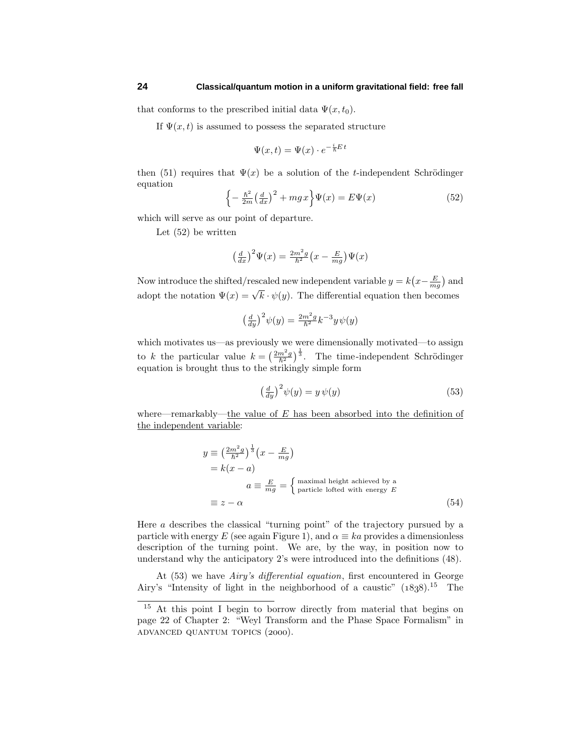that conforms to the prescribed initial data $\Psi(x,t_0)$.

If $\Psi(x,t)$ is assumed to possess the separated structure

$$\Psi(x,t) = \Psi(x)\cdot e^{-\frac{i}{\hbar}E\,t}$$

then (51) requires that $\Psi(x)$ be a solution of the $t$-independent Schrödinger equation

$$\Big\{-\tfrac{\hbar^2}{2m}\big(\tfrac{d}{dx}\big)^2 + mg\,x\Big\}\Psi(x) = E\Psi(x) \tag{52}$$

which will serve as our point of departure.

Let (52) be written

$$\big(\tfrac{d}{dx}\big)^2\Psi(x) = \tfrac{2m^2 g}{\hbar^2}\big(x - \tfrac{E}{mg}\big)\Psi(x)$$

Now introduce the shifted/rescaled new independent variable $y = k\big(x-\frac{E}{mg}\big)$ and adopt the notation $\Psi(x) = \sqrt{k}\cdot\psi(y)$. The differential equation then becomes

$$\big(\tfrac{d}{dy}\big)^2\psi(y) = \tfrac{2m^2 g}{\hbar^2}k^{-3}y\,\psi(y)$$

which motivates us—as previously we were dimensionally motivated—to assign to $k$ the particular value $k = \big(\frac{2m^2 g}{\hbar^2}\big)^{\frac{1}{3}}$. The time-independent Schrödinger equation is brought thus to the strikingly simple form

$$\big(\tfrac{d}{dy}\big)^2\psi(y) = y\,\psi(y) \tag{53}$$

where—remarkably—<u>the value of $E$ has been absorbed into the definition of the independent variable</u>:

$$\begin{aligned} y &\equiv \big(\tfrac{2m^2 g}{\hbar^2}\big)^{\frac{1}{3}}\big(x - \tfrac{E}{mg}\big) \\ &= k(x-a) \\ &\qquad\quad a \equiv \tfrac{E}{mg} = \Big\{\begin{array}{l}\text{maximal height achieved by a}\\ \text{particle lofted with energy } E\end{array} \\ &\equiv z - \alpha \end{aligned} \tag{54}$$

Here $a$ describes the classical "turning point" of the trajectory pursued by a particle with energy $E$ (see again Figure 1), and $\alpha \equiv ka$ provides a dimensionless description of the turning point. We are, by the way, in position now to understand why the anticipatory 2's were introduced into the definitions (48).

At (53) we have *Airy's differential equation*, first encountered in George Airy's "Intensity of light in the neighborhood of a caustic" (1838).[15] The

[15] At this point I begin to borrow directly from material that begins on page 22 of Chapter 2: "Weyl Transform and the Phase Space Formalism" in ADVANCED QUANTUM TOPICS (2000).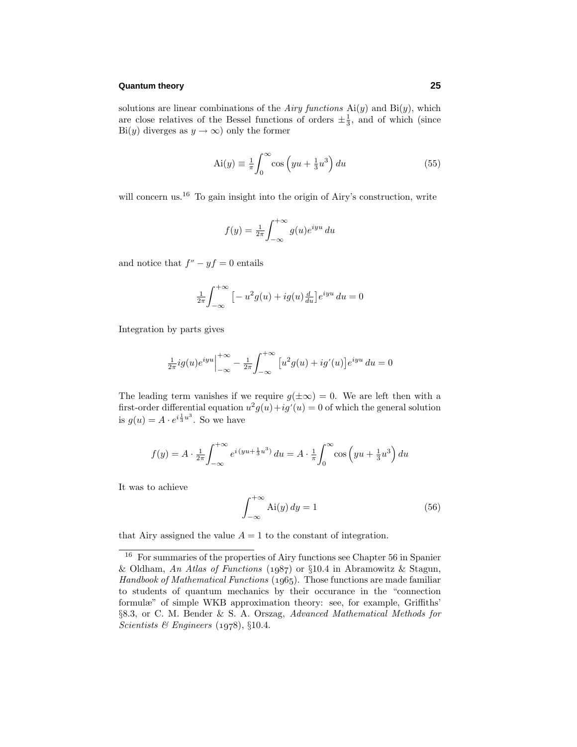solutions are linear combinations of the *Airy functions* $\text{Ai}(y)$ and $\text{Bi}(y)$, which are close relatives of the Bessel functions of orders $\pm\frac{1}{3}$, and of which (since $\text{Bi}(y)$ diverges as $y \to \infty$) only the former

$$\text{Ai}(y) \equiv \tfrac{1}{\pi}\int_0^\infty \cos\left(yu + \tfrac{1}{3}u^3\right)du \tag{55}$$

will concern us.[16] To gain insight into the origin of Airy's construction, write

$$f(y) = \tfrac{1}{2\pi}\int_{-\infty}^{+\infty} g(u)e^{iyu}\,du$$

and notice that $f'' - yf = 0$ entails

$$\tfrac{1}{2\pi}\int_{-\infty}^{+\infty}\left[-u^2 g(u) + ig(u)\tfrac{d}{du}\right]e^{iyu}\,du = 0$$

Integration by parts gives

$$\tfrac{1}{2\pi}ig(u)e^{iyu}\Big|_{-\infty}^{+\infty} - \tfrac{1}{2\pi}\int_{-\infty}^{+\infty}\left[u^2 g(u) + ig'(u)\right]e^{iyu}\,du = 0$$

The leading term vanishes if we require $g(\pm\infty) = 0$. We are left then with a first-order differential equation $u^2 g(u) + ig'(u) = 0$ of which the general solution is $g(u) = A \cdot e^{i\frac{1}{3}u^3}$. So we have

$$f(y) = A \cdot \tfrac{1}{2\pi}\int_{-\infty}^{+\infty} e^{i(yu + \frac{1}{3}u^3)}\,du = A \cdot \tfrac{1}{\pi}\int_0^\infty \cos\left(yu + \tfrac{1}{3}u^3\right)du$$

It was to achieve

$$\int_{-\infty}^{+\infty} \text{Ai}(y)\,dy = 1 \tag{56}$$

that Airy assigned the value $A = 1$ to the constant of integration.

---

[16] For summaries of the properties of Airy functions see Chapter 56 in Spanier & Oldham, *An Atlas of Functions* (1987) or §10.4 in Abramowitz & Stagun, *Handbook of Mathematical Functions* (1965). Those functions are made familiar to students of quantum mechanics by their occurance in the "connection formulæ" of simple WKB approximation theory: see, for example, Griffiths' §8.3, or C. M. Bender & S. A. Orszag, *Advanced Mathematical Methods for Scientists & Engineers* (1978), §10.4.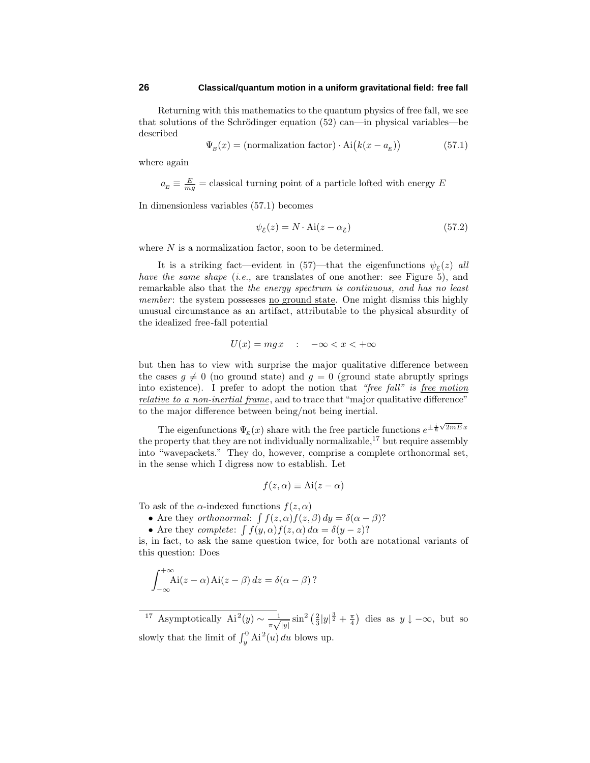Returning with this mathematics to the quantum physics of free fall, we see that solutions of the Schrödinger equation (52) can—in physical variables—be described

$$\Psi_E(x) = (\text{normalization factor}) \cdot \text{Ai}\big(k(x - a_E)\big) \tag{57.1}$$

where again

$$a_E \equiv \frac{E}{mg} = \text{classical turning point of a particle lofted with energy } E$$

In dimensionless variables (57.1) becomes

$$\psi_{\mathcal{E}}(z) = N \cdot \text{Ai}(z - \alpha_{\mathcal{E}}) \tag{57.2}$$

where $N$ is a normalization factor, soon to be determined.

It is a striking fact—evident in (57)—that the eigenfunctions $\psi_{\mathcal{E}}(z)$ *all have the same shape* (*i.e.*, are translates of one another: see Figure 5), and remarkable also that the *the energy spectrum is continuous, and has no least member*: the system possesses <u>no ground state</u>. One might dismiss this highly unusual circumstance as an artifact, attributable to the physical absurdity of the idealized free-fall potential

$$U(x) = mgx \quad : \quad -\infty < x < +\infty$$

but then has to view with surprise the major qualitative difference between the cases $g \neq 0$ (no ground state) and $g = 0$ (ground state abruptly springs into existence). I prefer to adopt the notion that *"free fall" is <u>free motion relative to a non-inertial frame</u>*, and to trace that "major qualitative difference" to the major difference between being/not being inertial.

The eigenfunctions $\Psi_E(x)$ share with the free particle functions $e^{\pm \frac{i}{\hbar}\sqrt{2mE}\,x}$ the property that they are not individually normalizable,[17] but require assembly into "wavepackets." They do, however, comprise a complete orthonormal set, in the sense which I digress now to establish. Let

$$f(z, \alpha) \equiv \text{Ai}(z - \alpha)$$

To ask of the $\alpha$-indexed functions $f(z, \alpha)$

- Are they *orthonormal*: $\int f(z, \alpha) f(z, \beta)\, dy = \delta(\alpha - \beta)$?
- Are they *complete*: $\int f(y, \alpha) f(z, \alpha)\, d\alpha = \delta(y - z)$?

is, in fact, to ask the same question twice, for both are notational variants of this question: Does

$$\int_{-\infty}^{+\infty} \text{Ai}(z - \alpha)\, \text{Ai}(z - \beta)\, dz = \delta(\alpha - \beta)\,?$$

---

[17] Asymptotically $\text{Ai}^2(y) \sim \frac{1}{\pi\sqrt{|y|}} \sin^2\left(\frac{2}{3}|y|^{\frac{3}{2}} + \frac{\pi}{4}\right)$ dies as $y \downarrow -\infty$, but so slowly that the limit of $\int_y^0 \text{Ai}^2(u)\, du$ blows up.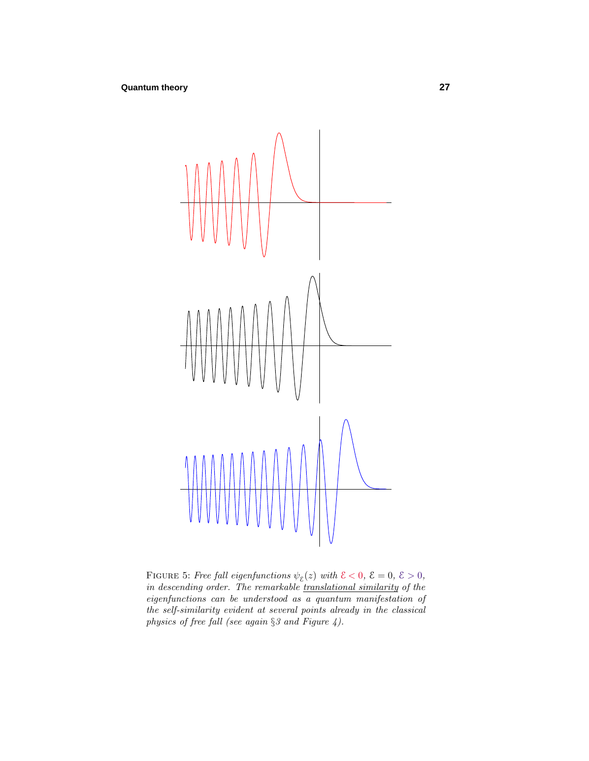FIGURE 5: *Free fall eigenfunctions* $\psi_{\mathcal{E}}(z)$ *with* $\mathcal{E} < 0$, $\mathcal{E} = 0$, $\mathcal{E} > 0$, *in descending order. The remarkable translational similarity of the eigenfunctions can be understood as a quantum manifestation of the self-similarity evident at several points already in the classical physics of free fall (see again §3 and Figure 4).*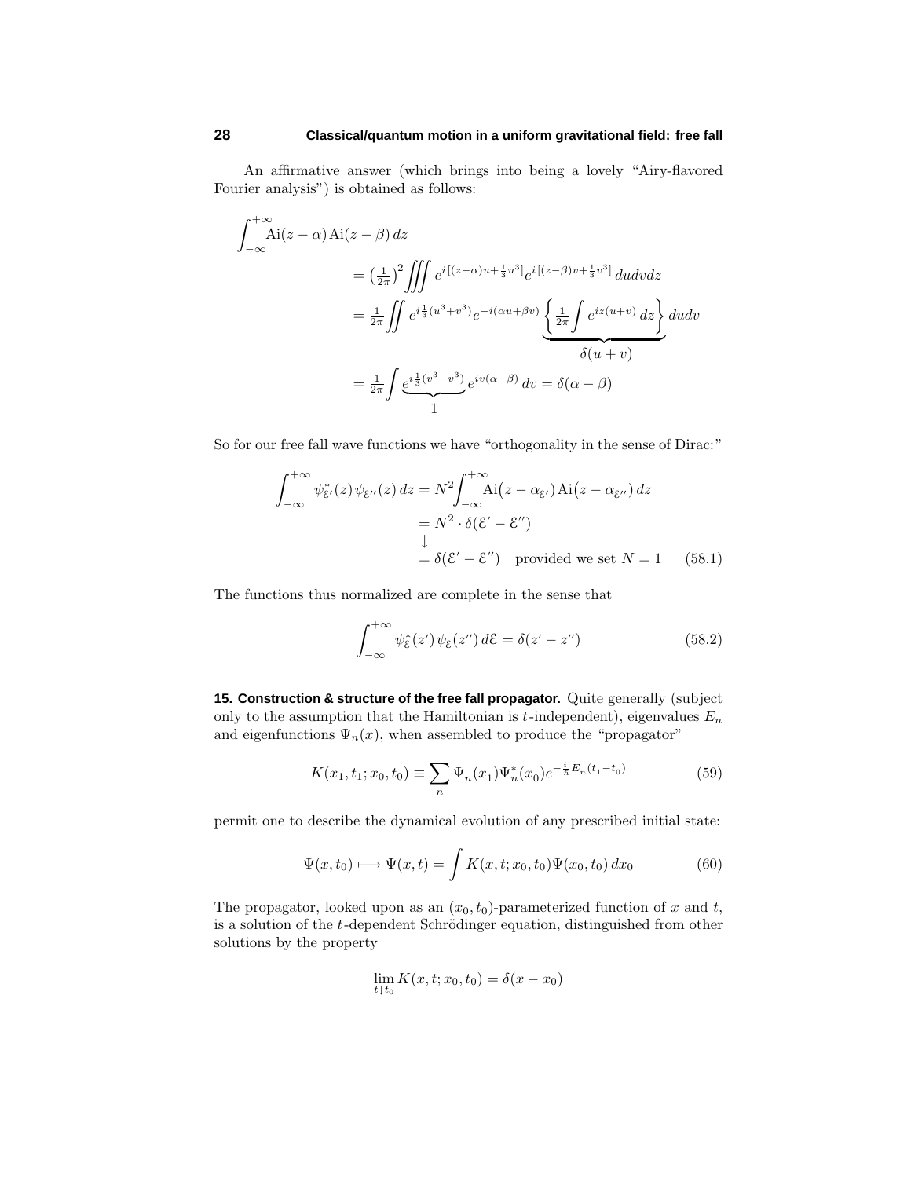An affirmative answer (which brings into being a lovely "Airy-flavored Fourier analysis") is obtained as follows:

$$
\begin{aligned}
\int_{-\infty}^{+\infty} \text{Ai}(z-\alpha)\,\text{Ai}(z-\beta)\,dz
&= \left(\tfrac{1}{2\pi}\right)^2 \iiint e^{i\,[(z-\alpha)u+\frac{1}{3}u^3]} e^{i\,[(z-\beta)v+\frac{1}{3}v^3]}\,du dv dz \\
&= \tfrac{1}{2\pi}\iint e^{i\frac{1}{3}(u^3+v^3)} e^{-i(\alpha u+\beta v)} \underbrace{\left\{\tfrac{1}{2\pi}\int e^{iz(u+v)}\,dz\right\}}_{\delta(u+v)} du dv \\
&= \tfrac{1}{2\pi}\int \underbrace{e^{i\frac{1}{3}(v^3-v^3)}}_{1} e^{iv(\alpha-\beta)}\,dv = \delta(\alpha-\beta)
\end{aligned}
$$

So for our free fall wave functions we have "orthogonality in the sense of Dirac:"

$$
\begin{aligned}
\int_{-\infty}^{+\infty} \psi^*_{\mathcal{E}'}(z)\,\psi_{\mathcal{E}''}(z)\,dz &= N^2\int_{-\infty}^{+\infty} \text{Ai}\big(z-\alpha_{\mathcal{E}'}\big)\,\text{Ai}\big(z-\alpha_{\mathcal{E}''}\big)\,dz \\
&= N^2\cdot\delta(\mathcal{E}'-\mathcal{E}'') \\
&\downarrow \\
&= \delta(\mathcal{E}'-\mathcal{E}'') \quad \text{provided we set } N=1
\end{aligned}
\tag{58.1}
$$

The functions thus normalized are complete in the sense that

$$
\int_{-\infty}^{+\infty} \psi^*_{\mathcal{E}}(z')\,\psi_{\mathcal{E}}(z'')\,d\mathcal{E} = \delta(z'-z'') \tag{58.2}
$$

**15. Construction & structure of the free fall propagator.** Quite generally (subject only to the assumption that the Hamiltonian is $t$-independent), eigenvalues $E_n$ and eigenfunctions $\Psi_n(x)$, when assembled to produce the "propagator"

$$
K(x_1,t_1;x_0,t_0) \equiv \sum_n \Psi_n(x_1)\Psi^*_n(x_0)e^{-\frac{i}{\hbar}E_n(t_1-t_0)} \tag{59}
$$

permit one to describe the dynamical evolution of any prescribed initial state:

$$
\Psi(x,t_0) \longmapsto \Psi(x,t) = \int K(x,t;x_0,t_0)\Psi(x_0,t_0)\,dx_0 \tag{60}
$$

The propagator, looked upon as an $(x_0,t_0)$-parameterized function of $x$ and $t$, is a solution of the $t$-dependent Schrödinger equation, distinguished from other solutions by the property

$$
\lim_{t\downarrow t_0} K(x,t;x_0,t_0) = \delta(x-x_0)
$$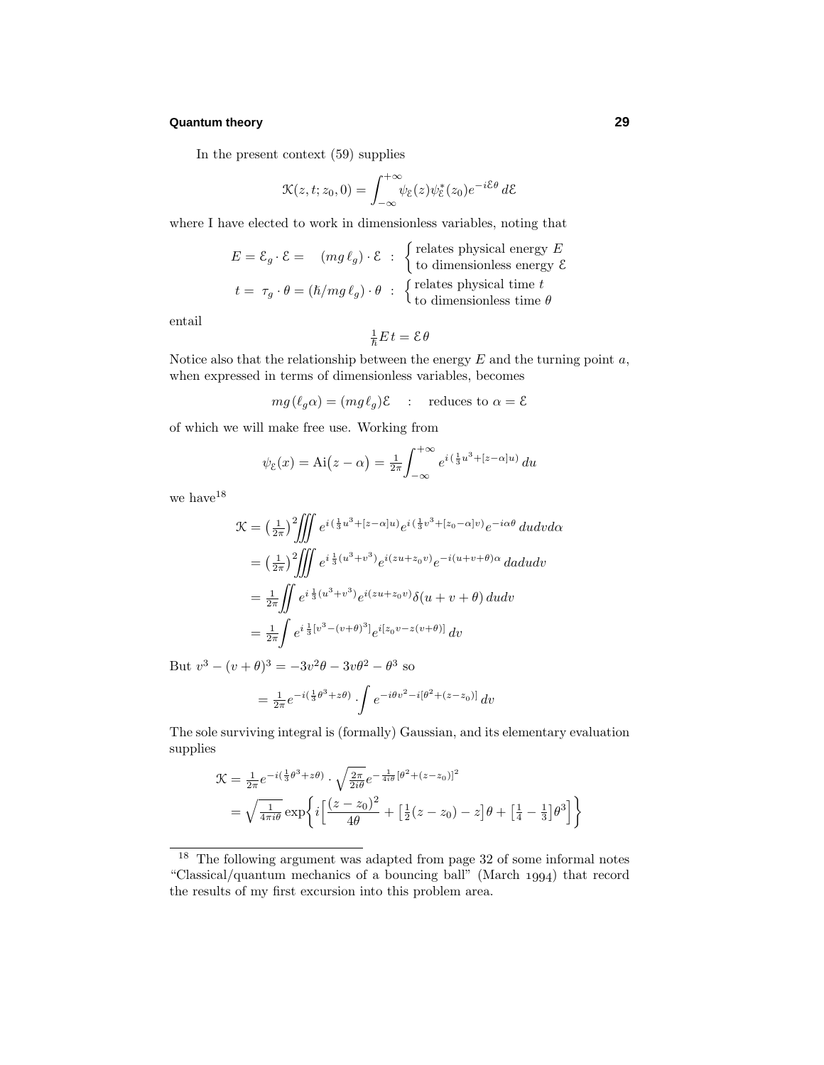In the present context (59) supplies

$$\mathcal{K}(z,t;z_0,0) = \int_{-\infty}^{+\infty} \psi_{\mathcal{E}}(z)\psi^*_{\mathcal{E}}(z_0)e^{-i\mathcal{E}\theta}\,d\mathcal{E}$$

where I have elected to work in dimensionless variables, noting that

$$E = \mathcal{E}_g \cdot \mathcal{E} = \quad (mg\,\ell_g)\cdot\mathcal{E} \;:\; \begin{cases}\text{relates physical energy } E\\ \text{to dimensionless energy } \mathcal{E}\end{cases}$$

$$t = \;\tau_g\cdot\theta = (\hbar/mg\,\ell_g)\cdot\theta \;:\; \begin{cases}\text{relates physical time } t\\ \text{to dimensionless time } \theta\end{cases}$$

entail

$$\tfrac{1}{\hbar}Et = \mathcal{E}\theta$$

Notice also that the relationship between the energy $E$ and the turning point $a$, when expressed in terms of dimensionless variables, becomes

$$mg\,(\ell_g\alpha) = (mg\,\ell_g)\mathcal{E} \quad : \quad \text{reduces to } \alpha = \mathcal{E}$$

of which we will make free use. Working from

$$\psi_{\mathcal{E}}(x) = \text{Ai}\big(z-\alpha\big) = \tfrac{1}{2\pi}\int_{-\infty}^{+\infty} e^{i\left(\frac{1}{3}u^3+[z-\alpha]u\right)}\,du$$

we have[18]

$$\begin{aligned}
\mathcal{K} &= \big(\tfrac{1}{2\pi}\big)^2\iiint e^{i\left(\frac{1}{3}u^3+[z-\alpha]u\right)}e^{i\left(\frac{1}{3}v^3+[z_0-\alpha]v\right)}e^{-i\alpha\theta}\,dudvd\alpha\\
&= \big(\tfrac{1}{2\pi}\big)^2\iiint e^{i\,\frac{1}{3}(u^3+v^3)}e^{i(zu+z_0v)}e^{-i(u+v+\theta)\alpha}\,dadudv\\
&= \tfrac{1}{2\pi}\iint e^{i\,\frac{1}{3}(u^3+v^3)}e^{i(zu+z_0v)}\delta(u+v+\theta)\,dudv\\
&= \tfrac{1}{2\pi}\int e^{i\,\frac{1}{3}[v^3-(v+\theta)^3]}e^{i[z_0v-z(v+\theta)]}\,dv
\end{aligned}$$

But $v^3-(v+\theta)^3 = -3v^2\theta - 3v\theta^2 - \theta^3$ so

$$= \tfrac{1}{2\pi}e^{-i(\frac{1}{3}\theta^3+z\theta)}\cdot\int e^{-i\theta v^2 - i[\theta^2+(z-z_0)]}\,dv$$

The sole surviving integral is (formally) Gaussian, and its elementary evaluation supplies

$$\begin{aligned}
\mathcal{K} &= \tfrac{1}{2\pi}e^{-i(\frac{1}{3}\theta^3+z\theta)}\cdot\sqrt{\tfrac{2\pi}{2i\theta}}\,e^{-\frac{1}{4i\theta}[\theta^2+(z-z_0)]^2}\\
&= \sqrt{\tfrac{1}{4\pi i\theta}}\exp\Big\{i\Big[\frac{(z-z_0)^2}{4\theta}+\big[\tfrac{1}{2}(z-z_0)-z\big]\theta+\big[\tfrac{1}{4}-\tfrac{1}{3}\big]\theta^3\Big]\Big\}
\end{aligned}$$

---

[18] The following argument was adapted from page 32 of some informal notes "Classical/quantum mechanics of a bouncing ball" (March 1994) that record the results of my first excursion into this problem area.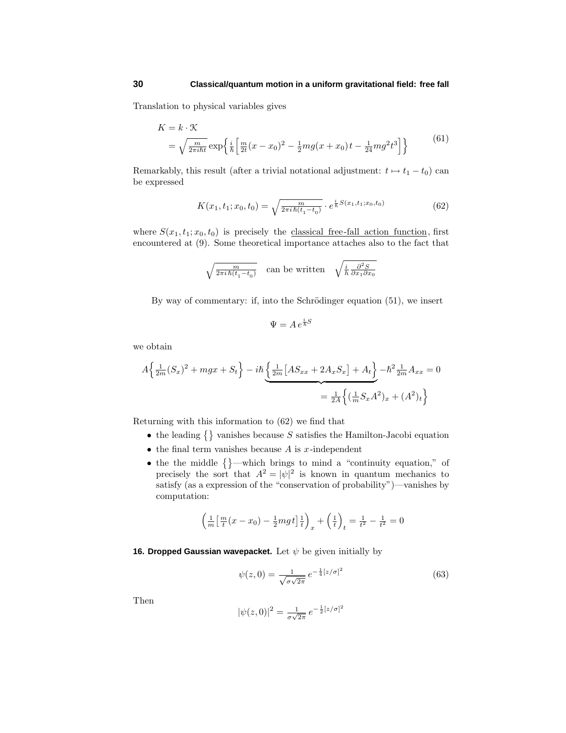Translation to physical variables gives

$$
\begin{aligned}
K &= k \cdot \mathcal{K} \\
&= \sqrt{\tfrac{m}{2\pi i\hbar t}}\exp\Big\{\tfrac{i}{\hbar}\Big[\tfrac{m}{2t}(x-x_0)^2 - \tfrac{1}{2}mg(x+x_0)t - \tfrac{1}{24}mg^2t^3\Big]\Big\}
\end{aligned}
\tag{61}
$$

Remarkably, this result (after a trivial notational adjustment: $t \mapsto t_1 - t_0$) can be expressed

$$
K(x_1, t_1; x_0, t_0) = \sqrt{\tfrac{m}{2\pi i\hbar(t_1 - t_0)}} \cdot e^{\frac{i}{\hbar}S(x_1,t_1;x_0,t_0)} \tag{62}
$$

where $S(x_1, t_1; x_0, t_0)$ is precisely the <u>classical free-fall action function</u>, first encountered at (9). Some theoretical importance attaches also to the fact that

$$
\sqrt{\tfrac{m}{2\pi i\hbar(t_1-t_0)}} \quad \text{can be written} \quad \sqrt{\tfrac{i}{h}\tfrac{\partial^2 S}{\partial x_1 \partial x_0}}
$$

By way of commentary: if, into the Schrödinger equation (51), we insert

$$
\Psi = A\, e^{\frac{i}{\hbar}S}
$$

we obtain

$$
A\Big\{\tfrac{1}{2m}(S_x)^2 + mgx + S_t\Big\} - i\hbar\underbrace{\Big\{\tfrac{1}{2m}\big[AS_{xx} + 2A_xS_x\big] + A_t\Big\}}_{=\,\frac{1}{2A}\left\{(\frac{1}{m}S_xA^2)_x + (A^2)_t\right\}} - \hbar^2\tfrac{1}{2m}A_{xx} = 0
$$

Returning with this information to (62) we find that

- the leading $\{\}$ vanishes because $S$ satisfies the Hamilton-Jacobi equation
- the final term vanishes because $A$ is $x$-independent
- the the middle $\{\}$—which brings to mind a "continuity equation," of precisely the sort that $A^2 = |\psi|^2$ is known in quantum mechanics to satisfy (as a expression of the "conservation of probability")—vanishes by computation:

$$
\Big(\tfrac{1}{m}\big[\tfrac{m}{t}(x-x_0) - \tfrac{1}{2}mgt\big]\tfrac{1}{t}\Big)_x + \Big(\tfrac{1}{t}\Big)_t = \tfrac{1}{t^2} - \tfrac{1}{t^2} = 0
$$

**16. Dropped Gaussian wavepacket.** Let $\psi$ be given initially by

$$
\psi(z, 0) = \tfrac{1}{\sqrt{\sigma\sqrt{2\pi}}}\, e^{-\frac{1}{4}[z/\sigma]^2} \tag{63}
$$

Then

$$
|\psi(z, 0)|^2 = \tfrac{1}{\sigma\sqrt{2\pi}}\, e^{-\frac{1}{2}[z/\sigma]^2}
$$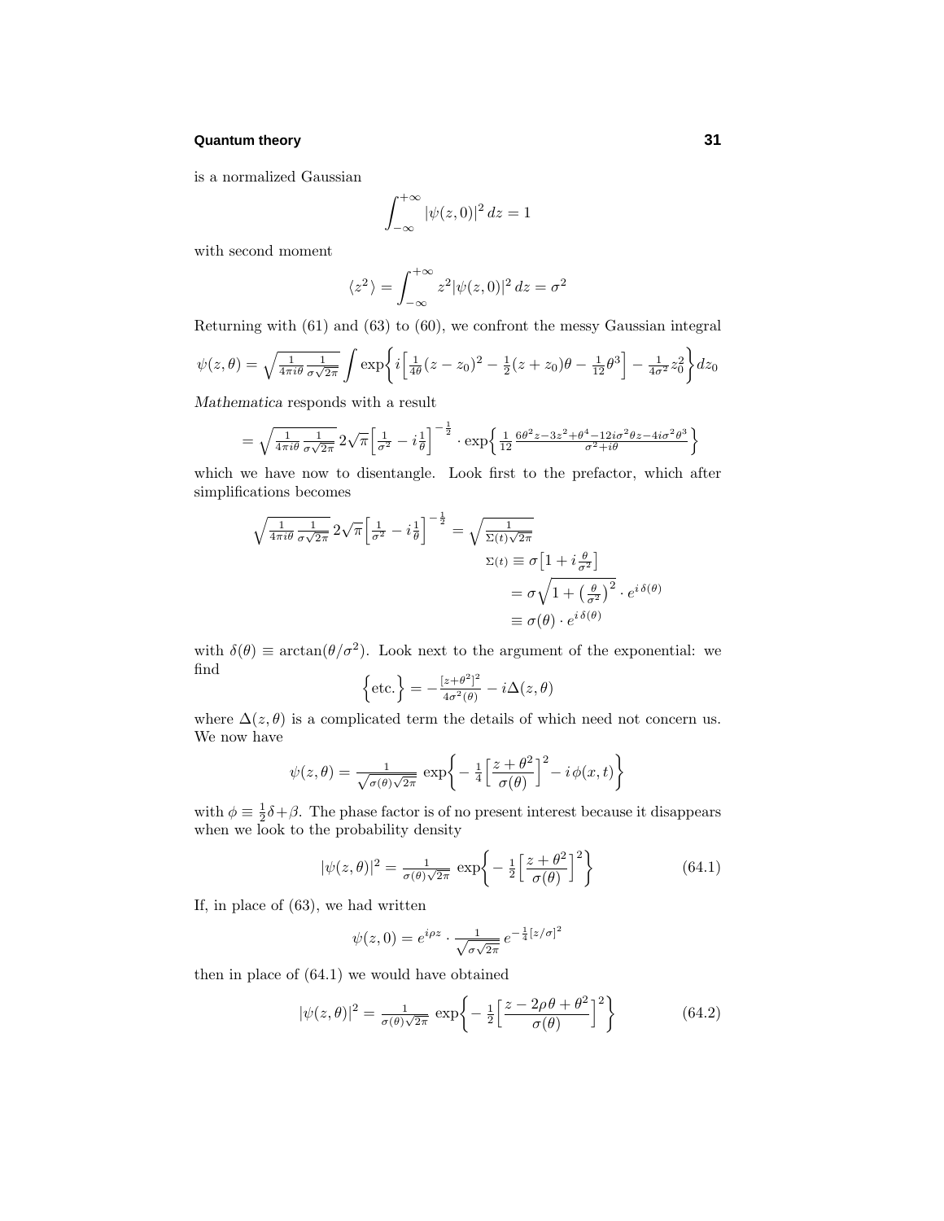is a normalized Gaussian

$$\int_{-\infty}^{+\infty} |\psi(z,0)|^2\, dz = 1$$

with second moment

$$\langle z^2\rangle = \int_{-\infty}^{+\infty} z^2 |\psi(z,0)|^2\, dz = \sigma^2$$

Returning with (61) and (63) to (60), we confront the messy Gaussian integral

$$\psi(z,\theta) = \sqrt{\tfrac{1}{4\pi i\theta}\tfrac{1}{\sigma\sqrt{2\pi}}}\int \exp\Big\{ i\Big[\tfrac{1}{4\theta}(z-z_0)^2 - \tfrac{1}{2}(z+z_0)\theta - \tfrac{1}{12}\theta^3\Big] - \tfrac{1}{4\sigma^2}z_0^2\Big\} dz_0$$

*Mathematica* responds with a result

$$= \sqrt{\tfrac{1}{4\pi i\theta}\tfrac{1}{\sigma\sqrt{2\pi}}}\, 2\sqrt{\pi}\Big[\tfrac{1}{\sigma^2} - i\tfrac{1}{\theta}\Big]^{-\frac{1}{2}} \cdot \exp\Big\{\tfrac{1}{12}\tfrac{6\theta^2 z - 3z^2 + \theta^4 - 12 i\sigma^2\theta z - 4 i\sigma^2\theta^3}{\sigma^2 + i\theta}\Big\}$$

which we have now to disentangle. Look first to the prefactor, which after simplifications becomes

$$\sqrt{\tfrac{1}{4\pi i\theta}\tfrac{1}{\sigma\sqrt{2\pi}}}\, 2\sqrt{\pi}\Big[\tfrac{1}{\sigma^2} - i\tfrac{1}{\theta}\Big]^{-\frac{1}{2}} = \sqrt{\tfrac{1}{\Sigma(t)\sqrt{2\pi}}}$$

$$\begin{aligned}\Sigma(t) &\equiv \sigma\big[1 + i\tfrac{\theta}{\sigma^2}\big]\\ &= \sigma\sqrt{1 + \big(\tfrac{\theta}{\sigma^2}\big)^2}\cdot e^{i\,\delta(\theta)}\\ &\equiv \sigma(\theta)\cdot e^{i\,\delta(\theta)}\end{aligned}$$

with $\delta(\theta) \equiv \arctan(\theta/\sigma^2)$. Look next to the argument of the exponential: we find

$$\Big\{\text{etc.}\Big\} = -\tfrac{[z+\theta^2]^2}{4\sigma^2(\theta)} - i\Delta(z,\theta)$$

where $\Delta(z,\theta)$ is a complicated term the details of which need not concern us. We now have

$$\psi(z,\theta) = \tfrac{1}{\sqrt{\sigma(\theta)\sqrt{2\pi}}}\,\exp\Big\{-\tfrac{1}{4}\Big[\frac{z+\theta^2}{\sigma(\theta)}\Big]^2 - i\,\phi(x,t)\Big\}$$

with $\phi \equiv \frac{1}{2}\delta + \beta$. The phase factor is of no present interest because it disappears when we look to the probability density

$$|\psi(z,\theta)|^2 = \tfrac{1}{\sigma(\theta)\sqrt{2\pi}}\,\exp\Big\{-\tfrac{1}{2}\Big[\frac{z+\theta^2}{\sigma(\theta)}\Big]^2\Big\} \tag{64.1}$$

If, in place of (63), we had written

$$\psi(z,0) = e^{i\rho z}\cdot\tfrac{1}{\sqrt{\sigma\sqrt{2\pi}}}\,e^{-\frac{1}{4}[z/\sigma]^2}$$

then in place of (64.1) we would have obtained

$$|\psi(z,\theta)|^2 = \tfrac{1}{\sigma(\theta)\sqrt{2\pi}}\,\exp\Big\{-\tfrac{1}{2}\Big[\frac{z-2\rho\theta+\theta^2}{\sigma(\theta)}\Big]^2\Big\} \tag{64.2}$$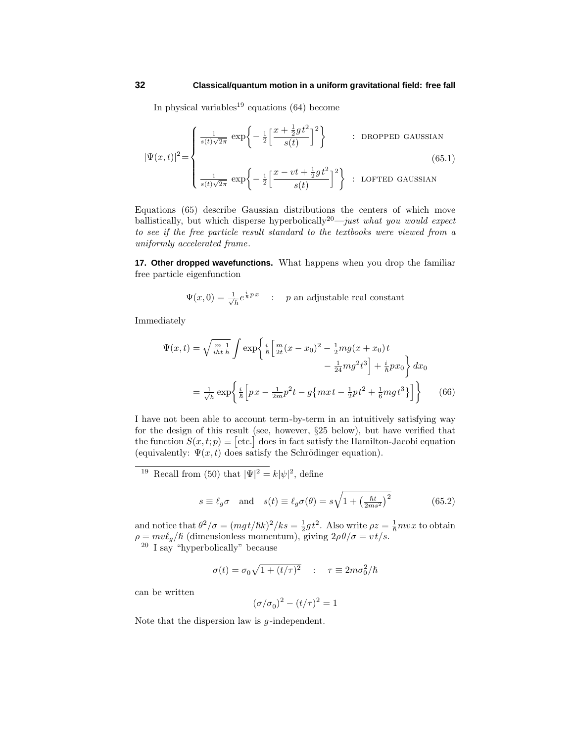In physical variables[19] equations (64) become

$$
|\Psi(x,t)|^2 = \begin{cases} \frac{1}{s(t)\sqrt{2\pi}}\,\exp\Big\{-\tfrac{1}{2}\Big[\dfrac{x+\frac{1}{2}gt^2}{s(t)}\Big]^2\Big\} & : \text{ DROPPED GAUSSIAN} \\ \\ \frac{1}{s(t)\sqrt{2\pi}}\,\exp\Big\{-\tfrac{1}{2}\Big[\dfrac{x-vt+\frac{1}{2}gt^2}{s(t)}\Big]^2\Big\} & : \text{ LOFTED GAUSSIAN} \end{cases} \tag{65.1}
$$

Equations (65) describe Gaussian distributions the centers of which move ballistically, but which disperse hyperbolically[20]—*just what you would expect to see if the free particle result standard to the textbooks were viewed from a uniformly accelerated frame*.

**17. Other dropped wavefunctions.** What happens when you drop the familiar free particle eigenfunction

$$
\Psi(x,0) = \tfrac{1}{\sqrt{h}}e^{\frac{i}{\hbar}px} \quad : \quad p \text{ an adjustable real constant}
$$

Immediately

$$
\begin{aligned}
\Psi(x,t) &= \sqrt{\tfrac{m}{iht}\tfrac{1}{h}}\int \exp\Big\{\tfrac{i}{\hbar}\Big[\tfrac{m}{2t}(x-x_0)^2 - \tfrac{1}{2}mg(x+x_0)t \\
&\qquad\qquad - \tfrac{1}{24}mg^2t^3\Big] + \tfrac{i}{\hbar}px_0\Big\}\,dx_0 \\
&= \tfrac{1}{\sqrt{h}}\exp\Big\{\tfrac{i}{\hbar}\Big[px - \tfrac{1}{2m}p^2t - g\big\{mxt - \tfrac{1}{2}pt^2 + \tfrac{1}{6}mgt^3\big\}\Big]\Big\}
\end{aligned} \tag{66}
$$

I have not been able to account term-by-term in an intuitively satisfying way for the design of this result (see, however, §25 below), but have verified that the function $S(x,t;p) \equiv \big[\text{etc.}\big]$ does in fact satisfy the Hamilton-Jacobi equation (equivalently: $\Psi(x,t)$ does satisfy the Schrödinger equation).

---

[19] Recall from (50) that $|\Psi|^2 = k|\psi|^2$, define

$$
s \equiv \ell_g\sigma \quad \text{and} \quad s(t) \equiv \ell_g\sigma(\theta) = s\sqrt{1+\big(\tfrac{\hbar t}{2ms^2}\big)^2} \tag{65.2}
$$

and notice that $\theta^2/\sigma = (mgt/\hbar k)^2/ks = \frac{1}{2}gt^2$. Also write $\rho z = \frac{1}{\hbar}mvx$ to obtain $\rho = mv\ell_g/\hbar$ (dimensionless momentum), giving $2\rho\theta/\sigma = vt/s$.

[20] I say "hyperbolically" because

$$
\sigma(t) = \sigma_0\sqrt{1+(t/\tau)^2} \quad : \quad \tau \equiv 2m\sigma_0^2/\hbar
$$

can be written

$$
(\sigma/\sigma_0)^2 - (t/\tau)^2 = 1
$$

Note that the dispersion law is $g$-independent.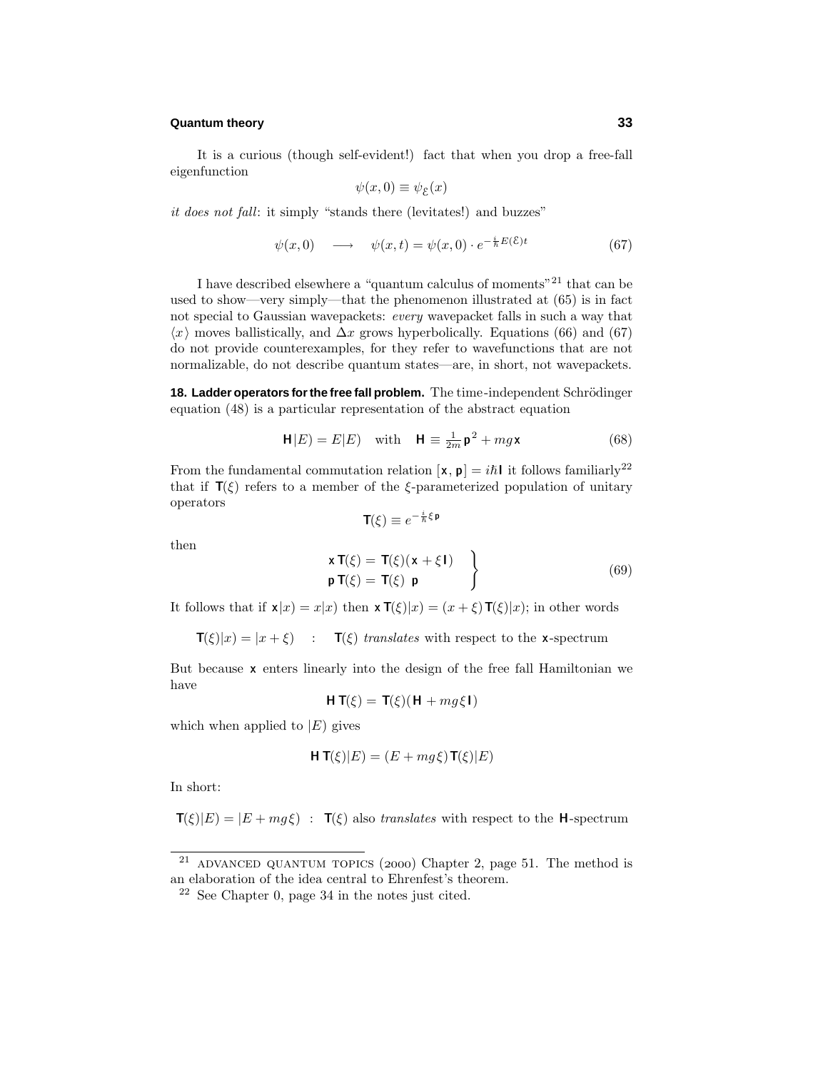It is a curious (though self-evident!) fact that when you drop a free-fall eigenfunction

$$\psi(x,0) \equiv \psi_{\mathcal{E}}(x)$$

*it does not fall*: it simply "stands there (levitates!) and buzzes"

$$\psi(x,0) \quad\longrightarrow\quad \psi(x,t) = \psi(x,0)\cdot e^{-\frac{i}{\hbar}E(\mathcal{E})t} \tag{67}$$

I have described elsewhere a "quantum calculus of moments"[21] that can be used to show—very simply—that the phenomenon illustrated at (65) is in fact not special to Gaussian wavepackets: *every* wavepacket falls in such a way that $\langle x\rangle$ moves ballistically, and $\Delta x$ grows hyperbolically. Equations (66) and (67) do not provide counterexamples, for they refer to wavefunctions that are not normalizable, do not describe quantum states—are, in short, not wavepackets.

**18. Ladder operators for the free fall problem.** The time-independent Schrödinger equation (48) is a particular representation of the abstract equation

$$\mathbf{H}|E) = E|E) \quad\text{with}\quad \mathbf{H} \equiv \tfrac{1}{2m}\mathbf{p}^2 + mg\mathbf{x} \tag{68}$$

From the fundamental commutation relation $[\mathbf{x},\mathbf{p}] = i\hbar\mathbf{I}$ it follows familiarly[22] that if $\mathbf{T}(\xi)$ refers to a member of the $\xi$-parameterized population of unitary operators

$$\mathbf{T}(\xi) \equiv e^{-\frac{i}{\hbar}\xi\,\mathbf{p}}$$

then

$$\left.\begin{aligned}\mathbf{x}\,\mathbf{T}(\xi) &= \mathbf{T}(\xi)(\mathbf{x}+\xi\,\mathbf{I})\\ \mathbf{p}\,\mathbf{T}(\xi) &= \mathbf{T}(\xi)\;\mathbf{p}\end{aligned}\right\} \tag{69}$$

It follows that if $\mathbf{x}|x) = x|x)$ then $\mathbf{x}\,\mathbf{T}(\xi)|x) = (x+\xi)\,\mathbf{T}(\xi)|x)$; in other words

$$\mathbf{T}(\xi)|x) = |x+\xi) \quad : \quad \mathbf{T}(\xi) \textit{ translates} \text{ with respect to the } \mathbf{x}\text{-spectrum}$$

But because $\mathbf{x}$ enters linearly into the design of the free fall Hamiltonian we have

$$\mathbf{H}\,\mathbf{T}(\xi) = \mathbf{T}(\xi)(\mathbf{H} + mg\xi\,\mathbf{I})$$

which when applied to $|E)$ gives

$$\mathbf{H}\,\mathbf{T}(\xi)|E) = (E + mg\xi)\,\mathbf{T}(\xi)|E)$$

In short:

$$\mathbf{T}(\xi)|E) = |E+mg\xi) \;\;:\;\; \mathbf{T}(\xi) \text{ also } \textit{translates} \text{ with respect to the } \mathbf{H}\text{-spectrum}$$

---

[21] ADVANCED QUANTUM TOPICS (2000) Chapter 2, page 51. The method is an elaboration of the idea central to Ehrenfest's theorem.

[22] See Chapter 0, page 34 in the notes just cited.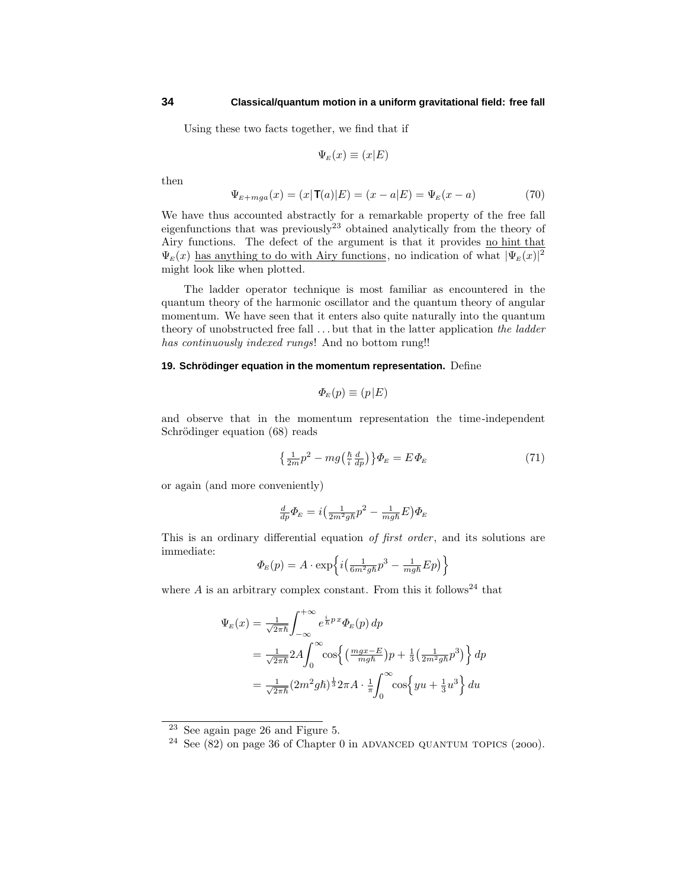Using these two facts together, we find that if

$$\Psi_E(x) \equiv (x|E)$$

then

$$\Psi_{E+mga}(x) = (x|\mathbf{T}(a)|E) = (x-a|E) = \Psi_E(x-a) \tag{70}$$

We have thus accounted abstractly for a remarkable property of the free fall eigenfunctions that was previously[23] obtained analytically from the theory of Airy functions. The defect of the argument is that it provides <u>no hint that $\Psi_E(x)$ has anything to do with Airy functions</u>, no indication of what $|\Psi_E(x)|^2$ might look like when plotted.

The ladder operator technique is most familiar as encountered in the quantum theory of the harmonic oscillator and the quantum theory of angular momentum. We have seen that it enters also quite naturally into the quantum theory of unobstructed free fall ... but that in the latter application *the ladder has continuously indexed rungs*! And no bottom rung!!

**19. Schrödinger equation in the momentum representation.** Define

$$\Phi_E(p) \equiv (p|E)$$

and observe that in the momentum representation the time-independent Schrödinger equation (68) reads

$$\left\{\tfrac{1}{2m}p^2 - mg\left(\tfrac{\hbar}{i}\tfrac{d}{dp}\right)\right\}\Phi_E = E\,\Phi_E \tag{71}$$

or again (and more conveniently)

$$\tfrac{d}{dp}\Phi_E = i\left(\tfrac{1}{2m^2g\hbar}p^2 - \tfrac{1}{mg\hbar}E\right)\Phi_E$$

This is an ordinary differential equation *of first order*, and its solutions are immediate:

$$\Phi_E(p) = A\cdot\exp\Big\{i\left(\tfrac{1}{6m^2g\hbar}p^3 - \tfrac{1}{mg\hbar}Ep\right)\Big\}$$

where $A$ is an arbitrary complex constant. From this it follows[24] that

$$\begin{aligned}
\Psi_E(x) &= \tfrac{1}{\sqrt{2\pi\hbar}}\int_{-\infty}^{+\infty} e^{\frac{i}{\hbar}p\,x}\Phi_E(p)\,dp \\
&= \tfrac{1}{\sqrt{2\pi\hbar}}2A\int_0^{\infty}\cos\Big\{\left(\tfrac{mgx-E}{mg\hbar}\right)p + \tfrac{1}{3}\left(\tfrac{1}{2m^2g\hbar}p^3\right)\Big\}\,dp \\
&= \tfrac{1}{\sqrt{2\pi\hbar}}(2m^2g\hbar)^{\frac{1}{3}}2\pi A\cdot\tfrac{1}{\pi}\int_0^{\infty}\cos\Big\{yu + \tfrac{1}{3}u^3\Big\}\,du
\end{aligned}$$

---

[23] See again page 26 and Figure 5.

[24] See (82) on page 36 of Chapter 0 in ADVANCED QUANTUM TOPICS (2000).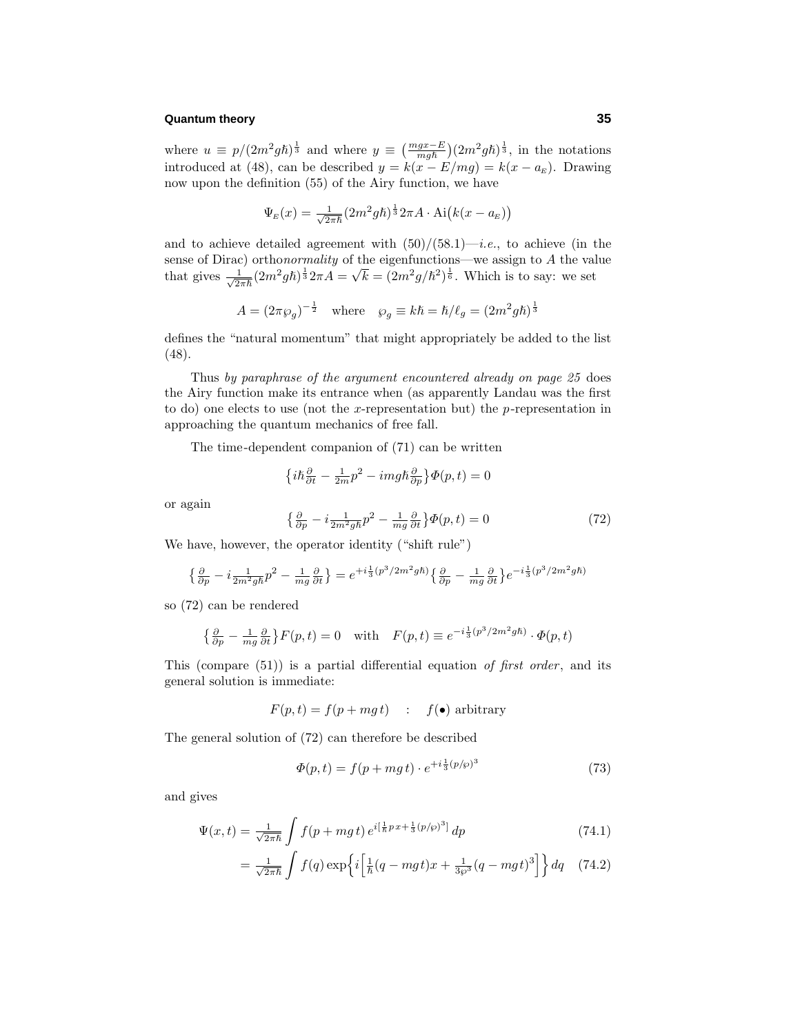where $u \equiv p/(2m^2 g\hbar)^{\frac{1}{3}}$ and where $y \equiv \left(\frac{mgx-E}{mg\hbar}\right)(2m^2 g\hbar)^{\frac{1}{3}}$, in the notations introduced at (48), can be described $y = k(x - E/mg) = k(x - a_E)$. Drawing now upon the definition (55) of the Airy function, we have

$$\Psi_E(x) = \tfrac{1}{\sqrt{2\pi\hbar}}(2m^2 g\hbar)^{\frac{1}{3}} 2\pi A \cdot \text{Ai}\big(k(x - a_E)\big)$$

and to achieve detailed agreement with (50)/(58.1)—*i.e.*, to achieve (in the sense of Dirac) ortho*normality* of the eigenfunctions—we assign to $A$ the value that gives $\frac{1}{\sqrt{2\pi\hbar}}(2m^2 g\hbar)^{\frac{1}{3}} 2\pi A = \sqrt{k} = (2m^2 g/\hbar^2)^{\frac{1}{6}}$. Which is to say: we set

$$A = (2\pi\wp_g)^{-\frac{1}{2}} \quad \text{where} \quad \wp_g \equiv k\hbar = \hbar/\ell_g = (2m^2 g\hbar)^{\frac{1}{3}}$$

defines the "natural momentum" that might appropriately be added to the list (48).

Thus *by paraphrase of the argument encountered already on page 25* does the Airy function make its entrance when (as apparently Landau was the first to do) one elects to use (not the $x$-representation but) the $p$-representation in approaching the quantum mechanics of free fall.

The time-dependent companion of (71) can be written

$$\left\{i\hbar\tfrac{\partial}{\partial t} - \tfrac{1}{2m}p^2 - img\hbar\tfrac{\partial}{\partial p}\right\}\Phi(p,t) = 0$$

or again

$$\left\{\tfrac{\partial}{\partial p} - i\tfrac{1}{2m^2 g\hbar}p^2 - \tfrac{1}{mg}\tfrac{\partial}{\partial t}\right\}\Phi(p,t) = 0 \tag{72}$$

We have, however, the operator identity ("shift rule")

$$\left\{\tfrac{\partial}{\partial p} - i\tfrac{1}{2m^2 g\hbar}p^2 - \tfrac{1}{mg}\tfrac{\partial}{\partial t}\right\} = e^{+i\frac{1}{3}(p^3/2m^2 g\hbar)}\left\{\tfrac{\partial}{\partial p} - \tfrac{1}{mg}\tfrac{\partial}{\partial t}\right\}e^{-i\frac{1}{3}(p^3/2m^2 g\hbar)}$$

so (72) can be rendered

$$\left\{\tfrac{\partial}{\partial p} - \tfrac{1}{mg}\tfrac{\partial}{\partial t}\right\}F(p,t) = 0 \quad \text{with} \quad F(p,t) \equiv e^{-i\frac{1}{3}(p^3/2m^2 g\hbar)} \cdot \Phi(p,t)$$

This (compare (51)) is a partial differential equation *of first order*, and its general solution is immediate:

$$F(p,t) = f(p + mg\,t) \quad : \quad f(\bullet) \text{ arbitrary}$$

The general solution of (72) can therefore be described

$$\Phi(p,t) = f(p + mg\,t) \cdot e^{+i\frac{1}{3}(p/\wp)^3} \tag{73}$$

and gives

$$\Psi(x,t) = \tfrac{1}{\sqrt{2\pi\hbar}}\int f(p + mg\,t)\, e^{i[\frac{1}{\hbar}p\,x + \frac{1}{3}(p/\wp)^3]}\, dp \tag{74.1}$$

$$= \tfrac{1}{\sqrt{2\pi\hbar}}\int f(q)\exp\Big\{i\Big[\tfrac{1}{\hbar}(q - mgt)x + \tfrac{1}{3\wp^3}(q - mgt)^3\Big]\Big\}\, dq \tag{74.2}$$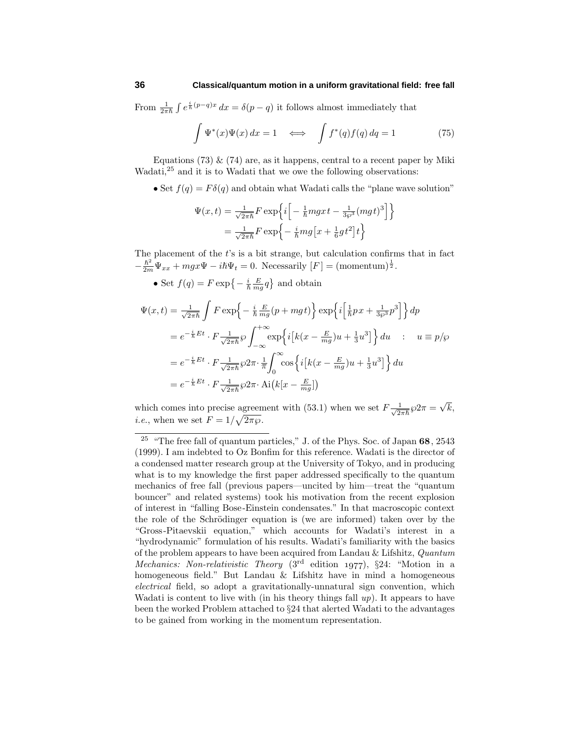From $\frac{1}{2\pi\hbar}\int e^{\frac{i}{\hbar}(p-q)x}\,dx = \delta(p-q)$ it follows almost immediately that

$$\int \Psi^*(x)\Psi(x)\,dx = 1 \quad \Longleftrightarrow \quad \int f^*(q)f(q)\,dq = 1 \tag{75}$$

Equations (73) & (74) are, as it happens, central to a recent paper by Miki Wadati,[25] and it is to Wadati that we owe the following observations:

- Set $f(q) = F\delta(q)$ and obtain what Wadati calls the "plane wave solution"

$$\begin{aligned}\Psi(x,t) &= \tfrac{1}{\sqrt{2\pi\hbar}}F\exp\Big\{i\Big[-\tfrac{1}{\hbar}mgx\,t - \tfrac{1}{3\wp^3}(mgt)^3\Big]\Big\}\\ &= \tfrac{1}{\sqrt{2\pi\hbar}}F\exp\Big\{-\tfrac{i}{\hbar}mg\big[x+\tfrac{1}{6}gt^2\big]t\Big\}\end{aligned}$$

The placement of the $t$'s is a bit strange, but calculation confirms that in fact $-\frac{\hbar^2}{2m}\Psi_{xx} + mgx\Psi - i\hbar\Psi_t = 0$. Necessarily $[F] = (\text{momentum})^{\frac{1}{2}}$.

- Set $f(q) = F\exp\big\{-\frac{i}{\hbar}\frac{E}{mg}q\big\}$ and obtain

$$\begin{aligned}\Psi(x,t) &= \tfrac{1}{\sqrt{2\pi\hbar}}\int F\exp\Big\{-\tfrac{i}{\hbar}\tfrac{E}{mg}(p+mgt)\Big\}\exp\Big\{i\Big[\tfrac{1}{\hbar}px + \tfrac{1}{3\wp^3}p^3\Big]\Big\}\,dp\\ &= e^{-\frac{i}{\hbar}Et}\cdot F\tfrac{1}{\sqrt{2\pi\hbar}}\wp\int_{-\infty}^{+\infty}\exp\Big\{i\big[k(x-\tfrac{E}{mg})u + \tfrac{1}{3}u^3\big]\Big\}\,du \quad : \quad u \equiv p/\wp\\ &= e^{-\frac{i}{\hbar}Et}\cdot F\tfrac{1}{\sqrt{2\pi\hbar}}\wp 2\pi\cdot\tfrac{1}{\pi}\int_0^{\infty}\cos\Big\{i\big[k(x-\tfrac{E}{mg})u + \tfrac{1}{3}u^3\big]\Big\}\,du\\ &= e^{-\frac{i}{\hbar}Et}\cdot F\tfrac{1}{\sqrt{2\pi\hbar}}\wp 2\pi\cdot \text{Ai}\big(k[x-\tfrac{E}{mg}]\big)\end{aligned}$$

which comes into precise agreement with (53.1) when we set $F\frac{1}{\sqrt{2\pi\hbar}}\wp 2\pi = \sqrt{k}$, *i.e.*, when we set $F = 1/\sqrt{2\pi\wp}$.

---

[25] "The free fall of quantum particles," J. of the Phys. Soc. of Japan **68**, 2543 (1999). I am indebted to Oz Bonfim for this reference. Wadati is the director of a condensed matter research group at the University of Tokyo, and in producing what is to my knowledge the first paper addressed specifically to the quantum mechanics of free fall (previous papers—uncited by him—treat the "quantum bouncer" and related systems) took his motivation from the recent explosion of interest in "falling Bose-Einstein condensates." In that macroscopic context the role of the Schrödinger equation is (we are informed) taken over by the "Gross-Pitaevskii equation," which accounts for Wadati's interest in a "hydrodynamic" formulation of his results. Wadati's familiarity with the basics of the problem appears to have been acquired from Landau & Lifshitz, *Quantum Mechanics: Non-relativistic Theory* (3rd edition 1977), §24: "Motion in a homogeneous field." But Landau & Lifshitz have in mind a homogeneous *electrical* field, so adopt a gravitationally-unnatural sign convention, which Wadati is content to live with (in his theory things fall *up*). It appears to have been the worked Problem attached to §24 that alerted Wadati to the advantages to be gained from working in the momentum representation.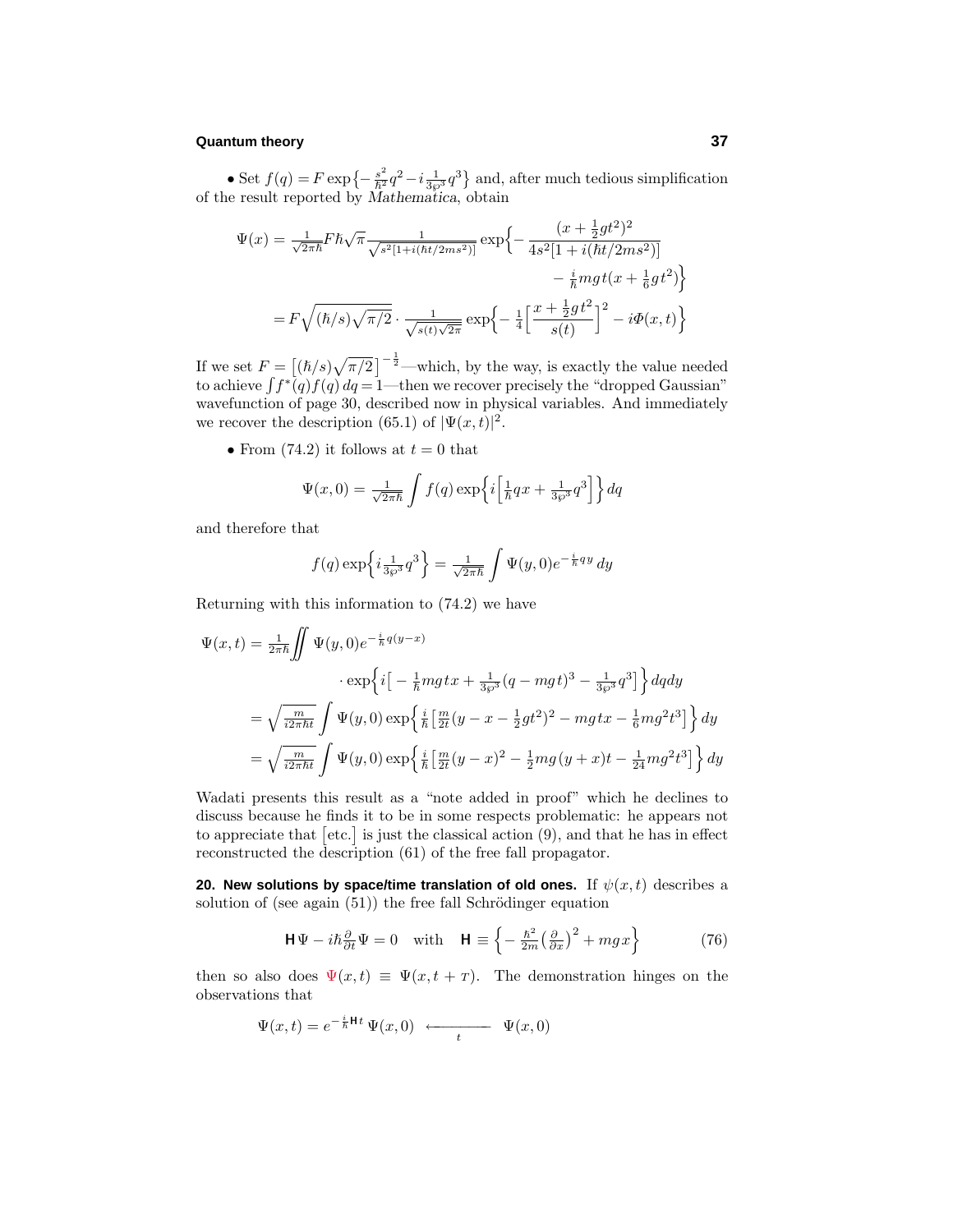• Set $f(q) = F\exp\{-\frac{s^2}{\hbar^2}q^2 - i\frac{1}{3\wp^3}q^3\}$ and, after much tedious simplification of the result reported by *Mathematica*, obtain

$$\begin{aligned}
\Psi(x) &= \tfrac{1}{\sqrt{2\pi\hbar}}F\hbar\sqrt{\pi}\tfrac{1}{\sqrt{s^2[1+i(\hbar t/2ms^2)]}}\exp\Big\{-\frac{(x+\frac{1}{2}gt^2)^2}{4s^2[1+i(\hbar t/2ms^2)]} \\
&\qquad\qquad\qquad - \tfrac{i}{\hbar}mgt(x+\tfrac{1}{6}gt^2)\Big\} \\
&= F\sqrt{(\hbar/s)\sqrt{\pi/2}}\cdot\tfrac{1}{\sqrt{s(t)\sqrt{2\pi}}}\exp\Big\{-\tfrac{1}{4}\Big[\frac{x+\frac{1}{2}gt^2}{s(t)}\Big]^2 - i\Phi(x,t)\Big\}
\end{aligned}$$

If we set $F = \big[(\hbar/s)\sqrt{\pi/2}\big]^{-\frac{1}{2}}$—which, by the way, is exactly the value needed to achieve $\int f^*(q)f(q)\,dq = 1$—then we recover precisely the "dropped Gaussian" wavefunction of page 30, described now in physical variables. And immediately we recover the description (65.1) of $|\Psi(x,t)|^2$.

• From (74.2) it follows at $t = 0$ that

$$\Psi(x,0) = \tfrac{1}{\sqrt{2\pi\hbar}}\int f(q)\exp\Big\{i\Big[\tfrac{1}{\hbar}qx + \tfrac{1}{3\wp^3}q^3\Big]\Big\}\,dq$$

and therefore that

$$f(q)\exp\Big\{i\tfrac{1}{3\wp^3}q^3\Big\} = \tfrac{1}{\sqrt{2\pi\hbar}}\int \Psi(y,0)e^{-\frac{i}{\hbar}qy}\,dy$$

Returning with this information to (74.2) we have

$$\begin{aligned}
\Psi(x,t) &= \tfrac{1}{2\pi\hbar}\iint \Psi(y,0)e^{-\frac{i}{\hbar}q(y-x)} \\
&\qquad\qquad\cdot\exp\Big\{i\big[-\tfrac{1}{\hbar}mgtx + \tfrac{1}{3\wp^3}(q-mgt)^3 - \tfrac{1}{3\wp^3}q^3\big]\Big\}\,dqdy \\
&= \sqrt{\tfrac{m}{i2\pi\hbar t}}\int \Psi(y,0)\exp\Big\{\tfrac{i}{\hbar}\big[\tfrac{m}{2t}(y-x-\tfrac{1}{2}gt^2)^2 - mgtx - \tfrac{1}{6}mg^2t^3\big]\Big\}\,dy \\
&= \sqrt{\tfrac{m}{i2\pi\hbar t}}\int \Psi(y,0)\exp\Big\{\tfrac{i}{\hbar}\big[\tfrac{m}{2t}(y-x)^2 - \tfrac{1}{2}mg(y+x)t - \tfrac{1}{24}mg^2t^3\big]\Big\}\,dy
\end{aligned}$$

Wadati presents this result as a "note added in proof" which he declines to discuss because he finds it to be in some respects problematic: he appears not to appreciate that $\big[\text{etc.}\big]$ is just the classical action (9), and that he has in effect reconstructed the description (61) of the free fall propagator.

**20. New solutions by space/time translation of old ones.** If $\psi(x,t)$ describes a solution of (see again (51)) the free fall Schrödinger equation

$$\mathsf{H}\,\Psi - i\hbar\tfrac{\partial}{\partial t}\Psi = 0 \quad\text{with}\quad \mathsf{H} \equiv \Big\{-\tfrac{\hbar^2}{2m}\big(\tfrac{\partial}{\partial x}\big)^2 + mgx\Big\} \tag{76}$$

then so also does $\Psi(x,t) \equiv \Psi(x,t+\tau)$. The demonstration hinges on the observations that

$$\Psi(x,t) = e^{-\frac{i}{\hbar}\mathsf{H}t}\,\Psi(x,0) \;\xleftarrow[t]{\quad\quad}\; \Psi(x,0)$$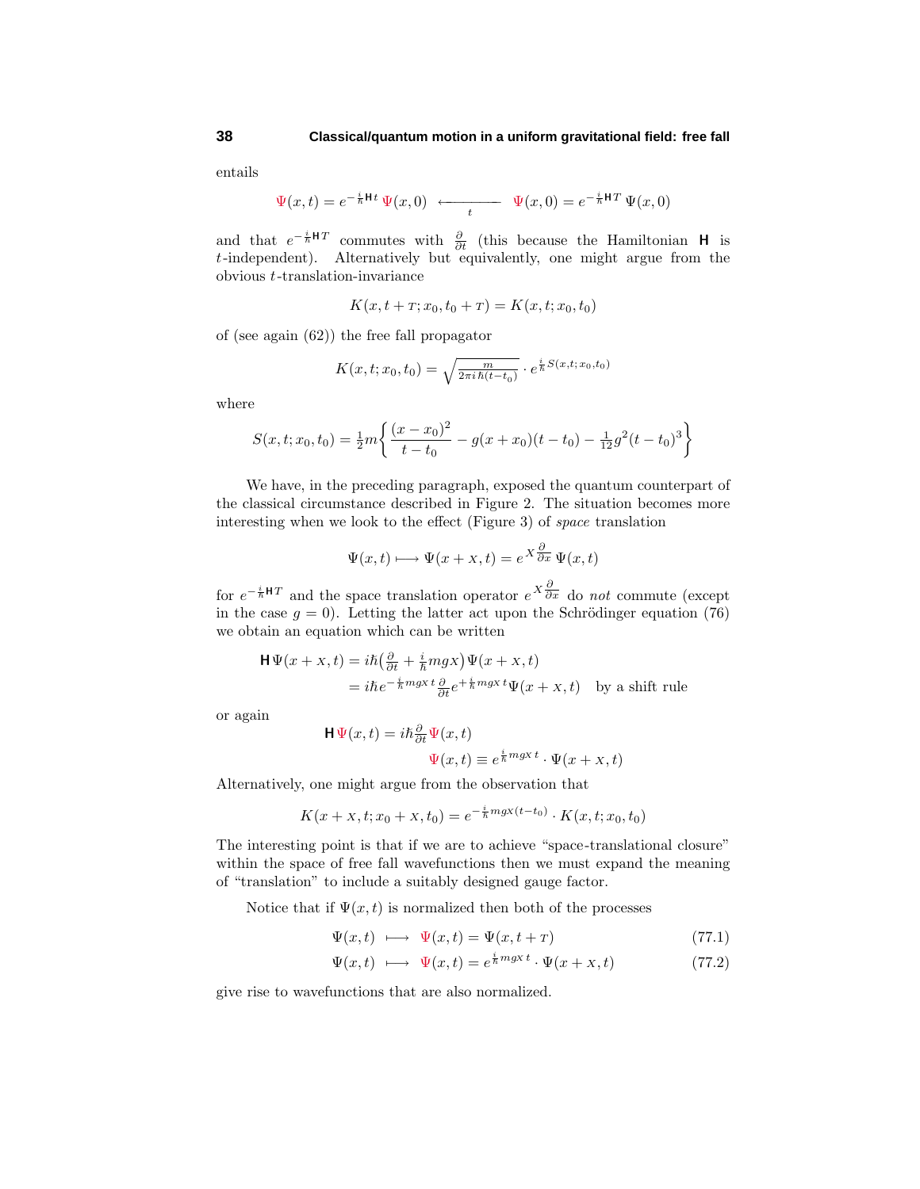entails

$$\Psi(x,t) = e^{-\frac{i}{\hbar}\mathbf{H}t}\,\Psi(x,0) \;\xleftarrow[t]{\quad}\; \Psi(x,0) = e^{-\frac{i}{\hbar}\mathbf{H}T}\,\Psi(x,0)$$

and that $e^{-\frac{i}{\hbar}\mathbf{H}T}$ commutes with $\frac{\partial}{\partial t}$ (this because the Hamiltonian $\mathbf{H}$ is $t$-independent). Alternatively but equivalently, one might argue from the obvious $t$-translation-invariance

$$K(x, t + T; x_0, t_0 + T) = K(x, t; x_0, t_0)$$

of (see again (62)) the free fall propagator

$$K(x,t;x_0,t_0) = \sqrt{\tfrac{m}{2\pi i\hbar(t-t_0)}}\cdot e^{\frac{i}{\hbar}S(x,t;x_0,t_0)}$$

where

$$S(x,t;x_0,t_0) = \tfrac{1}{2}m\left\{\frac{(x-x_0)^2}{t-t_0} - g(x+x_0)(t-t_0) - \tfrac{1}{12}g^2(t-t_0)^3\right\}$$

We have, in the preceding paragraph, exposed the quantum counterpart of the classical circumstance described in Figure 2. The situation becomes more interesting when we look to the effect (Figure 3) of *space* translation

$$\Psi(x,t) \longmapsto \Psi(x+X,t) = e^{X\frac{\partial}{\partial x}}\,\Psi(x,t)$$

for $e^{-\frac{i}{\hbar}\mathbf{H}T}$ and the space translation operator $e^{X\frac{\partial}{\partial x}}$ do *not* commute (except in the case $g = 0$). Letting the latter act upon the Schrödinger equation (76) we obtain an equation which can be written

$$\begin{aligned}
\mathbf{H}\,\Psi(x+X,t) &= i\hbar\big(\tfrac{\partial}{\partial t} + \tfrac{i}{\hbar}mgX\big)\Psi(x+X,t)\\
&= i\hbar e^{-\frac{i}{\hbar}mgX\,t}\tfrac{\partial}{\partial t}e^{+\frac{i}{\hbar}mgX\,t}\Psi(x+X,t) \quad \text{by a shift rule}
\end{aligned}$$

or again

$$\begin{aligned}
\mathbf{H}\,\Psi(x,t) &= i\hbar\tfrac{\partial}{\partial t}\Psi(x,t)\\
\Psi(x,t) &\equiv e^{\frac{i}{\hbar}mgX\,t}\cdot\Psi(x+X,t)
\end{aligned}$$

Alternatively, one might argue from the observation that

$$K(x+X,t;x_0+X,t_0) = e^{-\frac{i}{\hbar}mgX(t-t_0)}\cdot K(x,t;x_0,t_0)$$

The interesting point is that if we are to achieve "space-translational closure" within the space of free fall wavefunctions then we must expand the meaning of "translation" to include a suitably designed gauge factor.

Notice that if $\Psi(x,t)$ is normalized then both of the processes

$$\Psi(x,t) \longmapsto \Psi(x,t) = \Psi(x,t+T) \tag{77.1}$$

$$\Psi(x,t) \longmapsto \Psi(x,t) = e^{\frac{i}{\hbar}mgX\,t}\cdot\Psi(x+X,t) \tag{77.2}$$

give rise to wavefunctions that are also normalized.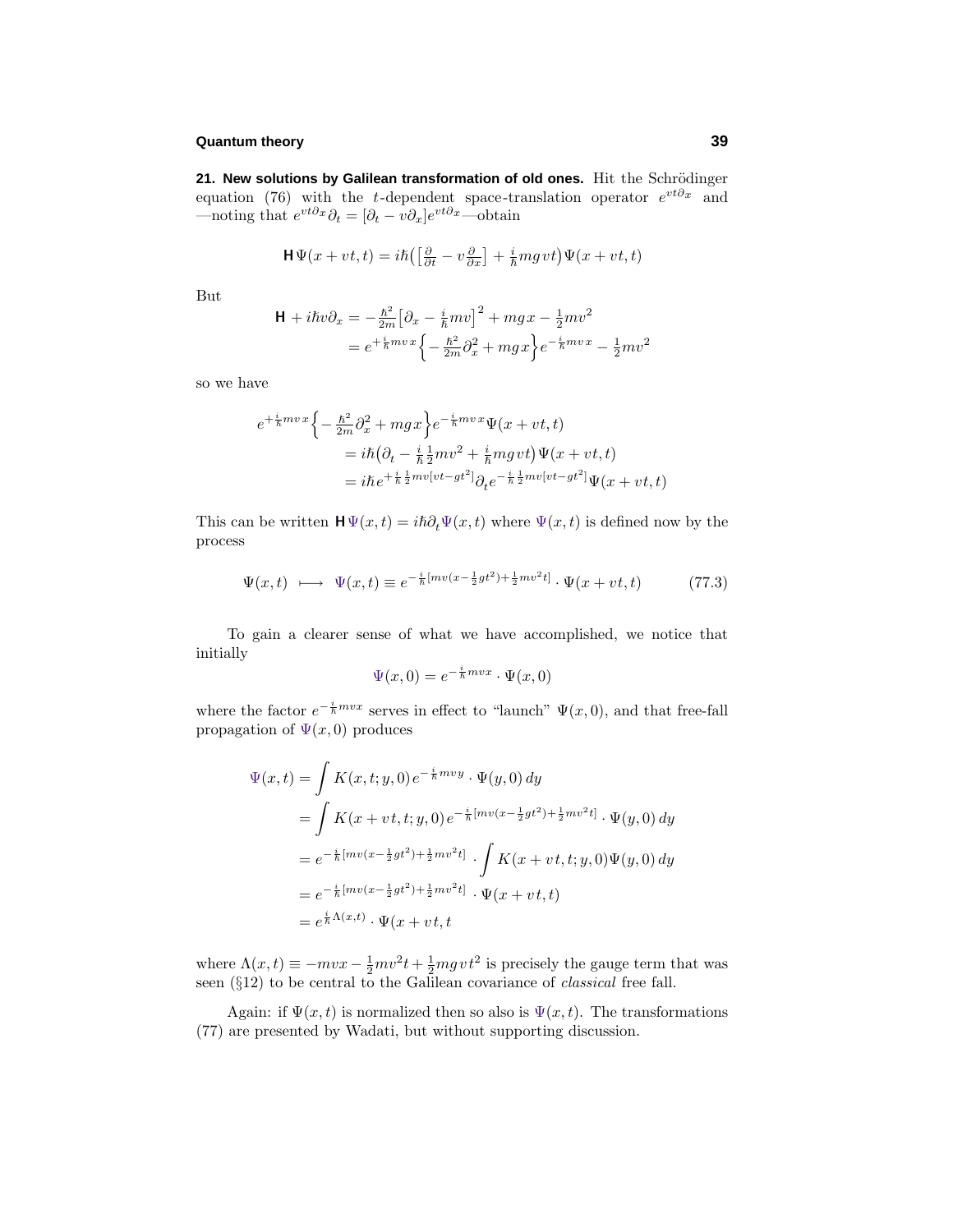**21. New solutions by Galilean transformation of old ones.** Hit the Schrödinger equation (76) with the $t$-dependent space-translation operator $e^{vt\partial_x}$ and —noting that $e^{vt\partial_x}\partial_t = [\partial_t - v\partial_x]e^{vt\partial_x}$—obtain

$$\mathbf{H}\,\Psi(x+vt,t) = i\hbar\big(\big[\tfrac{\partial}{\partial t} - v\tfrac{\partial}{\partial x}\big] + \tfrac{i}{\hbar}mgvt\big)\Psi(x+vt,t)$$

But

$$\begin{aligned}\mathbf{H} + i\hbar v\partial_x &= -\tfrac{\hbar^2}{2m}\big[\partial_x - \tfrac{i}{\hbar}mv\big]^2 + mgx - \tfrac{1}{2}mv^2\\ &= e^{+\frac{i}{\hbar}mv\,x}\Big\{-\tfrac{\hbar^2}{2m}\partial_x^2 + mgx\Big\}e^{-\frac{i}{\hbar}mv\,x} - \tfrac{1}{2}mv^2\end{aligned}$$

so we have

$$\begin{aligned}e^{+\frac{i}{\hbar}mv\,x}\Big\{-\tfrac{\hbar^2}{2m}\partial_x^2 + mgx\Big\}&e^{-\frac{i}{\hbar}mv\,x}\Psi(x+vt,t)\\ &= i\hbar\big(\partial_t - \tfrac{i}{\hbar}\tfrac{1}{2}mv^2 + \tfrac{i}{\hbar}mgvt\big)\Psi(x+vt,t)\\ &= i\hbar e^{+\frac{i}{\hbar}\frac{1}{2}mv[vt-gt^2]}\partial_t e^{-\frac{i}{\hbar}\frac{1}{2}mv[vt-gt^2]}\Psi(x+vt,t)\end{aligned}$$

This can be written $\mathbf{H}\,\Psi(x,t) = i\hbar\partial_t\Psi(x,t)$ where $\Psi(x,t)$ is defined now by the process

$$\Psi(x,t) \;\longmapsto\; \Psi(x,t) \equiv e^{-\frac{i}{\hbar}[mv(x-\frac{1}{2}gt^2)+\frac{1}{2}mv^2t]}\cdot\Psi(x+vt,t) \tag{77.3}$$

To gain a clearer sense of what we have accomplished, we notice that initially

$$\Psi(x,0) = e^{-\frac{i}{\hbar}mvx}\cdot\Psi(x,0)$$

where the factor $e^{-\frac{i}{\hbar}mvx}$ serves in effect to "launch" $\Psi(x,0)$, and that free-fall propagation of $\Psi(x,0)$ produces

$$\begin{aligned}\Psi(x,t) &= \int K(x,t;y,0)\,e^{-\frac{i}{\hbar}mvy}\cdot\Psi(y,0)\,dy\\ &= \int K(x+vt,t;y,0)\,e^{-\frac{i}{\hbar}[mv(x-\frac{1}{2}gt^2)+\frac{1}{2}mv^2t]}\cdot\Psi(y,0)\,dy\\ &= e^{-\frac{i}{\hbar}[mv(x-\frac{1}{2}gt^2)+\frac{1}{2}mv^2t]}\cdot\int K(x+vt,t;y,0)\Psi(y,0)\,dy\\ &= e^{-\frac{i}{\hbar}[mv(x-\frac{1}{2}gt^2)+\frac{1}{2}mv^2t]}\cdot\Psi(x+vt,t)\\ &= e^{\frac{i}{\hbar}\Lambda(x,t)}\cdot\Psi(x+vt,t\end{aligned}$$

where $\Lambda(x,t) \equiv -mvx - \frac{1}{2}mv^2t + \frac{1}{2}mgvt^2$ is precisely the gauge term that was seen (§12) to be central to the Galilean covariance of *classical* free fall.

Again: if $\Psi(x,t)$ is normalized then so also is $\Psi(x,t)$. The transformations (77) are presented by Wadati, but without supporting discussion.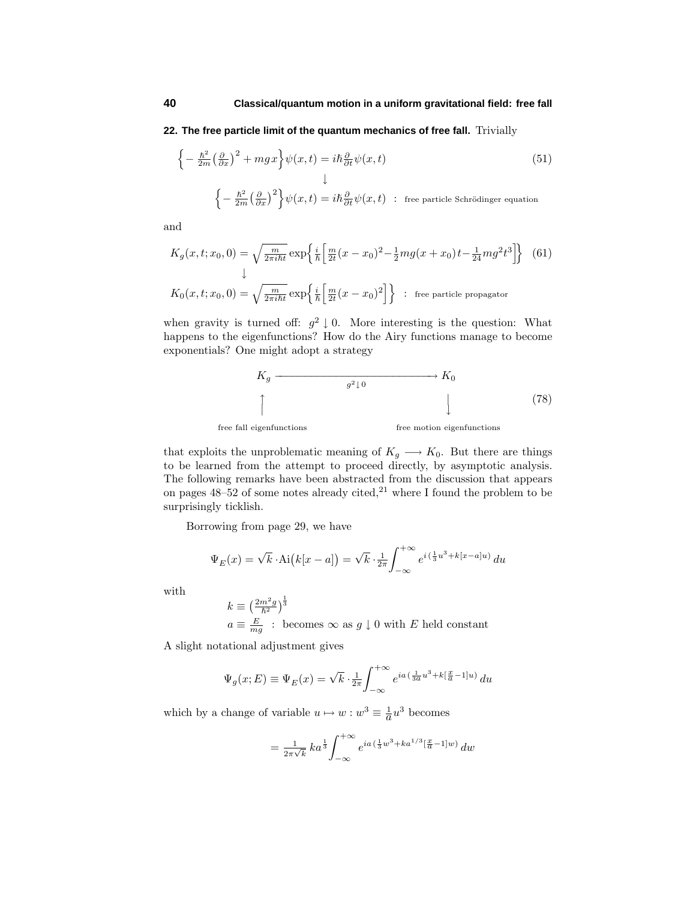## 22. The free particle limit of the quantum mechanics of free fall.

Trivially

$$\Big\{-\tfrac{\hbar^2}{2m}\big(\tfrac{\partial}{\partial x}\big)^2 + mgx\Big\}\psi(x,t) = i\hbar\tfrac{\partial}{\partial t}\psi(x,t) \tag{51}$$

$$\downarrow$$

$$\Big\{-\tfrac{\hbar^2}{2m}\big(\tfrac{\partial}{\partial x}\big)^2\Big\}\psi(x,t) = i\hbar\tfrac{\partial}{\partial t}\psi(x,t) \;\;:\; \text{free particle Schrödinger equation}$$

and

$$K_g(x,t;x_0,0) = \sqrt{\tfrac{m}{2\pi i\hbar t}}\exp\Big\{\tfrac{i}{\hbar}\Big[\tfrac{m}{2t}(x-x_0)^2 - \tfrac{1}{2}mg(x+x_0)\,t - \tfrac{1}{24}mg^2t^3\Big]\Big\} \tag{61}$$

$$\downarrow$$

$$K_0(x,t;x_0,0) = \sqrt{\tfrac{m}{2\pi i\hbar t}}\exp\Big\{\tfrac{i}{\hbar}\Big[\tfrac{m}{2t}(x-x_0)^2\Big]\Big\} \;\;:\; \text{free particle propagator}$$

when gravity is turned off: $g^2 \downarrow 0$. More interesting is the question: What happens to the eigenfunctions? How do the Airy functions manage to become exponentials? One might adopt a strategy

$$\begin{array}{ccc} K_g & \xrightarrow[\;g^2\downarrow 0\;]{\qquad\qquad\qquad\qquad} & K_0 \\ \uparrow & & \downarrow \\ \text{free fall eigenfunctions} & & \text{free motion eigenfunctions} \end{array} \tag{78}$$

that exploits the unproblematic meaning of $K_g \longrightarrow K_0$. But there are things to be learned from the attempt to proceed directly, by asymptotic analysis. The following remarks have been abstracted from the discussion that appears on pages 48–52 of some notes already cited,[21] where I found the problem to be surprisingly ticklish.

Borrowing from page 29, we have

$$\Psi_E(x) = \sqrt{k}\cdot\text{Ai}\big(k[x-a]\big) = \sqrt{k}\cdot\tfrac{1}{2\pi}\int_{-\infty}^{+\infty} e^{i\,(\frac{1}{3}u^3 + k[x-a]u)}\,du$$

with

$$k \equiv \big(\tfrac{2m^2g}{\hbar^2}\big)^{\frac{1}{3}}$$

$$a \equiv \tfrac{E}{mg} \;\;:\; \text{becomes } \infty \text{ as } g\downarrow 0 \text{ with } E \text{ held constant}$$

A slight notational adjustment gives

$$\Psi_g(x;E) \equiv \Psi_E(x) = \sqrt{k}\cdot\tfrac{1}{2\pi}\int_{-\infty}^{+\infty} e^{ia\,(\frac{1}{3a}u^3 + k[\frac{x}{a}-1]u)}\,du$$

which by a change of variable $u \mapsto w : w^3 \equiv \frac{1}{a}u^3$ becomes

$$= \tfrac{1}{2\pi\sqrt{k}}\,ka^{\frac{1}{3}}\int_{-\infty}^{+\infty} e^{ia\,(\frac{1}{3}w^3 + ka^{1/3}[\frac{x}{a}-1]w)}\,dw$$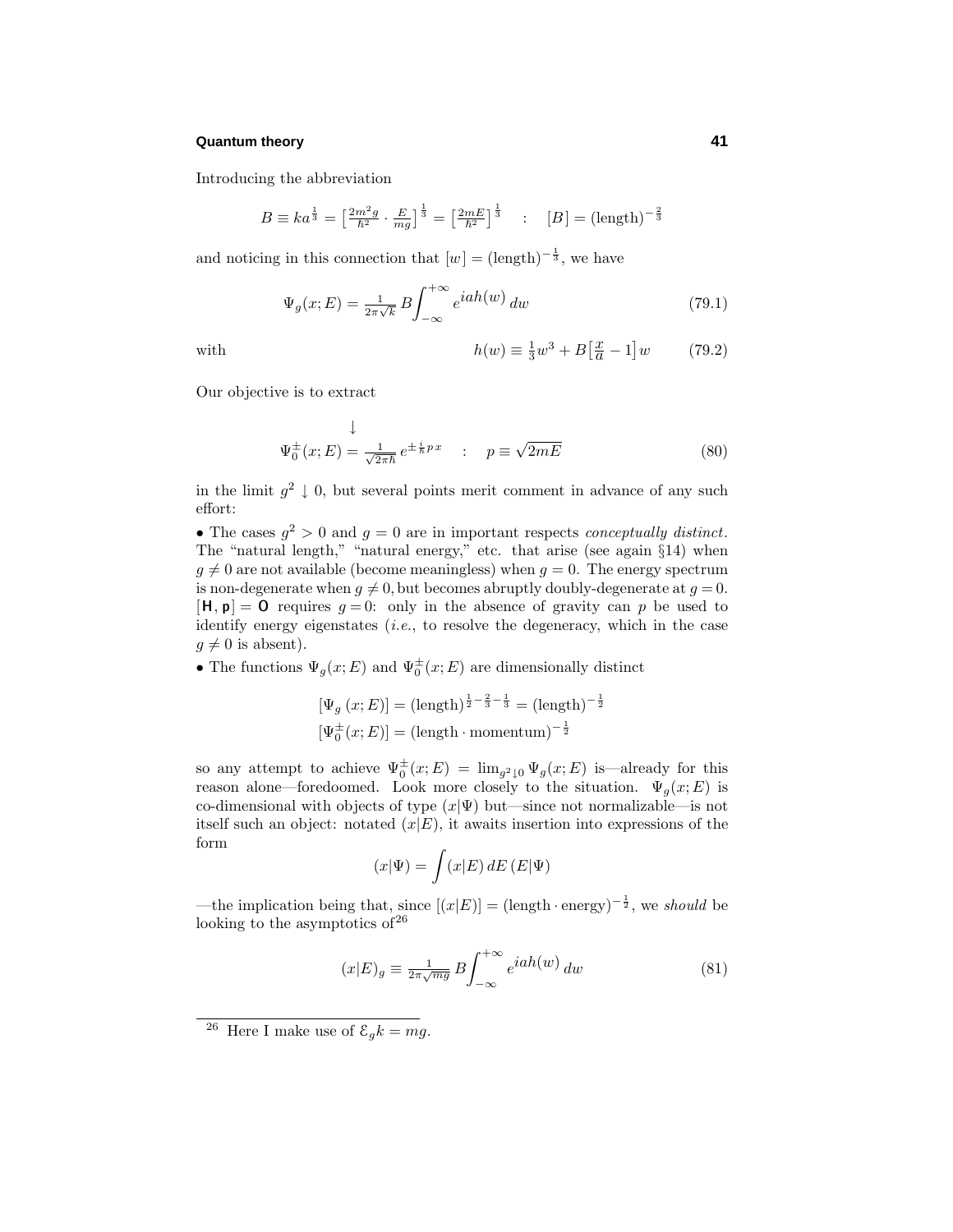Introducing the abbreviation

$$B \equiv ka^{\frac{1}{3}} = \left[\tfrac{2m^2g}{\hbar^2}\cdot\tfrac{E}{mg}\right]^{\frac{1}{3}} = \left[\tfrac{2mE}{\hbar^2}\right]^{\frac{1}{3}} \quad : \quad [B] = (\text{length})^{-\frac{2}{3}}$$

and noticing in this connection that $[w] = (\text{length})^{-\frac{1}{3}}$, we have

$$\Psi_g(x;E) = \tfrac{1}{2\pi\sqrt{k}}\,B\int_{-\infty}^{+\infty} e^{iah(w)}\,dw \tag{79.1}$$

with

$$h(w) \equiv \tfrac{1}{3}w^3 + B\left[\tfrac{x}{a} - 1\right]w \tag{79.2}$$

Our objective is to extract

$$\downarrow$$
$$\Psi_0^\pm(x;E) = \tfrac{1}{\sqrt{2\pi\hbar}}\,e^{\pm\frac{i}{\hbar}px} \quad : \quad p \equiv \sqrt{2mE} \tag{80}$$

in the limit $g^2 \downarrow 0$, but several points merit comment in advance of any such effort:

- The cases $g^2 > 0$ and $g = 0$ are in important respects *conceptually distinct*. The "natural length," "natural energy," etc. that arise (see again §14) when $g \neq 0$ are not available (become meaningless) when $g = 0$. The energy spectrum is non-degenerate when $g \neq 0$, but becomes abruptly doubly-degenerate at $g = 0$. $[\mathbf{H}, \mathbf{p}] = \mathbf{O}$ requires $g = 0$: only in the absence of gravity can $p$ be used to identify energy eigenstates (*i.e.*, to resolve the degeneracy, which in the case $g \neq 0$ is absent).
- The functions $\Psi_g(x;E)$ and $\Psi_0^\pm(x;E)$ are dimensionally distinct

$$[\Psi_g\,(x;E)] = (\text{length})^{\frac{1}{2}-\frac{2}{3}-\frac{1}{3}} = (\text{length})^{-\frac{1}{2}}$$
$$[\Psi_0^\pm(x;E)] = (\text{length}\cdot\text{momentum})^{-\frac{1}{2}}$$

so any attempt to achieve $\Psi_0^\pm(x;E) = \lim_{g^2\downarrow 0}\Psi_g(x;E)$ is—already for this reason alone—foredoomed. Look more closely to the situation. $\Psi_g(x;E)$ is co-dimensional with objects of type $(x|\Psi)$ but—since not normalizable—is not itself such an object: notated $(x|E)$, it awaits insertion into expressions of the form

$$(x|\Psi) = \int (x|E)\,dE\,(E|\Psi)$$

—the implication being that, since $[(x|E)] = (\text{length}\cdot\text{energy})^{-\frac{1}{2}}$, we *should* be looking to the asymptotics of[26]

$$(x|E)_g \equiv \tfrac{1}{2\pi\sqrt{mg}}\,B\int_{-\infty}^{+\infty} e^{iah(w)}\,dw \tag{81}$$

---

[26] Here I make use of $\mathcal{E}_g k = mg$.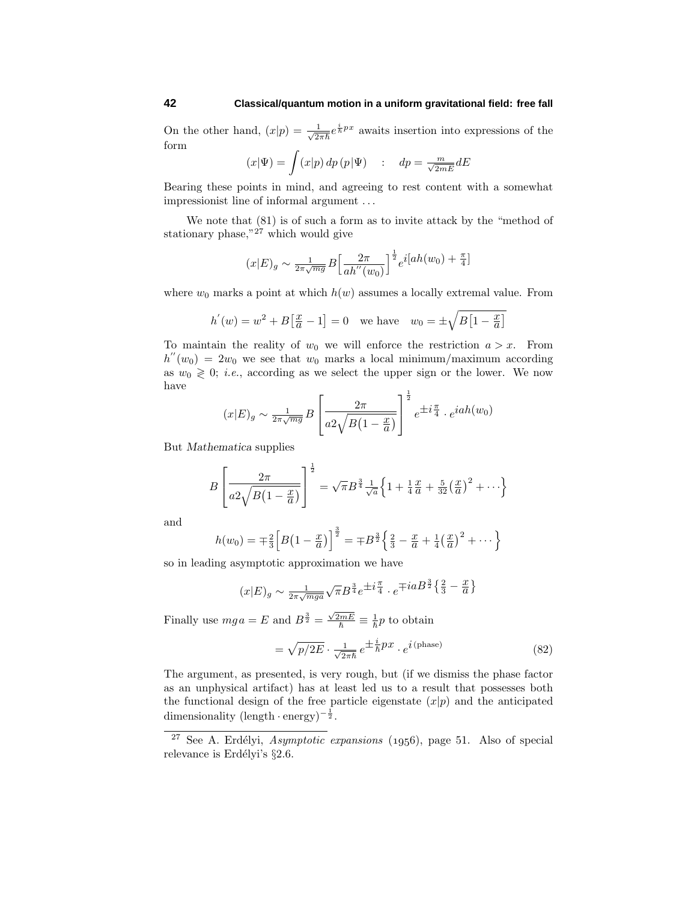On the other hand, $(x|p) = \frac{1}{\sqrt{2\pi\hbar}} e^{\frac{i}{\hbar}px}$ awaits insertion into expressions of the form

$$(x|\Psi) = \int (x|p)\,dp\,(p|\Psi) \quad : \quad dp = \tfrac{m}{\sqrt{2mE}}dE$$

Bearing these points in mind, and agreeing to rest content with a somewhat impressionist line of informal argument ...

We note that (81) is of such a form as to invite attack by the "method of stationary phase,"[27] which would give

$$(x|E)_g \sim \tfrac{1}{2\pi\sqrt{mg}}\,B\Big[\frac{2\pi}{ah''(w_0)}\Big]^{\frac{1}{2}} e^{i[ah(w_0) + \frac{\pi}{4}]}$$

where $w_0$ marks a point at which $h(w)$ assumes a locally extremal value. From

$$h'(w) = w^2 + B\big[\tfrac{x}{a} - 1\big] = 0 \quad \text{we have} \quad w_0 = \pm\sqrt{B\big[1 - \tfrac{x}{a}\big]}$$

To maintain the reality of $w_0$ we will enforce the restriction $a > x$. From $h''(w_0) = 2w_0$ we see that $w_0$ marks a local minimum/maximum according as $w_0 \gtrless 0$; *i.e.*, according as we select the upper sign or the lower. We now have

$$(x|E)_g \sim \tfrac{1}{2\pi\sqrt{mg}}\,B\left[\frac{2\pi}{a2\sqrt{B\big(1 - \frac{x}{a}\big)}}\right]^{\frac{1}{2}} e^{\pm i\frac{\pi}{4}} \cdot e^{iah(w_0)}$$

But *Mathematica* supplies

$$B\left[\frac{2\pi}{a2\sqrt{B\big(1 - \frac{x}{a}\big)}}\right]^{\frac{1}{2}} = \sqrt{\pi}B^{\frac{3}{4}}\tfrac{1}{\sqrt{a}}\Big\{1 + \tfrac{1}{4}\tfrac{x}{a} + \tfrac{5}{32}\big(\tfrac{x}{a}\big)^2 + \cdots\Big\}$$

and

$$h(w_0) = \mp\tfrac{2}{3}\Big[B\big(1 - \tfrac{x}{a}\big)\Big]^{\frac{3}{2}} = \mp B^{\frac{3}{2}}\Big\{\tfrac{2}{3} - \tfrac{x}{a} + \tfrac{1}{4}\big(\tfrac{x}{a}\big)^2 + \cdots\Big\}$$

so in leading asymptotic approximation we have

$$(x|E)_g \sim \tfrac{1}{2\pi\sqrt{mga}}\sqrt{\pi}B^{\frac{3}{4}}e^{\pm i\frac{\pi}{4}} \cdot e^{\mp iaB^{\frac{3}{2}}\{\frac{2}{3} - \frac{x}{a}\}}$$

Finally use $mga = E$ and $B^{\frac{3}{2}} = \frac{\sqrt{2mE}}{\hbar} \equiv \frac{1}{\hbar}p$ to obtain

$$= \sqrt{p/2E} \cdot \tfrac{1}{\sqrt{2\pi\hbar}}\,e^{\pm\frac{i}{\hbar}px} \cdot e^{i\,(\text{phase})} \tag{82}$$

The argument, as presented, is very rough, but (if we dismiss the phase factor as an unphysical artifact) has at least led us to a result that possesses both the functional design of the free particle eigenstate $(x|p)$ and the anticipated dimensionality $(\text{length}\cdot\text{energy})^{-\frac{1}{2}}$.

---

[27] See A. Erdélyi, *Asymptotic expansions* (1956), page 51. Also of special relevance is Erdélyi's §2.6.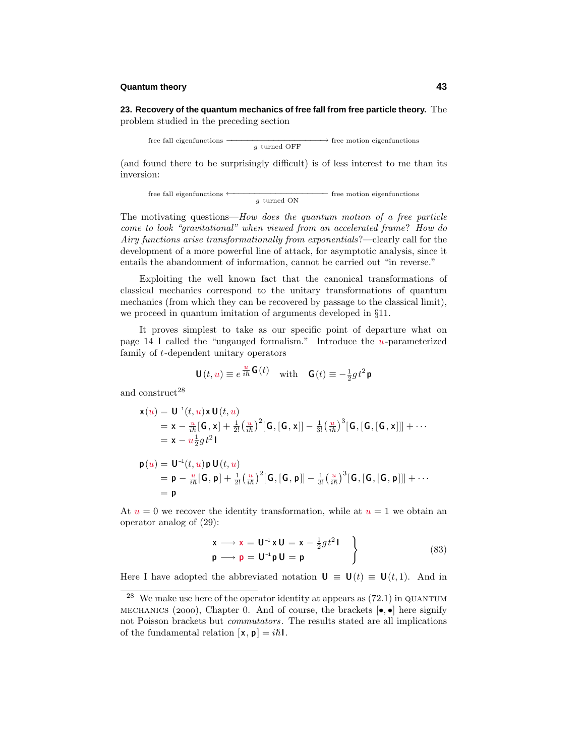**23. Recovery of the quantum mechanics of free fall from free particle theory.** The problem studied in the preceding section

$$\text{free fall eigenfunctions} \xrightarrow[g \text{ turned OFF}]{\hspace{4cm}} \text{free motion eigenfunctions}$$

(and found there to be surprisingly difficult) is of less interest to me than its inversion:

$$\text{free fall eigenfunctions} \xleftarrow[g \text{ turned ON}]{\hspace{4cm}} \text{free motion eigenfunctions}$$

The motivating questions—*How does the quantum motion of a free particle come to look "gravitational" when viewed from an accelerated frame? How do Airy functions arise transformationally from exponentials?*—clearly call for the development of a more powerful line of attack, for asymptotic analysis, since it entails the abandonment of information, cannot be carried out "in reverse."

Exploiting the well known fact that the canonical transformations of classical mechanics correspond to the unitary transformations of quantum mechanics (from which they can be recovered by passage to the classical limit), we proceed in quantum imitation of arguments developed in §11.

It proves simplest to take as our specific point of departure what on page 14 I called the "ungauged formalism." Introduce the $u$-parameterized family of $t$-dependent unitary operators

$$\mathbf{U}(t,u) \equiv e^{\frac{u}{i\hbar}\mathbf{G}(t)} \quad \text{with} \quad \mathbf{G}(t) \equiv -\tfrac{1}{2}gt^2\,\mathbf{p}$$

and construct[28]

$$\begin{aligned}
\mathbf{x}(u) &= \mathbf{U}^{-1}(t,u)\,\mathbf{x}\,\mathbf{U}(t,u)\\
&= \mathbf{x} - \tfrac{u}{i\hbar}[\mathbf{G},\mathbf{x}] + \tfrac{1}{2!}\big(\tfrac{u}{i\hbar}\big)^2[\mathbf{G},[\mathbf{G},\mathbf{x}]] - \tfrac{1}{3!}\big(\tfrac{u}{i\hbar}\big)^3[\mathbf{G},[\mathbf{G},[\mathbf{G},\mathbf{x}]]] + \cdots\\
&= \mathbf{x} - u\tfrac{1}{2}gt^2\,\mathbf{I}
\end{aligned}$$

$$\begin{aligned}
\mathbf{p}(u) &= \mathbf{U}^{-1}(t,u)\,\mathbf{p}\,\mathbf{U}(t,u)\\
&= \mathbf{p} - \tfrac{u}{i\hbar}[\mathbf{G},\mathbf{p}] + \tfrac{1}{2!}\big(\tfrac{u}{i\hbar}\big)^2[\mathbf{G},[\mathbf{G},\mathbf{p}]] - \tfrac{1}{3!}\big(\tfrac{u}{i\hbar}\big)^3[\mathbf{G},[\mathbf{G},[\mathbf{G},\mathbf{p}]]] + \cdots\\
&= \mathbf{p}
\end{aligned}$$

At $u = 0$ we recover the identity transformation, while at $u = 1$ we obtain an operator analog of (29):

$$\left.\begin{aligned}
\mathbf{x} &\longrightarrow \mathbf{x} = \mathbf{U}^{-1}\,\mathbf{x}\,\mathbf{U} = \mathbf{x} - \tfrac{1}{2}gt^2\,\mathbf{I}\\
\mathbf{p} &\longrightarrow \mathbf{p} = \mathbf{U}^{-1}\,\mathbf{p}\,\mathbf{U} = \mathbf{p}
\end{aligned}\right\} \tag{83}$$

Here I have adopted the abbreviated notation $\mathbf{U} \equiv \mathbf{U}(t) \equiv \mathbf{U}(t,1)$. And in

---

[28] We make use here of the operator identity at appears as (72.1) in QUANTUM MECHANICS (2000), Chapter 0. And of course, the brackets $[\bullet,\bullet]$ here signify not Poisson brackets but *commutators*. The results stated are all implications of the fundamental relation $[\mathbf{x},\mathbf{p}] = i\hbar\,\mathbf{I}$.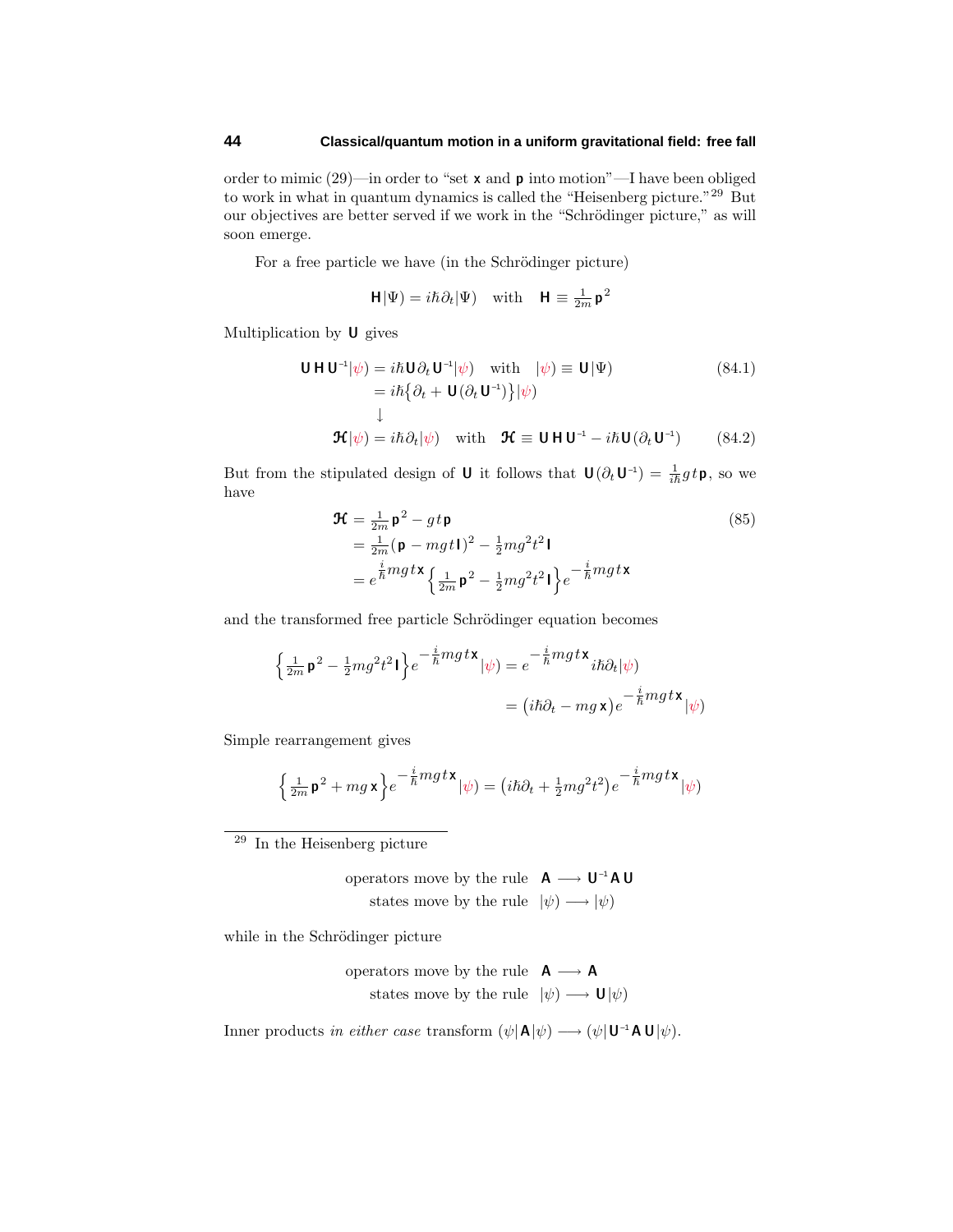order to mimic (29)—in order to "set $\mathsf{x}$ and $\mathsf{p}$ into motion"—I have been obliged to work in what in quantum dynamics is called the "Heisenberg picture."[29] But our objectives are better served if we work in the "Schrödinger picture," as will soon emerge.

For a free particle we have (in the Schrödinger picture)

$$\mathsf{H}|\Psi) = i\hbar\partial_t|\Psi) \quad \text{with} \quad \mathsf{H} \equiv \tfrac{1}{2m}\mathsf{p}^2$$

Multiplication by $\mathsf{U}$ gives

$$\begin{aligned}
\mathsf{U}\,\mathsf{H}\,\mathsf{U}^{-1}|\psi) &= i\hbar\mathsf{U}\partial_t\,\mathsf{U}^{-1}|\psi) \quad \text{with} \quad |\psi) \equiv \mathsf{U}|\Psi) &(84.1)\\
&= i\hbar\big\{\partial_t + \mathsf{U}(\partial_t\,\mathsf{U}^{-1})\big\}|\psi)\\
&\downarrow\\
\mathcal{H}|\psi) &= i\hbar\partial_t|\psi) \quad \text{with} \quad \mathcal{H} \equiv \mathsf{U}\,\mathsf{H}\,\mathsf{U}^{-1} - i\hbar\mathsf{U}(\partial_t\,\mathsf{U}^{-1}) &(84.2)
\end{aligned}$$

But from the stipulated design of $\mathsf{U}$ it follows that $\mathsf{U}(\partial_t\,\mathsf{U}^{-1}) = \frac{1}{i\hbar}gt\,\mathsf{p}$, so we have

$$\begin{aligned}
\mathcal{H} &= \tfrac{1}{2m}\mathsf{p}^2 - gt\,\mathsf{p} &(85)\\
&= \tfrac{1}{2m}(\mathsf{p} - mgt\,\mathsf{I})^2 - \tfrac{1}{2}mg^2t^2\,\mathsf{I}\\
&= e^{\frac{i}{\hbar}mgt\,\mathsf{x}}\Big\{\tfrac{1}{2m}\mathsf{p}^2 - \tfrac{1}{2}mg^2t^2\,\mathsf{I}\Big\}e^{-\frac{i}{\hbar}mgt\,\mathsf{x}}
\end{aligned}$$

and the transformed free particle Schrödinger equation becomes

$$\begin{aligned}
\Big\{\tfrac{1}{2m}\mathsf{p}^2 - \tfrac{1}{2}mg^2t^2\,\mathsf{I}\Big\}e^{-\frac{i}{\hbar}mgt\,\mathsf{x}}|\psi) &= e^{-\frac{i}{\hbar}mgt\,\mathsf{x}}\,i\hbar\partial_t|\psi)\\
&= \big(i\hbar\partial_t - mg\,\mathsf{x}\big)e^{-\frac{i}{\hbar}mgt\,\mathsf{x}}|\psi)
\end{aligned}$$

Simple rearrangement gives

$$\Big\{\tfrac{1}{2m}\mathsf{p}^2 + mg\,\mathsf{x}\Big\}e^{-\frac{i}{\hbar}mgt\,\mathsf{x}}|\psi) = \big(i\hbar\partial_t + \tfrac{1}{2}mg^2t^2\big)e^{-\frac{i}{\hbar}mgt\,\mathsf{x}}|\psi)$$

---

[29] In the Heisenberg picture

$$\begin{aligned}
&\text{operators move by the rule} \quad \mathsf{A} \longrightarrow \mathsf{U}^{-1}\mathsf{A}\,\mathsf{U}\\
&\text{states move by the rule} \quad |\psi) \longrightarrow |\psi)
\end{aligned}$$

while in the Schrödinger picture

$$\begin{aligned}
&\text{operators move by the rule} \quad \mathsf{A} \longrightarrow \mathsf{A}\\
&\text{states move by the rule} \quad |\psi) \longrightarrow \mathsf{U}|\psi)
\end{aligned}$$

Inner products *in either case* transform $(\psi|\mathsf{A}|\psi) \longrightarrow (\psi|\mathsf{U}^{-1}\mathsf{A}\,\mathsf{U}|\psi)$.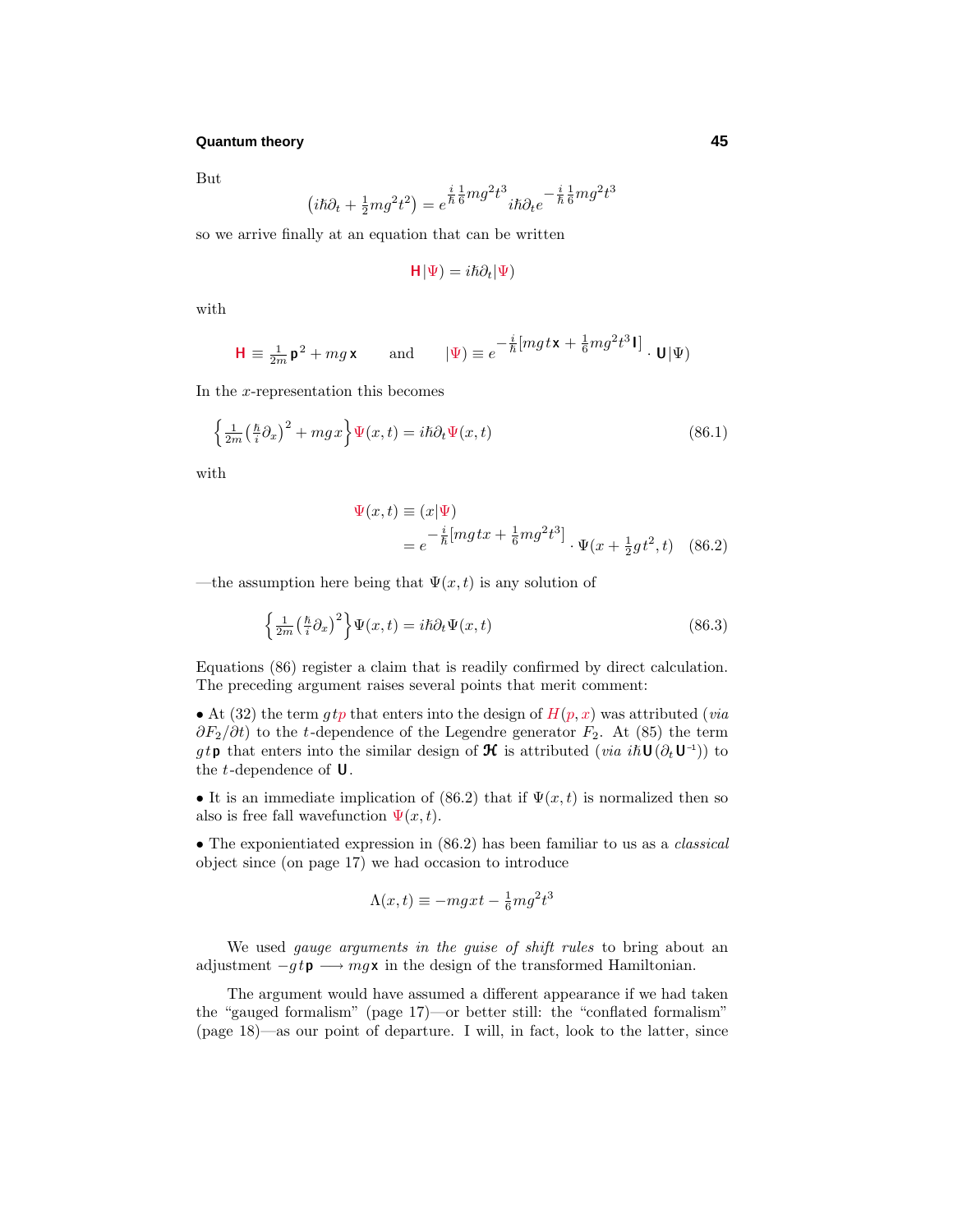But

$$\left(i\hbar\partial_t + \tfrac{1}{2}mg^2t^2\right) = e^{\frac{i}{\hbar}\frac{1}{6}mg^2t^3}\, i\hbar\partial_t e^{-\frac{i}{\hbar}\frac{1}{6}mg^2t^3}$$

so we arrive finally at an equation that can be written

$$\mathbf{H}|\Psi) = i\hbar\partial_t|\Psi)$$

with

$$\mathbf{H} \equiv \tfrac{1}{2m}\,\mathbf{p}^2 + mg\,\mathbf{x} \qquad \text{and} \qquad |\Psi) \equiv e^{-\frac{i}{\hbar}[mgt\,\mathbf{x} + \frac{1}{6}mg^2t^3\,\mathbf{I}]}\cdot \mathbf{U}|\Psi)$$

In the $x$-representation this becomes

$$\left\{\tfrac{1}{2m}\left(\tfrac{\hbar}{i}\partial_x\right)^2 + mgx\right\}\Psi(x,t) = i\hbar\partial_t\Psi(x,t) \tag{86.1}$$

with

$$\begin{aligned}\Psi(x,t) &\equiv (x|\Psi) \\ &= e^{-\frac{i}{\hbar}[mgtx + \frac{1}{6}mg^2t^3]}\cdot\Psi(x+\tfrac{1}{2}gt^2,t)\end{aligned} \tag{86.2}$$

—the assumption here being that $\Psi(x,t)$ is any solution of

$$\left\{\tfrac{1}{2m}\left(\tfrac{\hbar}{i}\partial_x\right)^2\right\}\Psi(x,t) = i\hbar\partial_t\Psi(x,t) \tag{86.3}$$

Equations (86) register a claim that is readily confirmed by direct calculation. The preceding argument raises several points that merit comment:

• At (32) the term $gtp$ that enters into the design of $H(p,x)$ was attributed (*via* $\partial F_2/\partial t$) to the $t$-dependence of the Legendre generator $F_2$. At (85) the term $gt\,\mathbf{p}$ that enters into the similar design of $\boldsymbol{\mathcal{H}}$ is attributed (*via* $i\hbar\mathbf{U}(\partial_t\mathbf{U}^{-1})$) to the $t$-dependence of $\mathbf{U}$.

• It is an immediate implication of (86.2) that if $\Psi(x,t)$ is normalized then so also is free fall wavefunction $\Psi(x,t)$.

• The exponientiated expression in (86.2) has been familiar to us as a *classical* object since (on page 17) we had occasion to introduce

$$\Lambda(x,t) \equiv -mgxt - \tfrac{1}{6}mg^2t^3$$

We used *gauge arguments in the guise of shift rules* to bring about an adjustment $-gt\,\mathbf{p} \longrightarrow mg\,\mathbf{x}$ in the design of the transformed Hamiltonian.

The argument would have assumed a different appearance if we had taken the "gauged formalism" (page 17)—or better still: the "conflated formalism" (page 18)—as our point of departure. I will, in fact, look to the latter, since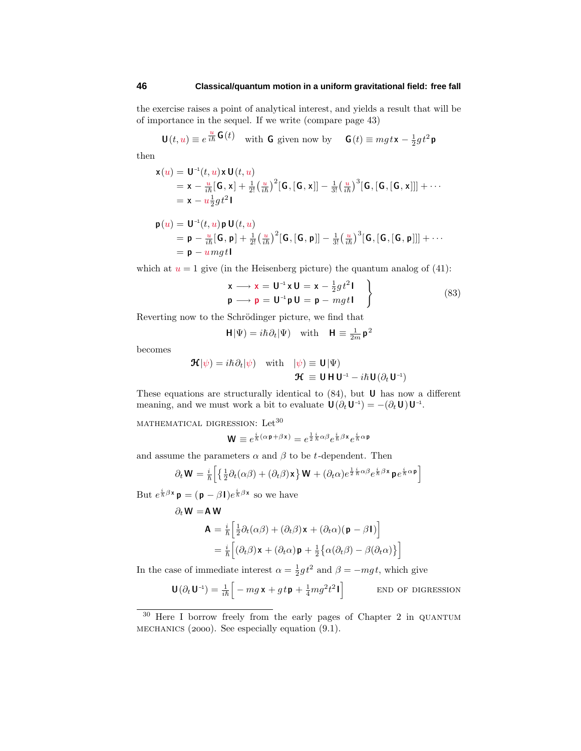the exercise raises a point of analytical interest, and yields a result that will be of importance in the sequel. If we write (compare page 43)

$$\mathbf{U}(t,u) \equiv e^{\frac{u}{i\hbar}\mathbf{G}(t)} \quad \text{with } \mathbf{G} \text{ given now by} \quad \mathbf{G}(t) \equiv mgt\,\mathbf{x} - \tfrac{1}{2}gt^2\,\mathbf{p}$$

then

$$\begin{aligned}
\mathbf{x}(u) &= \mathbf{U}^{-1}(t,u)\,\mathbf{x}\,\mathbf{U}(t,u) \\
&= \mathbf{x} - \tfrac{u}{i\hbar}[\mathbf{G},\mathbf{x}] + \tfrac{1}{2!}\big(\tfrac{u}{i\hbar}\big)^2[\mathbf{G},[\mathbf{G},\mathbf{x}]] - \tfrac{1}{3!}\big(\tfrac{u}{i\hbar}\big)^3[\mathbf{G},[\mathbf{G},[\mathbf{G},\mathbf{x}]]] + \cdots \\
&= \mathbf{x} - u\tfrac{1}{2}gt^2\,\mathbf{I}
\end{aligned}$$

$$\begin{aligned}
\mathbf{p}(u) &= \mathbf{U}^{-1}(t,u)\,\mathbf{p}\,\mathbf{U}(t,u) \\
&= \mathbf{p} - \tfrac{u}{i\hbar}[\mathbf{G},\mathbf{p}] + \tfrac{1}{2!}\big(\tfrac{u}{i\hbar}\big)^2[\mathbf{G},[\mathbf{G},\mathbf{p}]] - \tfrac{1}{3!}\big(\tfrac{u}{i\hbar}\big)^3[\mathbf{G},[\mathbf{G},[\mathbf{G},\mathbf{p}]]] + \cdots \\
&= \mathbf{p} - umgt\,\mathbf{I}
\end{aligned}$$

which at $u = 1$ give (in the Heisenberg picture) the quantum analog of (41):

$$\left.\begin{aligned}
\mathbf{x} \longrightarrow \mathbf{x} &= \mathbf{U}^{-1}\mathbf{x}\,\mathbf{U} = \mathbf{x} - \tfrac{1}{2}gt^2\,\mathbf{I} \\
\mathbf{p} \longrightarrow \mathbf{p} &= \mathbf{U}^{-1}\mathbf{p}\,\mathbf{U} = \mathbf{p} - mgt\,\mathbf{I}
\end{aligned}\right\} \tag{83}$$

Reverting now to the Schrödinger picture, we find that

$$\mathbf{H}|\Psi) = i\hbar\partial_t|\Psi) \quad \text{with} \quad \mathbf{H} \equiv \tfrac{1}{2m}\mathbf{p}^2$$

becomes

$$\begin{aligned}
\boldsymbol{\mathcal{H}}|\psi) = i\hbar\partial_t|\psi) \quad \text{with} \quad &|\psi) \equiv \mathbf{U}|\Psi) \\
&\boldsymbol{\mathcal{H}} \equiv \mathbf{U}\,\mathbf{H}\,\mathbf{U}^{-1} - i\hbar\,\mathbf{U}(\partial_t\mathbf{U}^{-1})
\end{aligned}$$

These equations are structurally identical to (84), but $\mathbf{U}$ has now a different meaning, and we must work a bit to evaluate $\mathbf{U}(\partial_t\mathbf{U}^{-1}) = -(\partial_t\mathbf{U})\mathbf{U}^{-1}$.

MATHEMATICAL DIGRESSION: Let[30]

$$\mathbf{W} \equiv e^{\frac{i}{\hbar}(\alpha\,\mathbf{p}+\beta\,\mathbf{x})} = e^{\frac{1}{2}\frac{i}{\hbar}\alpha\beta}e^{\frac{i}{\hbar}\beta\,\mathbf{x}}e^{\frac{i}{\hbar}\alpha\,\mathbf{p}}$$

and assume the parameters $\alpha$ and $\beta$ to be $t$-dependent. Then

$$\partial_t\mathbf{W} = \tfrac{i}{\hbar}\Big[\big\{\tfrac{1}{2}\partial_t(\alpha\beta) + (\partial_t\beta)\mathbf{x}\big\}\mathbf{W} + (\partial_t\alpha)e^{\frac{1}{2}\frac{i}{\hbar}\alpha\beta}e^{\frac{i}{\hbar}\beta\,\mathbf{x}}\,\mathbf{p}\,e^{\frac{i}{\hbar}\alpha\,\mathbf{p}}\Big]$$

But $e^{\frac{i}{\hbar}\beta\,\mathbf{x}}\,\mathbf{p} = (\mathbf{p} - \beta\,\mathbf{I})e^{\frac{i}{\hbar}\beta\,\mathbf{x}}$ so we have

$$\begin{aligned}
\partial_t\mathbf{W} &= \mathbf{A}\,\mathbf{W} \\
\mathbf{A} &= \tfrac{i}{\hbar}\Big[\tfrac{1}{2}\partial_t(\alpha\beta) + (\partial_t\beta)\mathbf{x} + (\partial_t\alpha)(\mathbf{p} - \beta\,\mathbf{I})\Big] \\
&= \tfrac{i}{\hbar}\Big[(\partial_t\beta)\mathbf{x} + (\partial_t\alpha)\mathbf{p} + \tfrac{1}{2}\big\{\alpha(\partial_t\beta) - \beta(\partial_t\alpha)\big\}\Big]
\end{aligned}$$

In the case of immediate interest $\alpha = \frac{1}{2}gt^2$ and $\beta = -mgt$, which give

$$\mathbf{U}(\partial_t\mathbf{U}^{-1}) = \tfrac{1}{i\hbar}\Big[-mg\,\mathbf{x} + gt\,\mathbf{p} + \tfrac{1}{4}mg^2t^2\,\mathbf{I}\Big]$$

END OF DIGRESSION

---

[30] Here I borrow freely from the early pages of Chapter 2 in QUANTUM MECHANICS (2000). See especially equation (9.1).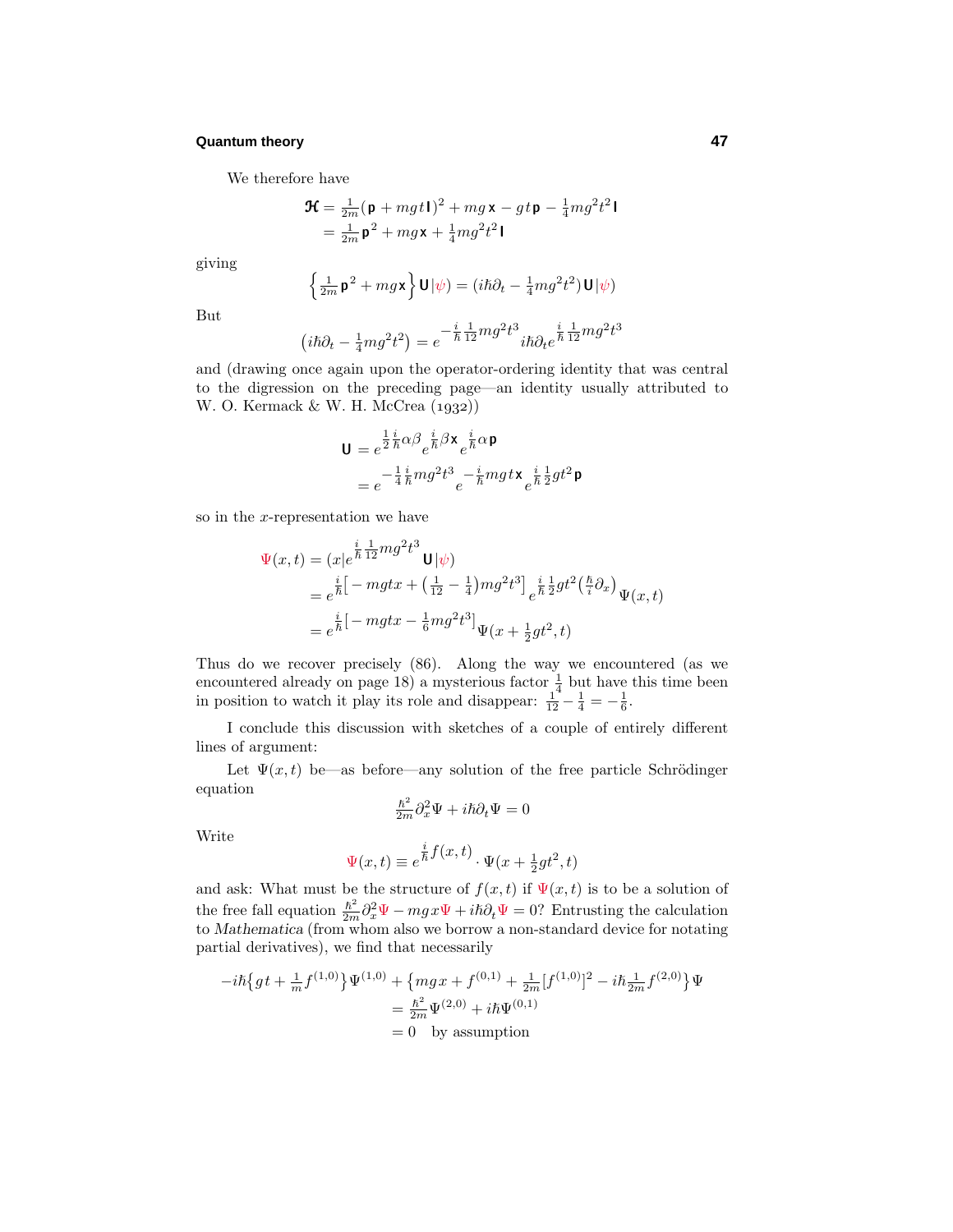We therefore have

$$
\begin{aligned}
\boldsymbol{\mathcal{H}} &= \tfrac{1}{2m}(\mathbf{p} + mgt\,\mathbf{I})^2 + mg\,\mathbf{x} - gt\,\mathbf{p} - \tfrac{1}{4}mg^2t^2\,\mathbf{I}\\
&= \tfrac{1}{2m}\mathbf{p}^2 + mg\mathbf{x} + \tfrac{1}{4}mg^2t^2\,\mathbf{I}
\end{aligned}
$$

giving

$$
\left\{\tfrac{1}{2m}\mathbf{p}^2 + mg\mathbf{x}\right\}\mathbf{U}|\psi) = (i\hbar\partial_t - \tfrac{1}{4}mg^2t^2)\,\mathbf{U}|\psi)
$$

But

$$
\left(i\hbar\partial_t - \tfrac{1}{4}mg^2t^2\right) = e^{-\frac{i}{\hbar}\frac{1}{12}mg^2t^3}\,i\hbar\partial_t\, e^{\frac{i}{\hbar}\frac{1}{12}mg^2t^3}
$$

and (drawing once again upon the operator-ordering identity that was central to the digression on the preceding page—an identity usually attributed to W. O. Kermack & W. H. McCrea (1932))

$$
\begin{aligned}
\mathbf{U} &= e^{\frac{1}{2}\frac{i}{\hbar}\alpha\beta}\, e^{\frac{i}{\hbar}\beta\mathbf{x}}\, e^{\frac{i}{\hbar}\alpha\,\mathbf{p}}\\
&= e^{-\frac{1}{4}\frac{i}{\hbar}mg^2t^3}\, e^{-\frac{i}{\hbar}mgt\,\mathbf{x}}\, e^{\frac{i}{\hbar}\frac{1}{2}gt^2\,\mathbf{p}}
\end{aligned}
$$

so in the $x$-representation we have

$$
\begin{aligned}
\Psi(x,t) &= (x|e^{\frac{i}{\hbar}\frac{1}{12}mg^2t^3}\,\mathbf{U}|\psi)\\
&= e^{\frac{i}{\hbar}\left[-mgtx + \left(\frac{1}{12} - \frac{1}{4}\right)mg^2t^3\right]}\, e^{\frac{i}{\hbar}\frac{1}{2}gt^2\left(\frac{\hbar}{i}\partial_x\right)}\,\Psi(x,t)\\
&= e^{\frac{i}{\hbar}\left[-mgtx - \frac{1}{6}mg^2t^3\right]}\,\Psi(x + \tfrac{1}{2}gt^2, t)
\end{aligned}
$$

Thus do we recover precisely (86). Along the way we encountered (as we encountered already on page 18) a mysterious factor $\frac{1}{4}$ but have this time been in position to watch it play its role and disappear: $\frac{1}{12} - \frac{1}{4} = -\frac{1}{6}$.

I conclude this discussion with sketches of a couple of entirely different lines of argument:

Let $\Psi(x,t)$ be—as before—any solution of the free particle Schrödinger equation

$$
\tfrac{\hbar^2}{2m}\partial_x^2\Psi + i\hbar\partial_t\Psi = 0
$$

Write

$$
\Psi(x,t) \equiv e^{\frac{i}{\hbar}f(x,t)}\cdot\Psi(x + \tfrac{1}{2}gt^2, t)
$$

and ask: What must be the structure of $f(x,t)$ if $\Psi(x,t)$ is to be a solution of the free fall equation $\frac{\hbar^2}{2m}\partial_x^2\Psi - mgx\Psi + i\hbar\partial_t\Psi = 0$? Entrusting the calculation to *Mathematica* (from whom also we borrow a non-standard device for notating partial derivatives), we find that necessarily

$$
\begin{aligned}
-i\hbar\left\{gt + \tfrac{1}{m}f^{(1,0)}\right\}\Psi^{(1,0)} + \left\{mgx + f^{(0,1)} + \tfrac{1}{2m}[f^{(1,0)}]^2 - i\hbar\tfrac{1}{2m}f^{(2,0)}\right\}\Psi&\\
= \tfrac{\hbar^2}{2m}\Psi^{(2,0)} + i\hbar\Psi^{(0,1)}&\\
= 0 \quad \text{by assumption}&
\end{aligned}
$$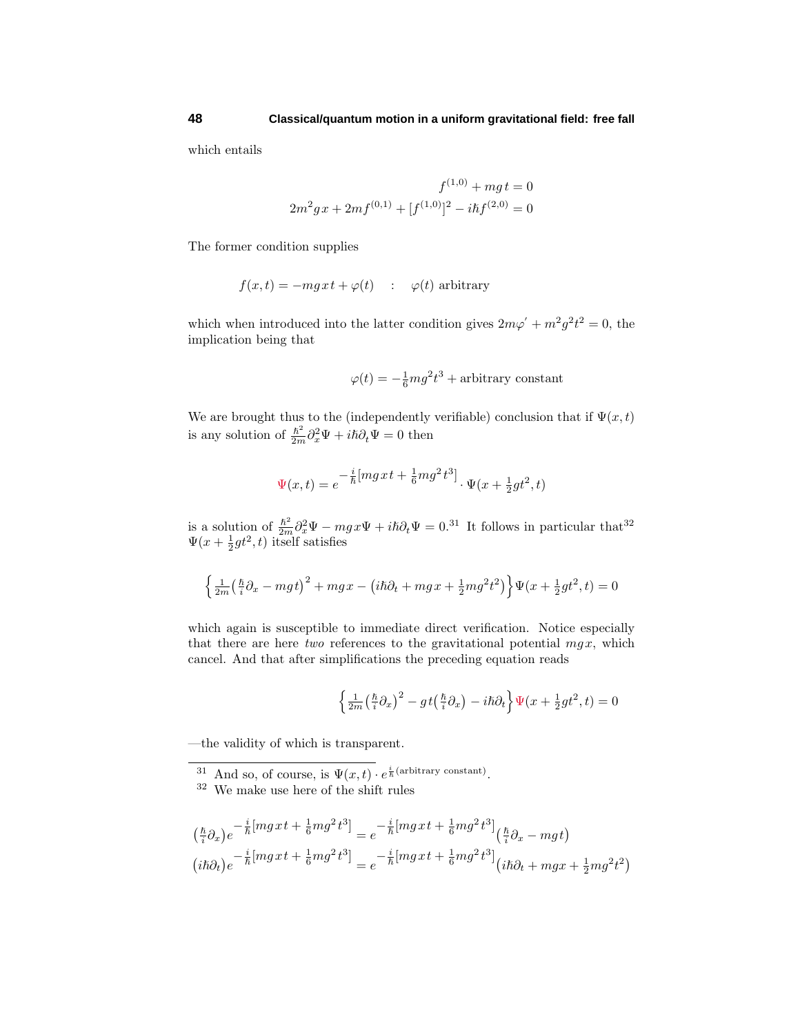which entails

$$
\begin{aligned}
f^{(1,0)} + mg\,t &= 0 \\
2m^2 gx + 2mf^{(0,1)} + [f^{(1,0)}]^2 - i\hbar f^{(2,0)} &= 0
\end{aligned}
$$

The former condition supplies

$$
f(x,t) = -mg\,xt + \varphi(t) \quad : \quad \varphi(t) \text{ arbitrary}
$$

which when introduced into the latter condition gives $2m\varphi' + m^2g^2t^2 = 0$, the implication being that

$$
\varphi(t) = -\tfrac{1}{6}mg^2t^3 + \text{arbitrary constant}
$$

We are brought thus to the (independently verifiable) conclusion that if $\Psi(x,t)$ is any solution of $\frac{\hbar^2}{2m}\partial_x^2\Psi + i\hbar\partial_t\Psi = 0$ then

$$
\Psi(x,t) = e^{-\frac{i}{\hbar}[mg\,xt + \frac{1}{6}mg^2t^3]} \cdot \Psi(x + \tfrac{1}{2}gt^2, t)
$$

is a solution of $\frac{\hbar^2}{2m}\partial_x^2\Psi - mgx\Psi + i\hbar\partial_t\Psi = 0$.[31] It follows in particular that[32] $\Psi(x + \frac{1}{2}gt^2, t)$ itself satisfies

$$
\Big\{ \tfrac{1}{2m}\big(\tfrac{\hbar}{i}\partial_x - mgt\big)^2 + mgx - \big(i\hbar\partial_t + mgx + \tfrac{1}{2}mg^2t^2\big) \Big\} \Psi(x + \tfrac{1}{2}gt^2, t) = 0
$$

which again is susceptible to immediate direct verification. Notice especially that there are here *two* references to the gravitational potential $mgx$, which cancel. And that after simplifications the preceding equation reads

$$
\Big\{ \tfrac{1}{2m}\big(\tfrac{\hbar}{i}\partial_x\big)^2 - gt\big(\tfrac{\hbar}{i}\partial_x\big) - i\hbar\partial_t \Big\} \Psi(x + \tfrac{1}{2}gt^2, t) = 0
$$

—the validity of which is transparent.

---

[31] And so, of course, is $\Psi(x,t) \cdot e^{\frac{i}{\hbar}(\text{arbitrary constant})}$.

[32] We make use here of the shift rules

$$
\begin{aligned}
\big(\tfrac{\hbar}{i}\partial_x\big)e^{-\frac{i}{\hbar}[mg\,xt + \frac{1}{6}mg^2t^3]} &= e^{-\frac{i}{\hbar}[mg\,xt + \frac{1}{6}mg^2t^3]}\big(\tfrac{\hbar}{i}\partial_x - mgt\big) \\
\big(i\hbar\partial_t\big)e^{-\frac{i}{\hbar}[mg\,xt + \frac{1}{6}mg^2t^3]} &= e^{-\frac{i}{\hbar}[mg\,xt + \frac{1}{6}mg^2t^3]}\big(i\hbar\partial_t + mgx + \tfrac{1}{2}mg^2t^2\big)
\end{aligned}
$$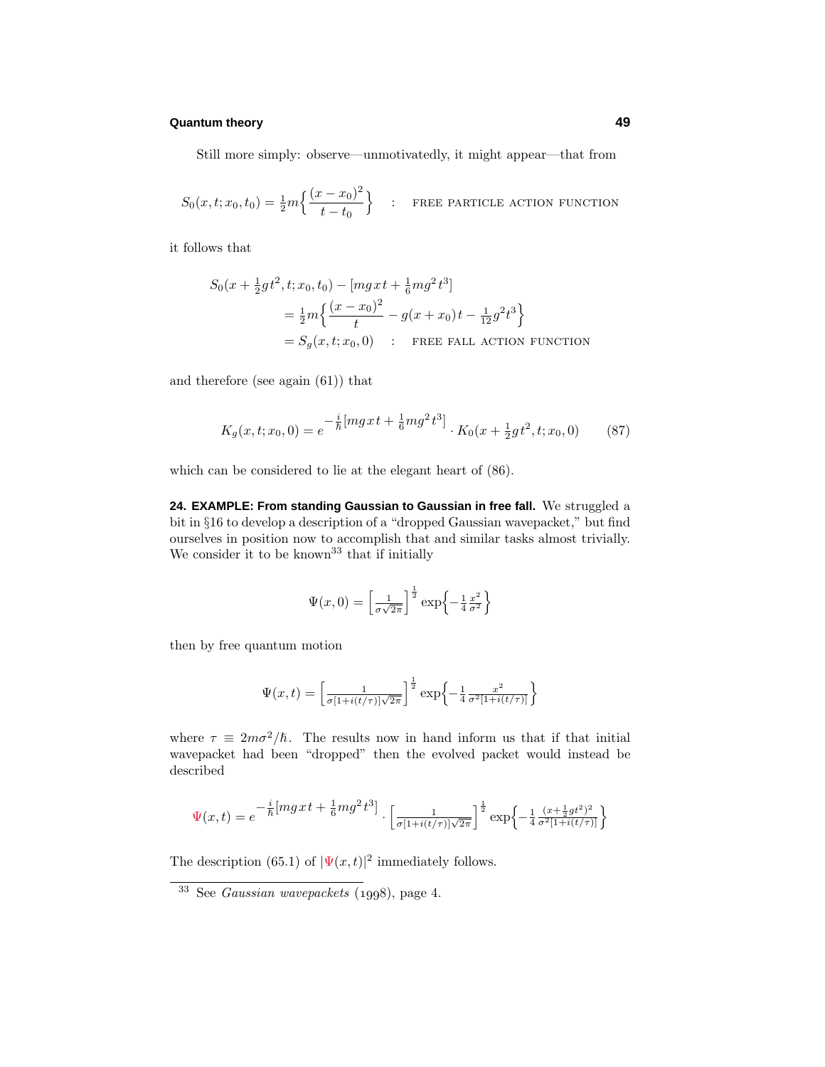Still more simply: observe—unmotivatedly, it might appear—that from

$$S_0(x,t;x_0,t_0) = \tfrac{1}{2}m\Big\{\frac{(x-x_0)^2}{t-t_0}\Big\} \quad : \quad \text{FREE PARTICLE ACTION FUNCTION}$$

it follows that

$$\begin{aligned} S_0(x+\tfrac{1}{2}gt^2,t;x_0,t_0) &- [mgxt + \tfrac{1}{6}mg^2t^3] \\ &= \tfrac{1}{2}m\Big\{\frac{(x-x_0)^2}{t} - g(x+x_0)t - \tfrac{1}{12}g^2t^3\Big\} \\ &= S_g(x,t;x_0,0) \quad : \quad \text{FREE FALL ACTION FUNCTION} \end{aligned}$$

and therefore (see again (61)) that

$$K_g(x,t;x_0,0) = e^{-\frac{i}{\hbar}[mgxt + \frac{1}{6}mg^2t^3]} \cdot K_0(x+\tfrac{1}{2}gt^2,t;x_0,0) \tag{87}$$

which can be considered to lie at the elegant heart of (86).

**24. EXAMPLE: From standing Gaussian to Gaussian in free fall.** We struggled a bit in §16 to develop a description of a "dropped Gaussian wavepacket," but find ourselves in position now to accomplish that and similar tasks almost trivially. We consider it to be known[33] that if initially

$$\Psi(x,0) = \Big[\tfrac{1}{\sigma\sqrt{2\pi}}\Big]^{\frac{1}{2}} \exp\Big\{-\tfrac{1}{4}\tfrac{x^2}{\sigma^2}\Big\}$$

then by free quantum motion

$$\Psi(x,t) = \Big[\tfrac{1}{\sigma[1+i(t/\tau)]\sqrt{2\pi}}\Big]^{\frac{1}{2}} \exp\Big\{-\tfrac{1}{4}\tfrac{x^2}{\sigma^2[1+i(t/\tau)]}\Big\}$$

where $\tau \equiv 2m\sigma^2/\hbar$. The results now in hand inform us that if that initial wavepacket had been "dropped" then the evolved packet would instead be described

$$\Psi(x,t) = e^{-\frac{i}{\hbar}[mgxt + \frac{1}{6}mg^2t^3]} \cdot \Big[\tfrac{1}{\sigma[1+i(t/\tau)]\sqrt{2\pi}}\Big]^{\frac{1}{2}} \exp\Big\{-\tfrac{1}{4}\tfrac{(x+\frac{1}{2}gt^2)^2}{\sigma^2[1+i(t/\tau)]}\Big\}$$

The description (65.1) of $|\Psi(x,t)|^2$ immediately follows.

---

[33] See *Gaussian wavepackets* (1998), page 4.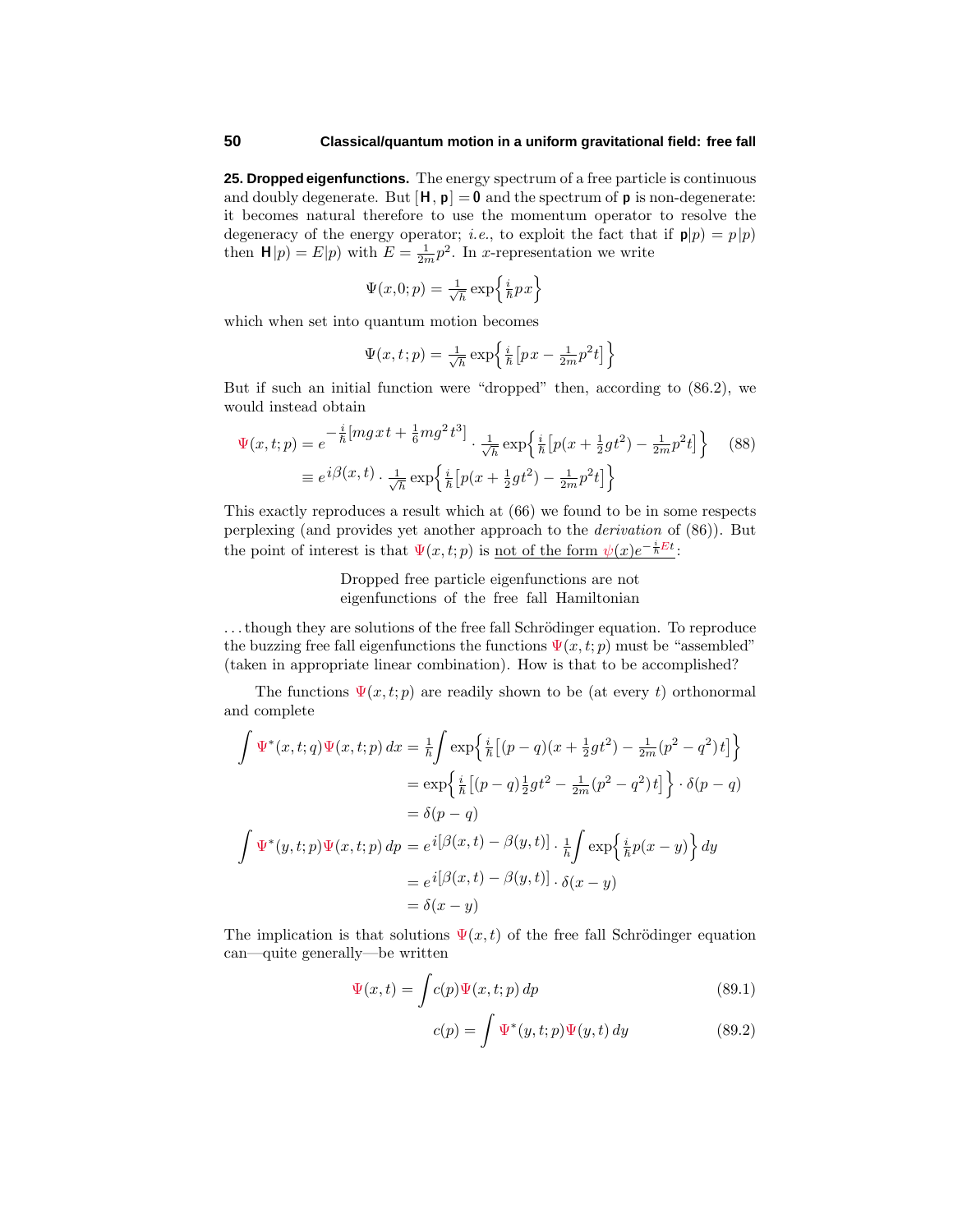**25. Dropped eigenfunctions.** The energy spectrum of a free particle is continuous and doubly degenerate. But $[\mathbf{H}, \mathbf{p}] = \mathbf{0}$ and the spectrum of $\mathbf{p}$ is non-degenerate: it becomes natural therefore to use the momentum operator to resolve the degeneracy of the energy operator; *i.e.*, to exploit the fact that if $\mathbf{p}|p) = p|p)$ then $\mathbf{H}|p) = E|p)$ with $E = \frac{1}{2m}p^2$. In $x$-representation we write

$$\Psi(x,0;p) = \tfrac{1}{\sqrt{h}}\exp\Big\{\tfrac{i}{\hbar}px\Big\}$$

which when set into quantum motion becomes

$$\Psi(x,t;p) = \tfrac{1}{\sqrt{h}}\exp\Big\{\tfrac{i}{\hbar}\big[px - \tfrac{1}{2m}p^2 t\big]\Big\}$$

But if such an initial function were "dropped" then, according to (86.2), we would instead obtain

$$\begin{aligned}\Psi(x,t;p) &= e^{-\frac{i}{\hbar}[mgxt + \frac{1}{6}mg^2t^3]}\cdot\tfrac{1}{\sqrt{h}}\exp\Big\{\tfrac{i}{\hbar}\big[p(x+\tfrac{1}{2}gt^2) - \tfrac{1}{2m}p^2t\big]\Big\} \qquad (88)\\ &\equiv e^{i\beta(x,t)}\cdot\tfrac{1}{\sqrt{h}}\exp\Big\{\tfrac{i}{\hbar}\big[p(x+\tfrac{1}{2}gt^2) - \tfrac{1}{2m}p^2t\big]\Big\}\end{aligned}$$

This exactly reproduces a result which at (66) we found to be in some respects perplexing (and provides yet another approach to the *derivation* of (86)). But the point of interest is that $\Psi(x,t;p)$ is not of the form $\psi(x)e^{-\frac{i}{\hbar}Et}$:

> Dropped free particle eigenfunctions are not eigenfunctions of the free fall Hamiltonian

. . . though they are solutions of the free fall Schrödinger equation. To reproduce the buzzing free fall eigenfunctions the functions $\Psi(x,t;p)$ must be "assembled" (taken in appropriate linear combination). How is that to be accomplished?

The functions $\Psi(x,t;p)$ are readily shown to be (at every $t$) orthonormal and complete

$$\begin{aligned}\int \Psi^*(x,t;q)\Psi(x,t;p)\,dx &= \tfrac{1}{h}\int \exp\Big\{\tfrac{i}{\hbar}\big[(p-q)(x+\tfrac{1}{2}gt^2) - \tfrac{1}{2m}(p^2-q^2)t\big]\Big\}\\ &= \exp\Big\{\tfrac{i}{\hbar}\big[(p-q)\tfrac{1}{2}gt^2 - \tfrac{1}{2m}(p^2-q^2)t\big]\Big\}\cdot\delta(p-q)\\ &= \delta(p-q)\\ \int \Psi^*(y,t;p)\Psi(x,t;p)\,dp &= e^{i[\beta(x,t)-\beta(y,t)]}\cdot\tfrac{1}{h}\int\exp\Big\{\tfrac{i}{\hbar}p(x-y)\Big\}\,dy\\ &= e^{i[\beta(x,t)-\beta(y,t)]}\cdot\delta(x-y)\\ &= \delta(x-y)\end{aligned}$$

The implication is that solutions $\Psi(x,t)$ of the free fall Schrödinger equation can—quite generally—be written

$$\Psi(x,t) = \int c(p)\Psi(x,t;p)\,dp \qquad (89.1)$$

$$c(p) = \int \Psi^*(y,t;p)\Psi(y,t)\,dy \qquad (89.2)$$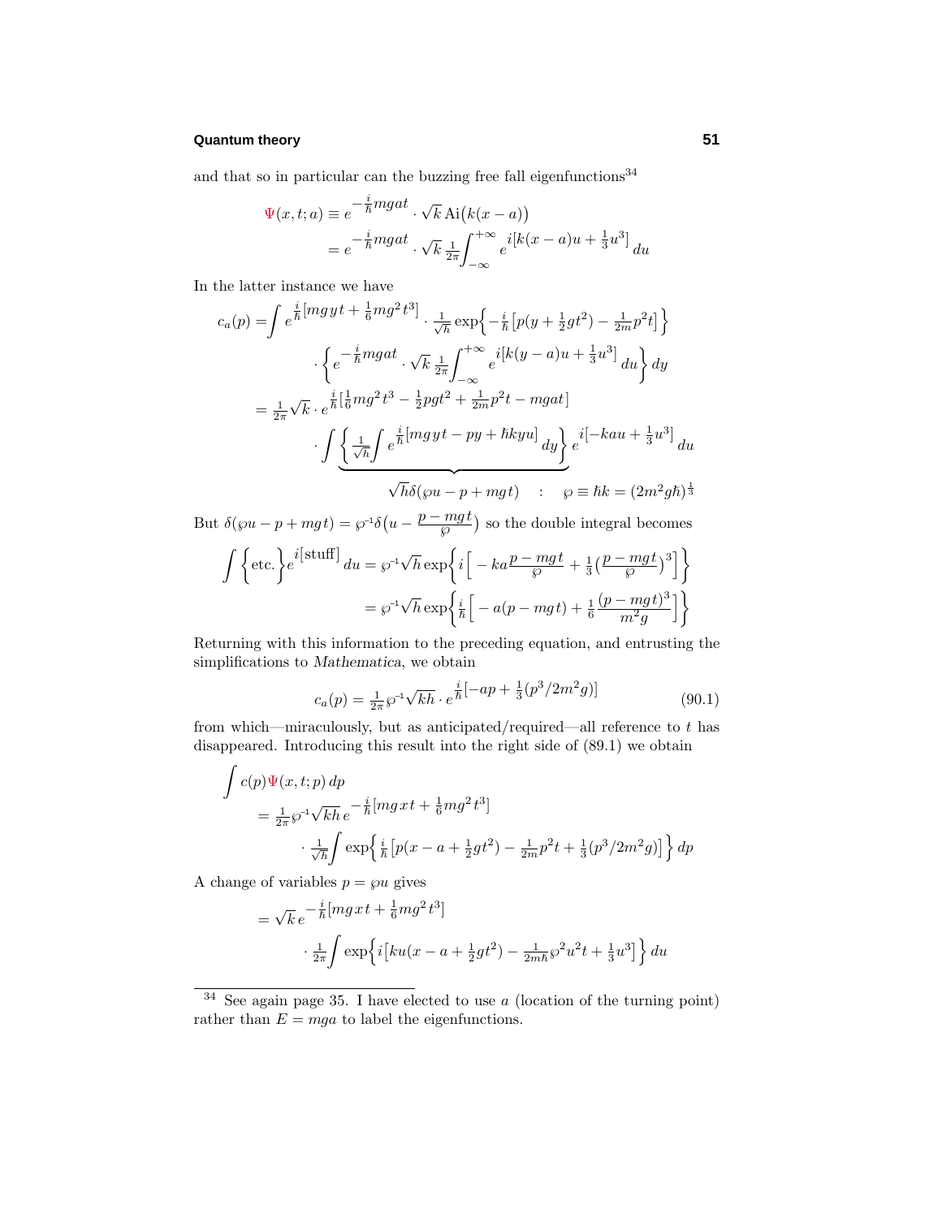and that so in particular can the buzzing free fall eigenfunctions[34]

$$
\begin{aligned}
\Psi(x,t;a) &\equiv e^{-\frac{i}{\hbar}mgat} \cdot \sqrt{k}\,\text{Ai}\big(k(x-a)\big)\\
&= e^{-\frac{i}{\hbar}mgat} \cdot \sqrt{k}\,\tfrac{1}{2\pi}\!\int_{-\infty}^{+\infty} e^{i[k(x-a)u + \frac{1}{3}u^3]}\,du
\end{aligned}
$$

In the latter instance we have

$$
\begin{aligned}
c_a(p) =& \int e^{\frac{i}{\hbar}[mgyt + \frac{1}{6}mg^2t^3]} \cdot \tfrac{1}{\sqrt{h}}\exp\Big\{-\tfrac{i}{\hbar}\big[p(y+\tfrac{1}{2}gt^2) - \tfrac{1}{2m}p^2t\big]\Big\}\\
&\cdot\Big\{e^{-\frac{i}{\hbar}mgat}\cdot\sqrt{k}\,\tfrac{1}{2\pi}\!\int_{-\infty}^{+\infty} e^{i[k(y-a)u+\frac{1}{3}u^3]}\,du\Big\}\,dy\\
=& \tfrac{1}{2\pi}\sqrt{k}\cdot e^{\frac{i}{\hbar}[\frac{1}{6}mg^2t^3 - \frac{1}{2}pgt^2 + \frac{1}{2m}p^2t - mgat]}\\
&\cdot\int\underbrace{\Big\{\tfrac{1}{\sqrt{h}}\!\int e^{\frac{i}{\hbar}[mgyt - py + \hbar kyu]}\,dy\Big\}}_{\sqrt{h}\,\delta(\wp u - p + mgt)\quad:\quad \wp\,\equiv\,\hbar k\,=\,(2m^2g\hbar)^{\frac{1}{3}}} e^{i[-kau+\frac{1}{3}u^3]}\,du
\end{aligned}
$$

But $\delta(\wp u - p + mgt) = \wp^{-1}\delta\big(u - \dfrac{p-mgt}{\wp}\big)$ so the double integral becomes

$$
\begin{aligned}
\int\Big\{\text{etc.}\Big\}e^{i[\text{stuff}]}\,du &= \wp^{-1}\sqrt{h}\exp\Big\{i\Big[-ka\frac{p-mgt}{\wp} + \tfrac{1}{3}\big(\frac{p-mgt}{\wp}\big)^3\Big]\Big\}\\
&= \wp^{-1}\sqrt{h}\exp\Big\{\tfrac{i}{\hbar}\Big[-a(p-mgt) + \tfrac{1}{6}\frac{(p-mgt)^3}{m^2g}\Big]\Big\}
\end{aligned}
$$

Returning with this information to the preceding equation, and entrusting the simplifications to *Mathematica*, we obtain

$$
c_a(p) = \tfrac{1}{2\pi}\wp^{-1}\sqrt{kh}\cdot e^{\frac{i}{\hbar}[-ap + \frac{1}{3}(p^3/2m^2g)]} \tag{90.1}
$$

from which—miraculously, but as anticipated/required—all reference to $t$ has disappeared. Introducing this result into the right side of (89.1) we obtain

$$
\begin{aligned}
\int & c(p)\Psi(x,t;p)\,dp\\
&= \tfrac{1}{2\pi}\wp^{-1}\sqrt{kh}\,e^{-\frac{i}{\hbar}[mgxt + \frac{1}{6}mg^2t^3]}\\
&\qquad\cdot\tfrac{1}{\sqrt{h}}\!\int\exp\Big\{\tfrac{i}{\hbar}\big[p(x-a+\tfrac{1}{2}gt^2) - \tfrac{1}{2m}p^2t + \tfrac{1}{3}(p^3/2m^2g)\big]\Big\}\,dp
\end{aligned}
$$

A change of variables $p = \wp u$ gives

$$
\begin{aligned}
&= \sqrt{k}\,e^{-\frac{i}{\hbar}[mgxt + \frac{1}{6}mg^2t^3]}\\
&\qquad\cdot\tfrac{1}{2\pi}\!\int\exp\Big\{i\big[ku(x-a+\tfrac{1}{2}gt^2) - \tfrac{1}{2m\hbar}\wp^2u^2t + \tfrac{1}{3}u^3\big]\Big\}\,du
\end{aligned}
$$

---

[34] See again page 35. I have elected to use $a$ (location of the turning point) rather than $E = mga$ to label the eigenfunctions.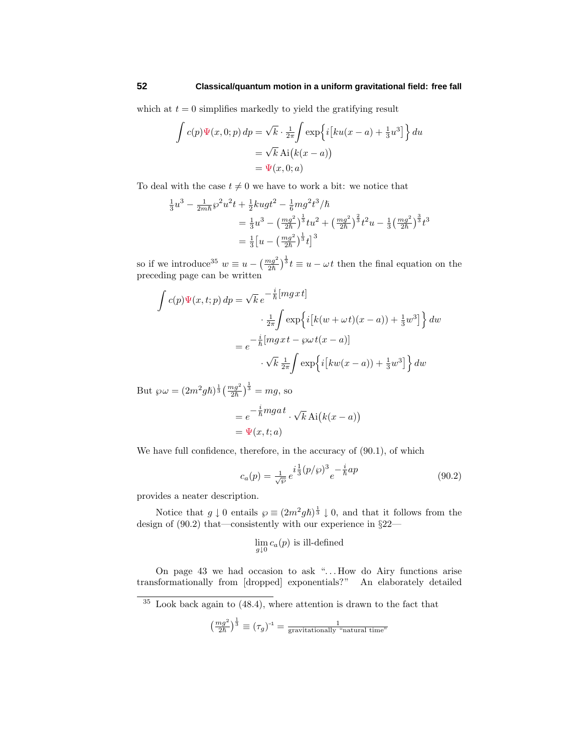which at $t = 0$ simplifies markedly to yield the gratifying result

$$
\begin{aligned}
\int c(p)\Psi(x,0;p)\,dp &= \sqrt{k}\cdot\tfrac{1}{2\pi}\int \exp\Big\{i\big[ku(x-a)+\tfrac{1}{3}u^3\big]\Big\}\,du \\
&= \sqrt{k}\,\text{Ai}\big(k(x-a)\big) \\
&= \Psi(x,0;a)
\end{aligned}
$$

To deal with the case $t \neq 0$ we have to work a bit: we notice that

$$
\begin{aligned}
\tfrac{1}{3}u^3 &- \tfrac{1}{2m\hbar}\wp^2u^2t + \tfrac{1}{2}kugt^2 - \tfrac{1}{6}mg^2t^3/\hbar \\
&= \tfrac{1}{3}u^3 - \big(\tfrac{mg^2}{2\hbar}\big)^{\frac{1}{3}}tu^2 + \big(\tfrac{mg^2}{2\hbar}\big)^{\frac{2}{3}}t^2u - \tfrac{1}{3}\big(\tfrac{mg^2}{2\hbar}\big)^{\frac{3}{3}}t^3 \\
&= \tfrac{1}{3}\big[u - \big(\tfrac{mg^2}{2\hbar}\big)^{\frac{1}{3}}t\big]^3
\end{aligned}
$$

so if we introduce[35] $w \equiv u - \big(\tfrac{mg^2}{2\hbar}\big)^{\frac{1}{3}}t \equiv u - \omega t$ then the final equation on the preceding page can be written

$$
\begin{aligned}
\int c(p)\Psi(x,t;p)\,dp &= \sqrt{k}\,e^{-\frac{i}{\hbar}[mgxt]} \\
&\qquad\cdot\tfrac{1}{2\pi}\int \exp\Big\{i\big[k(w+\omega t)(x-a)) + \tfrac{1}{3}w^3\big]\Big\}\,dw \\
&= e^{-\frac{i}{\hbar}[mgxt - \wp\omega t(x-a)]} \\
&\qquad\cdot\sqrt{k}\,\tfrac{1}{2\pi}\int \exp\Big\{i\big[kw(x-a)) + \tfrac{1}{3}w^3\big]\Big\}\,dw
\end{aligned}
$$

But $\wp\omega = (2m^2g\hbar)^{\frac{1}{3}}\big(\tfrac{mg^2}{2\hbar}\big)^{\frac{1}{3}} = mg$, so

$$
\begin{aligned}
&= e^{-\frac{i}{\hbar}mgat}\cdot\sqrt{k}\,\text{Ai}\big(k(x-a)\big) \\
&= \Psi(x,t;a)
\end{aligned}
$$

We have full confidence, therefore, in the accuracy of (90.1), of which

$$
c_a(p) = \tfrac{1}{\sqrt{\wp}}\,e^{i\frac{1}{3}(p/\wp)^3}\,e^{-\frac{i}{\hbar}ap} \tag{90.2}
$$

provides a neater description.

Notice that $g \downarrow 0$ entails $\wp \equiv (2m^2g\hbar)^{\frac{1}{3}} \downarrow 0$, and that it follows from the design of (90.2) that—consistently with our experience in §22—

$$
\lim_{g\downarrow 0} c_a(p) \text{ is ill-defined}
$$

On page 43 we had occasion to ask "...How do Airy functions arise transformationally from [dropped] exponentials?" An elaborately detailed

---

[35] Look back again to (48.4), where attention is drawn to the fact that

$$
\big(\tfrac{mg^2}{2\hbar}\big)^{\frac{1}{3}} \equiv (\tau_g)^{-1} = \frac{1}{\text{gravitationally "natural time"}}
$$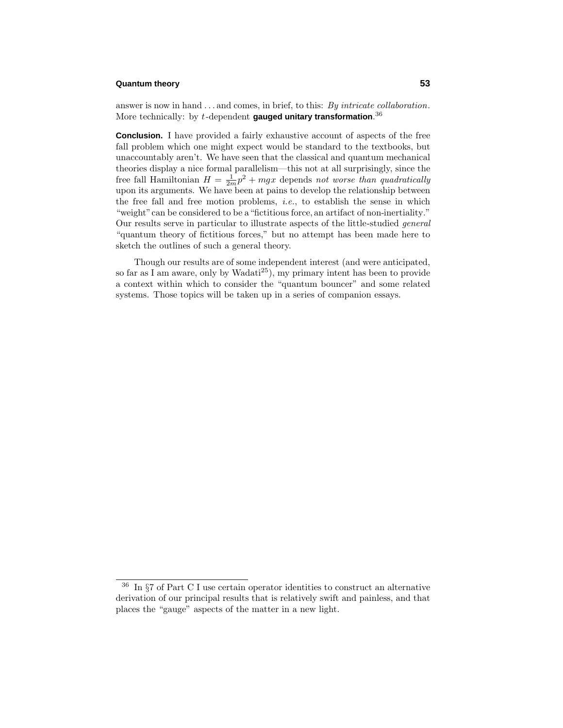answer is now in hand . . . and comes, in brief, to this: *By intricate collaboration*. More technically: by $t$-dependent **gauged unitary transformation**.[36]

**Conclusion.** I have provided a fairly exhaustive account of aspects of the free fall problem which one might expect would be standard to the textbooks, but unaccountably aren't. We have seen that the classical and quantum mechanical theories display a nice formal parallelism—this not at all surprisingly, since the free fall Hamiltonian $H = \frac{1}{2m}p^2 + mgx$ depends *not worse than quadratically* upon its arguments. We have been at pains to develop the relationship between the free fall and free motion problems, *i.e.*, to establish the sense in which "weight" can be considered to be a "fictitious force, an artifact of non-inertiality." Our results serve in particular to illustrate aspects of the little-studied *general* "quantum theory of fictitious forces," but no attempt has been made here to sketch the outlines of such a general theory.

Though our results are of some independent interest (and were anticipated, so far as I am aware, only by Wadati[25]), my primary intent has been to provide a context within which to consider the "quantum bouncer" and some related systems. Those topics will be taken up in a series of companion essays.

---

[36] In §7 of Part C I use certain operator identities to construct an alternative derivation of our principal results that is relatively swift and painless, and that places the "gauge" aspects of the matter in a new light.